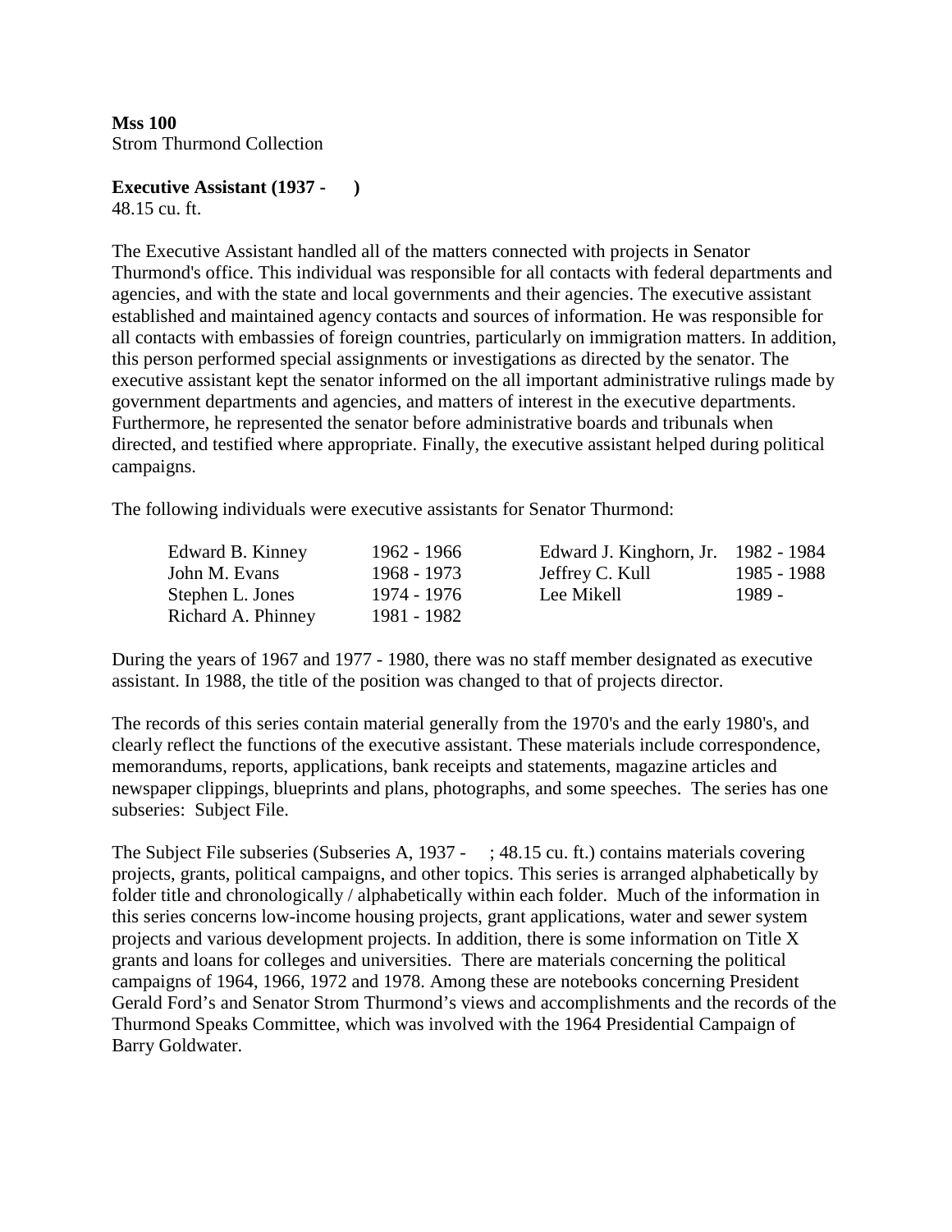**Mss 100**
Strom Thurmond Collection

**Executive Assistant (1937 - )**
48.15 cu. ft.

The Executive Assistant handled all of the matters connected with projects in Senator Thurmond's office. This individual was responsible for all contacts with federal departments and agencies, and with the state and local governments and their agencies. The executive assistant established and maintained agency contacts and sources of information. He was responsible for all contacts with embassies of foreign countries, particularly on immigration matters. In addition, this person performed special assignments or investigations as directed by the senator. The executive assistant kept the senator informed on the all important administrative rulings made by government departments and agencies, and matters of interest in the executive departments. Furthermore, he represented the senator before administrative boards and tribunals when directed, and testified where appropriate. Finally, the executive assistant helped during political campaigns.

The following individuals were executive assistants for Senator Thurmond:

| | | | |
|---|---|---|---|
| Edward B. Kinney | 1962 - 1966 | Edward J. Kinghorn, Jr. | 1982 - 1984 |
| John M. Evans | 1968 - 1973 | Jeffrey C. Kull | 1985 - 1988 |
| Stephen L. Jones | 1974 - 1976 | Lee Mikell | 1989 - |
| Richard A. Phinney | 1981 - 1982 | | |

During the years of 1967 and 1977 - 1980, there was no staff member designated as executive assistant. In 1988, the title of the position was changed to that of projects director.

The records of this series contain material generally from the 1970's and the early 1980's, and clearly reflect the functions of the executive assistant. These materials include correspondence, memorandums, reports, applications, bank receipts and statements, magazine articles and newspaper clippings, blueprints and plans, photographs, and some speeches. The series has one subseries: Subject File.

The Subject File subseries (Subseries A, 1937 - ; 48.15 cu. ft.) contains materials covering projects, grants, political campaigns, and other topics. This series is arranged alphabetically by folder title and chronologically / alphabetically within each folder. Much of the information in this series concerns low-income housing projects, grant applications, water and sewer system projects and various development projects. In addition, there is some information on Title X grants and loans for colleges and universities. There are materials concerning the political campaigns of 1964, 1966, 1972 and 1978. Among these are notebooks concerning President Gerald Ford's and Senator Strom Thurmond's views and accomplishments and the records of the Thurmond Speaks Committee, which was involved with the 1964 Presidential Campaign of Barry Goldwater.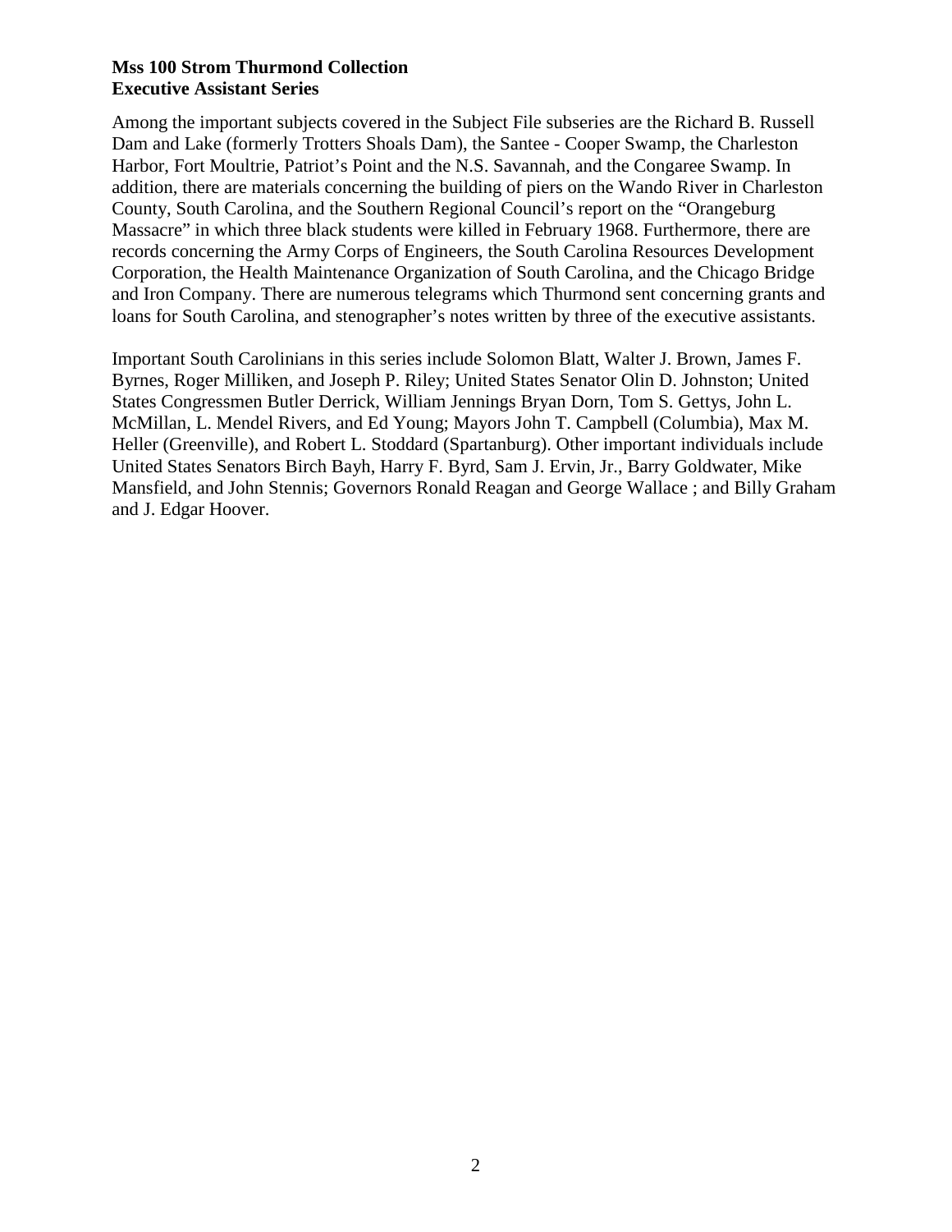**Mss 100 Strom Thurmond Collection**
**Executive Assistant Series**

Among the important subjects covered in the Subject File subseries are the Richard B. Russell Dam and Lake (formerly Trotters Shoals Dam), the Santee - Cooper Swamp, the Charleston Harbor, Fort Moultrie, Patriot's Point and the N.S. Savannah, and the Congaree Swamp. In addition, there are materials concerning the building of piers on the Wando River in Charleston County, South Carolina, and the Southern Regional Council's report on the "Orangeburg Massacre" in which three black students were killed in February 1968. Furthermore, there are records concerning the Army Corps of Engineers, the South Carolina Resources Development Corporation, the Health Maintenance Organization of South Carolina, and the Chicago Bridge and Iron Company. There are numerous telegrams which Thurmond sent concerning grants and loans for South Carolina, and stenographer's notes written by three of the executive assistants.

Important South Carolinians in this series include Solomon Blatt, Walter J. Brown, James F. Byrnes, Roger Milliken, and Joseph P. Riley; United States Senator Olin D. Johnston; United States Congressmen Butler Derrick, William Jennings Bryan Dorn, Tom S. Gettys, John L. McMillan, L. Mendel Rivers, and Ed Young; Mayors John T. Campbell (Columbia), Max M. Heller (Greenville), and Robert L. Stoddard (Spartanburg). Other important individuals include United States Senators Birch Bayh, Harry F. Byrd, Sam J. Ervin, Jr., Barry Goldwater, Mike Mansfield, and John Stennis; Governors Ronald Reagan and George Wallace ; and Billy Graham and J. Edgar Hoover.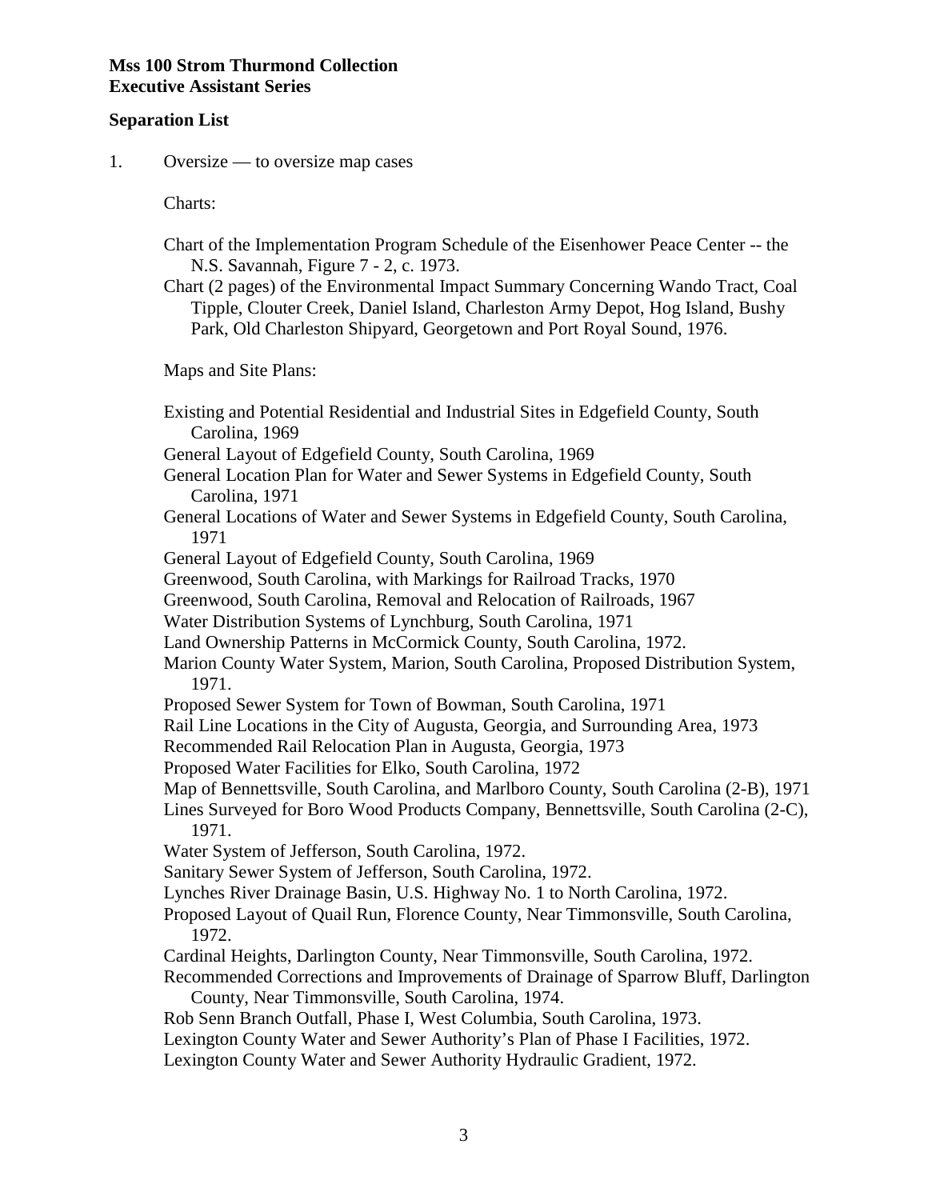**Mss 100 Strom Thurmond Collection**
**Executive Assistant Series**

**Separation List**

1. Oversize — to oversize map cases

Charts:

Chart of the Implementation Program Schedule of the Eisenhower Peace Center -- the N.S. Savannah, Figure 7 - 2, c. 1973.
Chart (2 pages) of the Environmental Impact Summary Concerning Wando Tract, Coal Tipple, Clouter Creek, Daniel Island, Charleston Army Depot, Hog Island, Bushy Park, Old Charleston Shipyard, Georgetown and Port Royal Sound, 1976.

Maps and Site Plans:

Existing and Potential Residential and Industrial Sites in Edgefield County, South Carolina, 1969
General Layout of Edgefield County, South Carolina, 1969
General Location Plan for Water and Sewer Systems in Edgefield County, South Carolina, 1971
General Locations of Water and Sewer Systems in Edgefield County, South Carolina, 1971
General Layout of Edgefield County, South Carolina, 1969
Greenwood, South Carolina, with Markings for Railroad Tracks, 1970
Greenwood, South Carolina, Removal and Relocation of Railroads, 1967
Water Distribution Systems of Lynchburg, South Carolina, 1971
Land Ownership Patterns in McCormick County, South Carolina, 1972.
Marion County Water System, Marion, South Carolina, Proposed Distribution System, 1971.
Proposed Sewer System for Town of Bowman, South Carolina, 1971
Rail Line Locations in the City of Augusta, Georgia, and Surrounding Area, 1973
Recommended Rail Relocation Plan in Augusta, Georgia, 1973
Proposed Water Facilities for Elko, South Carolina, 1972
Map of Bennettsville, South Carolina, and Marlboro County, South Carolina (2-B), 1971
Lines Surveyed for Boro Wood Products Company, Bennettsville, South Carolina (2-C), 1971.
Water System of Jefferson, South Carolina, 1972.
Sanitary Sewer System of Jefferson, South Carolina, 1972.
Lynches River Drainage Basin, U.S. Highway No. 1 to North Carolina, 1972.
Proposed Layout of Quail Run, Florence County, Near Timmonsville, South Carolina, 1972.
Cardinal Heights, Darlington County, Near Timmonsville, South Carolina, 1972.
Recommended Corrections and Improvements of Drainage of Sparrow Bluff, Darlington County, Near Timmonsville, South Carolina, 1974.
Rob Senn Branch Outfall, Phase I, West Columbia, South Carolina, 1973.
Lexington County Water and Sewer Authority's Plan of Phase I Facilities, 1972.
Lexington County Water and Sewer Authority Hydraulic Gradient, 1972.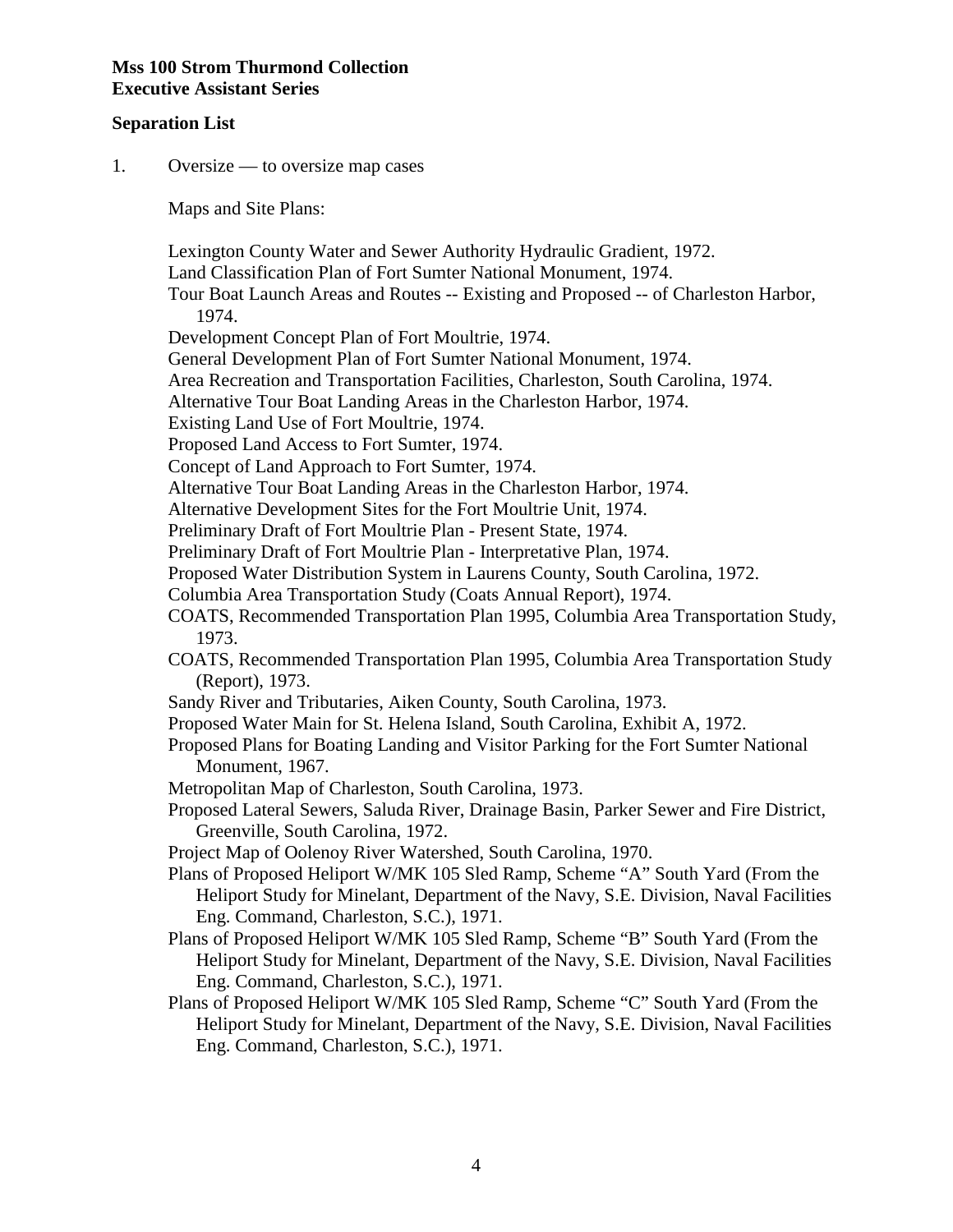**Mss 100 Strom Thurmond Collection**
**Executive Assistant Series**

**Separation List**

1. Oversize — to oversize map cases

   Maps and Site Plans:

   Lexington County Water and Sewer Authority Hydraulic Gradient, 1972.
   Land Classification Plan of Fort Sumter National Monument, 1974.
   Tour Boat Launch Areas and Routes -- Existing and Proposed -- of Charleston Harbor, 1974.
   Development Concept Plan of Fort Moultrie, 1974.
   General Development Plan of Fort Sumter National Monument, 1974.
   Area Recreation and Transportation Facilities, Charleston, South Carolina, 1974.
   Alternative Tour Boat Landing Areas in the Charleston Harbor, 1974.
   Existing Land Use of Fort Moultrie, 1974.
   Proposed Land Access to Fort Sumter, 1974.
   Concept of Land Approach to Fort Sumter, 1974.
   Alternative Tour Boat Landing Areas in the Charleston Harbor, 1974.
   Alternative Development Sites for the Fort Moultrie Unit, 1974.
   Preliminary Draft of Fort Moultrie Plan - Present State, 1974.
   Preliminary Draft of Fort Moultrie Plan - Interpretative Plan, 1974.
   Proposed Water Distribution System in Laurens County, South Carolina, 1972.
   Columbia Area Transportation Study (Coats Annual Report), 1974.
   COATS, Recommended Transportation Plan 1995, Columbia Area Transportation Study, 1973.
   COATS, Recommended Transportation Plan 1995, Columbia Area Transportation Study (Report), 1973.
   Sandy River and Tributaries, Aiken County, South Carolina, 1973.
   Proposed Water Main for St. Helena Island, South Carolina, Exhibit A, 1972.
   Proposed Plans for Boating Landing and Visitor Parking for the Fort Sumter National Monument, 1967.
   Metropolitan Map of Charleston, South Carolina, 1973.
   Proposed Lateral Sewers, Saluda River, Drainage Basin, Parker Sewer and Fire District, Greenville, South Carolina, 1972.
   Project Map of Oolenoy River Watershed, South Carolina, 1970.
   Plans of Proposed Heliport W/MK 105 Sled Ramp, Scheme "A" South Yard (From the Heliport Study for Minelant, Department of the Navy, S.E. Division, Naval Facilities Eng. Command, Charleston, S.C.), 1971.
   Plans of Proposed Heliport W/MK 105 Sled Ramp, Scheme "B" South Yard (From the Heliport Study for Minelant, Department of the Navy, S.E. Division, Naval Facilities Eng. Command, Charleston, S.C.), 1971.
   Plans of Proposed Heliport W/MK 105 Sled Ramp, Scheme "C" South Yard (From the Heliport Study for Minelant, Department of the Navy, S.E. Division, Naval Facilities Eng. Command, Charleston, S.C.), 1971.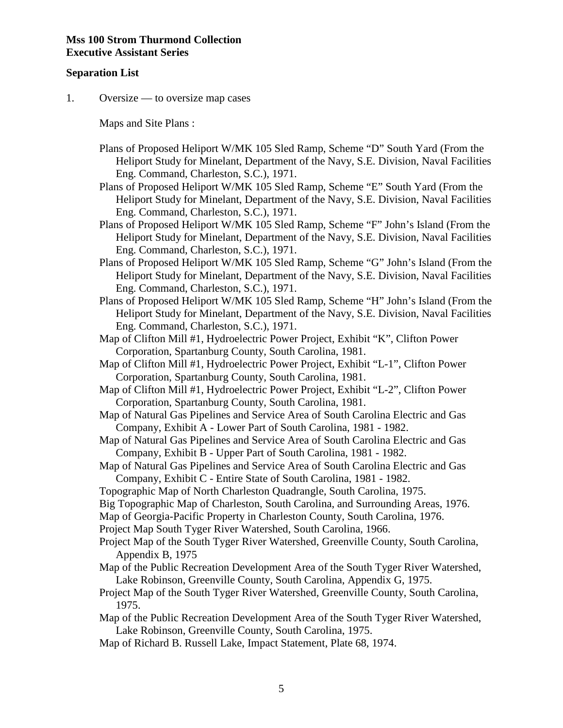**Mss 100 Strom Thurmond Collection**
**Executive Assistant Series**

**Separation List**

1. Oversize — to oversize map cases

   Maps and Site Plans :

   Plans of Proposed Heliport W/MK 105 Sled Ramp, Scheme "D" South Yard (From the Heliport Study for Minelant, Department of the Navy, S.E. Division, Naval Facilities Eng. Command, Charleston, S.C.), 1971.
   Plans of Proposed Heliport W/MK 105 Sled Ramp, Scheme "E" South Yard (From the Heliport Study for Minelant, Department of the Navy, S.E. Division, Naval Facilities Eng. Command, Charleston, S.C.), 1971.
   Plans of Proposed Heliport W/MK 105 Sled Ramp, Scheme "F" John's Island (From the Heliport Study for Minelant, Department of the Navy, S.E. Division, Naval Facilities Eng. Command, Charleston, S.C.), 1971.
   Plans of Proposed Heliport W/MK 105 Sled Ramp, Scheme "G" John's Island (From the Heliport Study for Minelant, Department of the Navy, S.E. Division, Naval Facilities Eng. Command, Charleston, S.C.), 1971.
   Plans of Proposed Heliport W/MK 105 Sled Ramp, Scheme "H" John's Island (From the Heliport Study for Minelant, Department of the Navy, S.E. Division, Naval Facilities Eng. Command, Charleston, S.C.), 1971.
   Map of Clifton Mill #1, Hydroelectric Power Project, Exhibit "K", Clifton Power Corporation, Spartanburg County, South Carolina, 1981.
   Map of Clifton Mill #1, Hydroelectric Power Project, Exhibit "L-1", Clifton Power Corporation, Spartanburg County, South Carolina, 1981.
   Map of Clifton Mill #1, Hydroelectric Power Project, Exhibit "L-2", Clifton Power Corporation, Spartanburg County, South Carolina, 1981.
   Map of Natural Gas Pipelines and Service Area of South Carolina Electric and Gas Company, Exhibit A - Lower Part of South Carolina, 1981 - 1982.
   Map of Natural Gas Pipelines and Service Area of South Carolina Electric and Gas Company, Exhibit B - Upper Part of South Carolina, 1981 - 1982.
   Map of Natural Gas Pipelines and Service Area of South Carolina Electric and Gas Company, Exhibit C - Entire State of South Carolina, 1981 - 1982.
   Topographic Map of North Charleston Quadrangle, South Carolina, 1975.
   Big Topographic Map of Charleston, South Carolina, and Surrounding Areas, 1976.
   Map of Georgia-Pacific Property in Charleston County, South Carolina, 1976.
   Project Map South Tyger River Watershed, South Carolina, 1966.
   Project Map of the South Tyger River Watershed, Greenville County, South Carolina, Appendix B, 1975
   Map of the Public Recreation Development Area of the South Tyger River Watershed, Lake Robinson, Greenville County, South Carolina, Appendix G, 1975.
   Project Map of the South Tyger River Watershed, Greenville County, South Carolina, 1975.
   Map of the Public Recreation Development Area of the South Tyger River Watershed, Lake Robinson, Greenville County, South Carolina, 1975.
   Map of Richard B. Russell Lake, Impact Statement, Plate 68, 1974.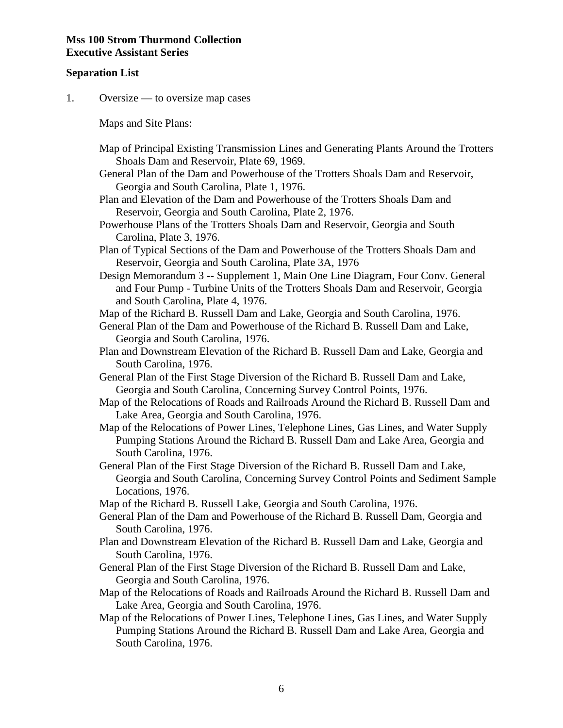**Mss 100 Strom Thurmond Collection**
**Executive Assistant Series**

**Separation List**

1. Oversize — to oversize map cases

   Maps and Site Plans:

   Map of Principal Existing Transmission Lines and Generating Plants Around the Trotters Shoals Dam and Reservoir, Plate 69, 1969.

   General Plan of the Dam and Powerhouse of the Trotters Shoals Dam and Reservoir, Georgia and South Carolina, Plate 1, 1976.

   Plan and Elevation of the Dam and Powerhouse of the Trotters Shoals Dam and Reservoir, Georgia and South Carolina, Plate 2, 1976.

   Powerhouse Plans of the Trotters Shoals Dam and Reservoir, Georgia and South Carolina, Plate 3, 1976.

   Plan of Typical Sections of the Dam and Powerhouse of the Trotters Shoals Dam and Reservoir, Georgia and South Carolina, Plate 3A, 1976

   Design Memorandum 3 -- Supplement 1, Main One Line Diagram, Four Conv. General and Four Pump - Turbine Units of the Trotters Shoals Dam and Reservoir, Georgia and South Carolina, Plate 4, 1976.

   Map of the Richard B. Russell Dam and Lake, Georgia and South Carolina, 1976.

   General Plan of the Dam and Powerhouse of the Richard B. Russell Dam and Lake, Georgia and South Carolina, 1976.

   Plan and Downstream Elevation of the Richard B. Russell Dam and Lake, Georgia and South Carolina, 1976.

   General Plan of the First Stage Diversion of the Richard B. Russell Dam and Lake, Georgia and South Carolina, Concerning Survey Control Points, 1976.

   Map of the Relocations of Roads and Railroads Around the Richard B. Russell Dam and Lake Area, Georgia and South Carolina, 1976.

   Map of the Relocations of Power Lines, Telephone Lines, Gas Lines, and Water Supply Pumping Stations Around the Richard B. Russell Dam and Lake Area, Georgia and South Carolina, 1976.

   General Plan of the First Stage Diversion of the Richard B. Russell Dam and Lake, Georgia and South Carolina, Concerning Survey Control Points and Sediment Sample Locations, 1976.

   Map of the Richard B. Russell Lake, Georgia and South Carolina, 1976.

   General Plan of the Dam and Powerhouse of the Richard B. Russell Dam, Georgia and South Carolina, 1976.

   Plan and Downstream Elevation of the Richard B. Russell Dam and Lake, Georgia and South Carolina, 1976.

   General Plan of the First Stage Diversion of the Richard B. Russell Dam and Lake, Georgia and South Carolina, 1976.

   Map of the Relocations of Roads and Railroads Around the Richard B. Russell Dam and Lake Area, Georgia and South Carolina, 1976.

   Map of the Relocations of Power Lines, Telephone Lines, Gas Lines, and Water Supply Pumping Stations Around the Richard B. Russell Dam and Lake Area, Georgia and South Carolina, 1976.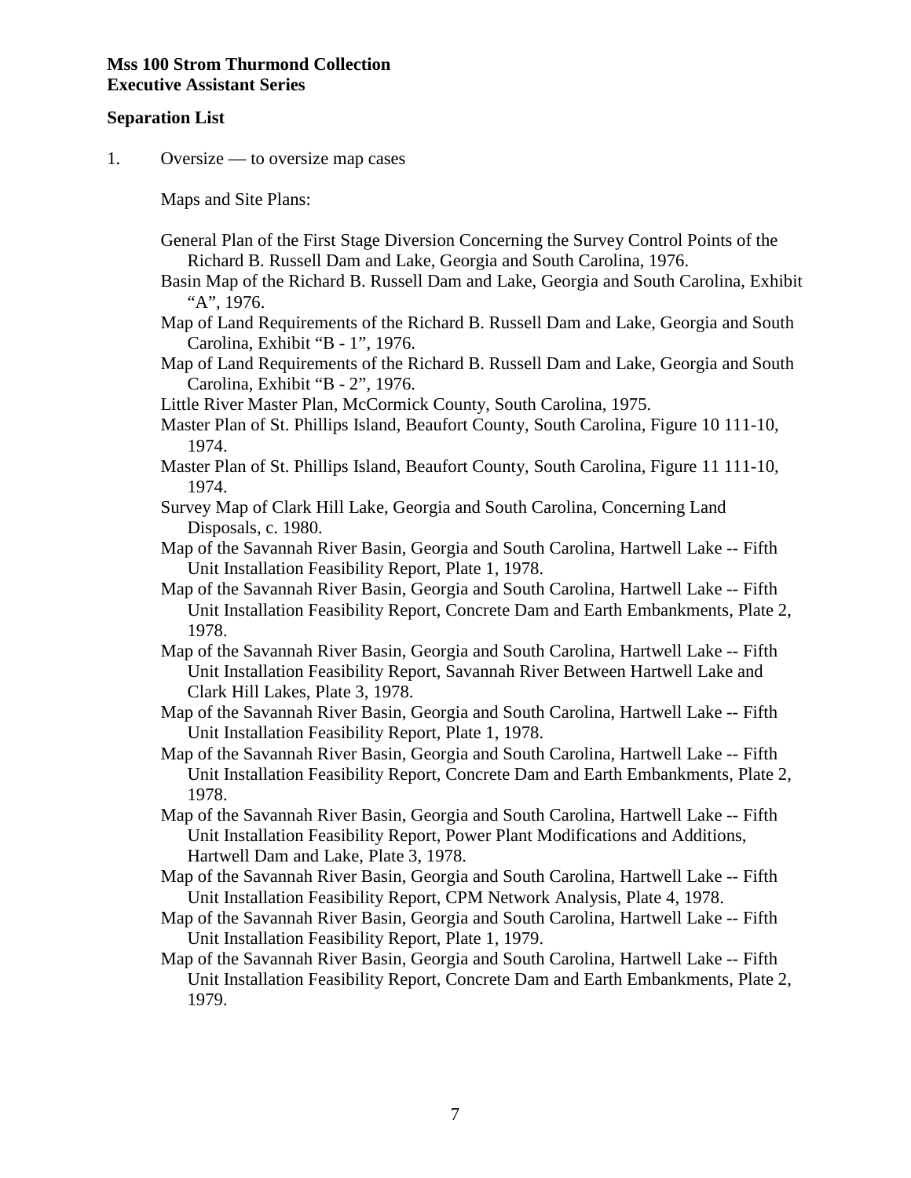**Mss 100 Strom Thurmond Collection**
**Executive Assistant Series**

**Separation List**

1. Oversize — to oversize map cases

   Maps and Site Plans:

   General Plan of the First Stage Diversion Concerning the Survey Control Points of the Richard B. Russell Dam and Lake, Georgia and South Carolina, 1976.
   Basin Map of the Richard B. Russell Dam and Lake, Georgia and South Carolina, Exhibit "A", 1976.
   Map of Land Requirements of the Richard B. Russell Dam and Lake, Georgia and South Carolina, Exhibit "B - 1", 1976.
   Map of Land Requirements of the Richard B. Russell Dam and Lake, Georgia and South Carolina, Exhibit "B - 2", 1976.
   Little River Master Plan, McCormick County, South Carolina, 1975.
   Master Plan of St. Phillips Island, Beaufort County, South Carolina, Figure 10 111-10, 1974.
   Master Plan of St. Phillips Island, Beaufort County, South Carolina, Figure 11 111-10, 1974.
   Survey Map of Clark Hill Lake, Georgia and South Carolina, Concerning Land Disposals, c. 1980.
   Map of the Savannah River Basin, Georgia and South Carolina, Hartwell Lake -- Fifth Unit Installation Feasibility Report, Plate 1, 1978.
   Map of the Savannah River Basin, Georgia and South Carolina, Hartwell Lake -- Fifth Unit Installation Feasibility Report, Concrete Dam and Earth Embankments, Plate 2, 1978.
   Map of the Savannah River Basin, Georgia and South Carolina, Hartwell Lake -- Fifth Unit Installation Feasibility Report, Savannah River Between Hartwell Lake and Clark Hill Lakes, Plate 3, 1978.
   Map of the Savannah River Basin, Georgia and South Carolina, Hartwell Lake -- Fifth Unit Installation Feasibility Report, Plate 1, 1978.
   Map of the Savannah River Basin, Georgia and South Carolina, Hartwell Lake -- Fifth Unit Installation Feasibility Report, Concrete Dam and Earth Embankments, Plate 2, 1978.
   Map of the Savannah River Basin, Georgia and South Carolina, Hartwell Lake -- Fifth Unit Installation Feasibility Report, Power Plant Modifications and Additions, Hartwell Dam and Lake, Plate 3, 1978.
   Map of the Savannah River Basin, Georgia and South Carolina, Hartwell Lake -- Fifth Unit Installation Feasibility Report, CPM Network Analysis, Plate 4, 1978.
   Map of the Savannah River Basin, Georgia and South Carolina, Hartwell Lake -- Fifth Unit Installation Feasibility Report, Plate 1, 1979.
   Map of the Savannah River Basin, Georgia and South Carolina, Hartwell Lake -- Fifth Unit Installation Feasibility Report, Concrete Dam and Earth Embankments, Plate 2, 1979.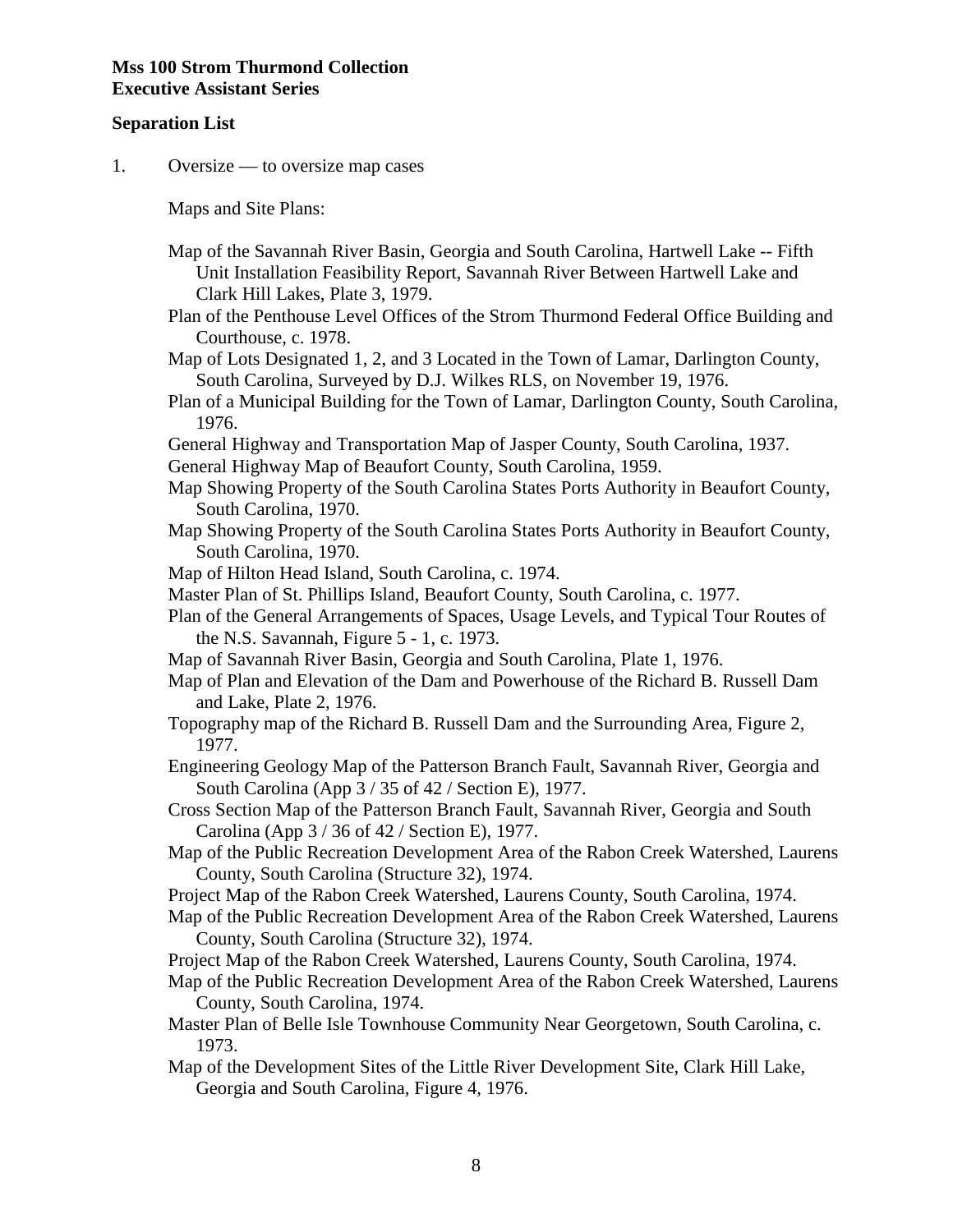**Mss 100 Strom Thurmond Collection**
**Executive Assistant Series**

**Separation List**

1. Oversize — to oversize map cases

   Maps and Site Plans:

   Map of the Savannah River Basin, Georgia and South Carolina, Hartwell Lake -- Fifth Unit Installation Feasibility Report, Savannah River Between Hartwell Lake and Clark Hill Lakes, Plate 3, 1979.

   Plan of the Penthouse Level Offices of the Strom Thurmond Federal Office Building and Courthouse, c. 1978.

   Map of Lots Designated 1, 2, and 3 Located in the Town of Lamar, Darlington County, South Carolina, Surveyed by D.J. Wilkes RLS, on November 19, 1976.

   Plan of a Municipal Building for the Town of Lamar, Darlington County, South Carolina, 1976.

   General Highway and Transportation Map of Jasper County, South Carolina, 1937.

   General Highway Map of Beaufort County, South Carolina, 1959.

   Map Showing Property of the South Carolina States Ports Authority in Beaufort County, South Carolina, 1970.

   Map Showing Property of the South Carolina States Ports Authority in Beaufort County, South Carolina, 1970.

   Map of Hilton Head Island, South Carolina, c. 1974.

   Master Plan of St. Phillips Island, Beaufort County, South Carolina, c. 1977.

   Plan of the General Arrangements of Spaces, Usage Levels, and Typical Tour Routes of the N.S. Savannah, Figure 5 - 1, c. 1973.

   Map of Savannah River Basin, Georgia and South Carolina, Plate 1, 1976.

   Map of Plan and Elevation of the Dam and Powerhouse of the Richard B. Russell Dam and Lake, Plate 2, 1976.

   Topography map of the Richard B. Russell Dam and the Surrounding Area, Figure 2, 1977.

   Engineering Geology Map of the Patterson Branch Fault, Savannah River, Georgia and South Carolina (App 3 / 35 of 42 / Section E), 1977.

   Cross Section Map of the Patterson Branch Fault, Savannah River, Georgia and South Carolina (App 3 / 36 of 42 / Section E), 1977.

   Map of the Public Recreation Development Area of the Rabon Creek Watershed, Laurens County, South Carolina (Structure 32), 1974.

   Project Map of the Rabon Creek Watershed, Laurens County, South Carolina, 1974.

   Map of the Public Recreation Development Area of the Rabon Creek Watershed, Laurens County, South Carolina (Structure 32), 1974.

   Project Map of the Rabon Creek Watershed, Laurens County, South Carolina, 1974.

   Map of the Public Recreation Development Area of the Rabon Creek Watershed, Laurens County, South Carolina, 1974.

   Master Plan of Belle Isle Townhouse Community Near Georgetown, South Carolina, c. 1973.

   Map of the Development Sites of the Little River Development Site, Clark Hill Lake, Georgia and South Carolina, Figure 4, 1976.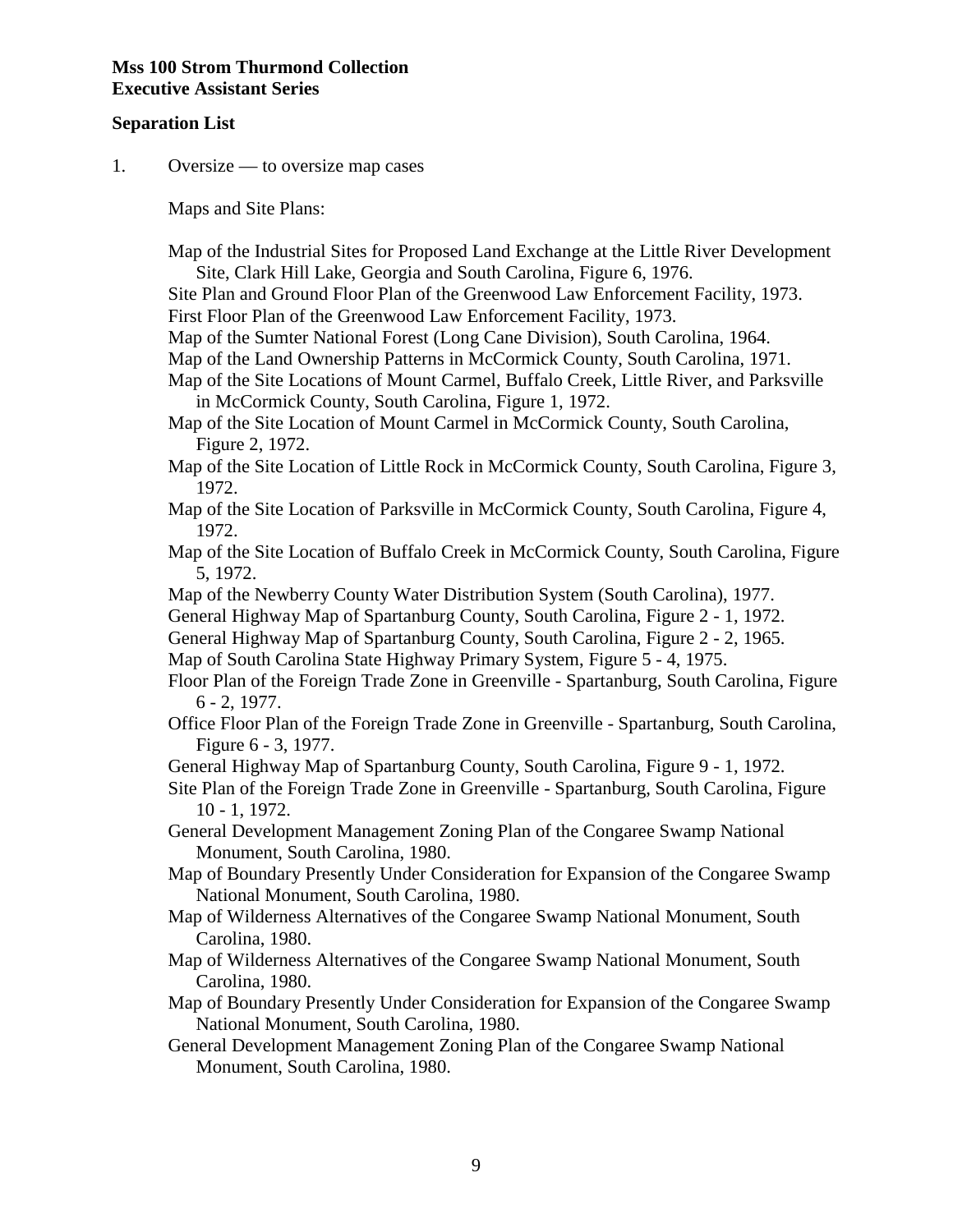**Mss 100 Strom Thurmond Collection**
**Executive Assistant Series**

**Separation List**

1. Oversize — to oversize map cases

   Maps and Site Plans:

   Map of the Industrial Sites for Proposed Land Exchange at the Little River Development Site, Clark Hill Lake, Georgia and South Carolina, Figure 6, 1976.
   Site Plan and Ground Floor Plan of the Greenwood Law Enforcement Facility, 1973.
   First Floor Plan of the Greenwood Law Enforcement Facility, 1973.
   Map of the Sumter National Forest (Long Cane Division), South Carolina, 1964.
   Map of the Land Ownership Patterns in McCormick County, South Carolina, 1971.
   Map of the Site Locations of Mount Carmel, Buffalo Creek, Little River, and Parksville in McCormick County, South Carolina, Figure 1, 1972.
   Map of the Site Location of Mount Carmel in McCormick County, South Carolina, Figure 2, 1972.
   Map of the Site Location of Little Rock in McCormick County, South Carolina, Figure 3, 1972.
   Map of the Site Location of Parksville in McCormick County, South Carolina, Figure 4, 1972.
   Map of the Site Location of Buffalo Creek in McCormick County, South Carolina, Figure 5, 1972.
   Map of the Newberry County Water Distribution System (South Carolina), 1977.
   General Highway Map of Spartanburg County, South Carolina, Figure 2 - 1, 1972.
   General Highway Map of Spartanburg County, South Carolina, Figure 2 - 2, 1965.
   Map of South Carolina State Highway Primary System, Figure 5 - 4, 1975.
   Floor Plan of the Foreign Trade Zone in Greenville - Spartanburg, South Carolina, Figure 6 - 2, 1977.
   Office Floor Plan of the Foreign Trade Zone in Greenville - Spartanburg, South Carolina, Figure 6 - 3, 1977.
   General Highway Map of Spartanburg County, South Carolina, Figure 9 - 1, 1972.
   Site Plan of the Foreign Trade Zone in Greenville - Spartanburg, South Carolina, Figure 10 - 1, 1972.
   General Development Management Zoning Plan of the Congaree Swamp National Monument, South Carolina, 1980.
   Map of Boundary Presently Under Consideration for Expansion of the Congaree Swamp National Monument, South Carolina, 1980.
   Map of Wilderness Alternatives of the Congaree Swamp National Monument, South Carolina, 1980.
   Map of Wilderness Alternatives of the Congaree Swamp National Monument, South Carolina, 1980.
   Map of Boundary Presently Under Consideration for Expansion of the Congaree Swamp National Monument, South Carolina, 1980.
   General Development Management Zoning Plan of the Congaree Swamp National Monument, South Carolina, 1980.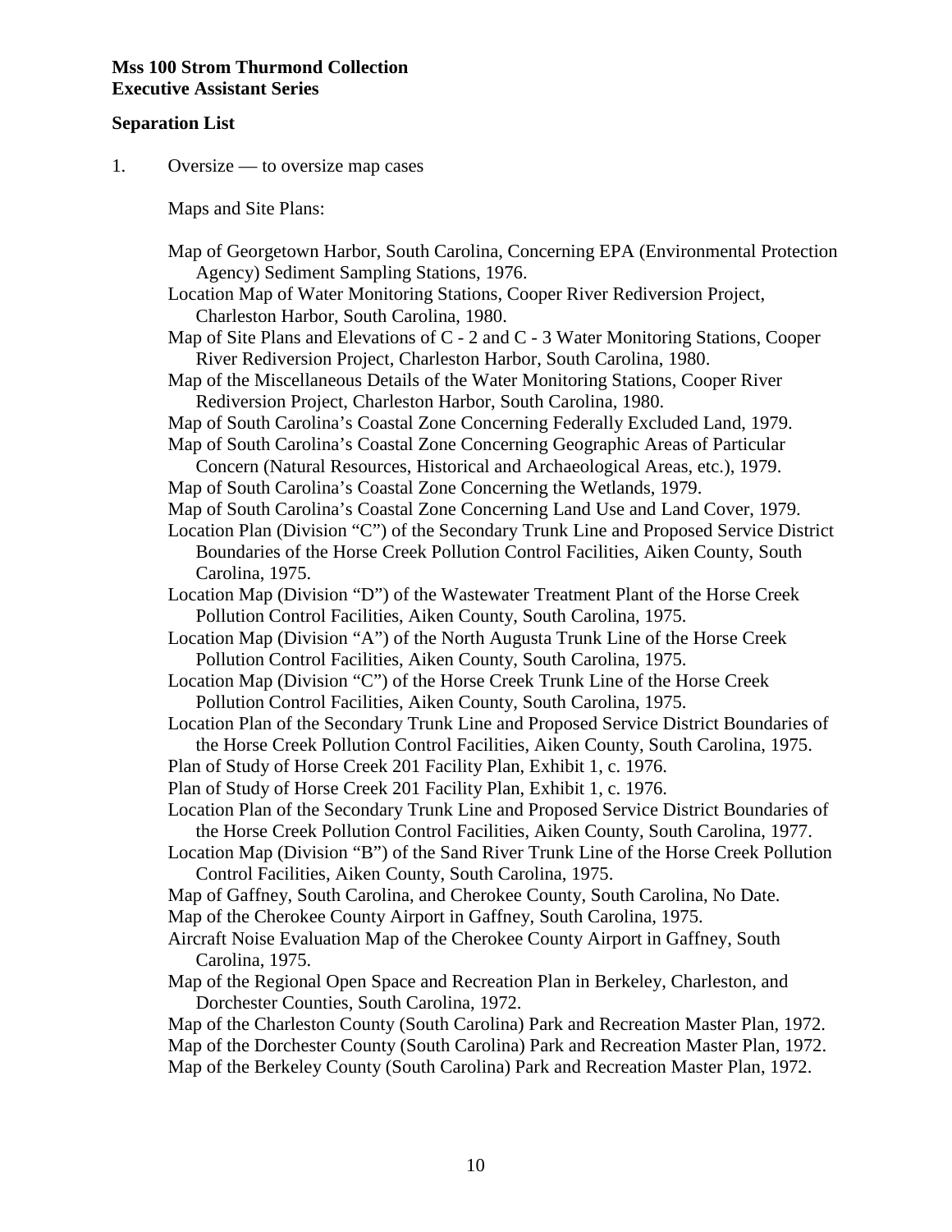**Mss 100 Strom Thurmond Collection**
**Executive Assistant Series**

**Separation List**

1. Oversize — to oversize map cases

   Maps and Site Plans:

   Map of Georgetown Harbor, South Carolina, Concerning EPA (Environmental Protection Agency) Sediment Sampling Stations, 1976.
   Location Map of Water Monitoring Stations, Cooper River Rediversion Project, Charleston Harbor, South Carolina, 1980.
   Map of Site Plans and Elevations of C - 2 and C - 3 Water Monitoring Stations, Cooper River Rediversion Project, Charleston Harbor, South Carolina, 1980.
   Map of the Miscellaneous Details of the Water Monitoring Stations, Cooper River Rediversion Project, Charleston Harbor, South Carolina, 1980.
   Map of South Carolina's Coastal Zone Concerning Federally Excluded Land, 1979.
   Map of South Carolina's Coastal Zone Concerning Geographic Areas of Particular Concern (Natural Resources, Historical and Archaeological Areas, etc.), 1979.
   Map of South Carolina's Coastal Zone Concerning the Wetlands, 1979.
   Map of South Carolina's Coastal Zone Concerning Land Use and Land Cover, 1979.
   Location Plan (Division "C") of the Secondary Trunk Line and Proposed Service District Boundaries of the Horse Creek Pollution Control Facilities, Aiken County, South Carolina, 1975.
   Location Map (Division "D") of the Wastewater Treatment Plant of the Horse Creek Pollution Control Facilities, Aiken County, South Carolina, 1975.
   Location Map (Division "A") of the North Augusta Trunk Line of the Horse Creek Pollution Control Facilities, Aiken County, South Carolina, 1975.
   Location Map (Division "C") of the Horse Creek Trunk Line of the Horse Creek Pollution Control Facilities, Aiken County, South Carolina, 1975.
   Location Plan of the Secondary Trunk Line and Proposed Service District Boundaries of the Horse Creek Pollution Control Facilities, Aiken County, South Carolina, 1975.
   Plan of Study of Horse Creek 201 Facility Plan, Exhibit 1, c. 1976.
   Plan of Study of Horse Creek 201 Facility Plan, Exhibit 1, c. 1976.
   Location Plan of the Secondary Trunk Line and Proposed Service District Boundaries of the Horse Creek Pollution Control Facilities, Aiken County, South Carolina, 1977.
   Location Map (Division "B") of the Sand River Trunk Line of the Horse Creek Pollution Control Facilities, Aiken County, South Carolina, 1975.
   Map of Gaffney, South Carolina, and Cherokee County, South Carolina, No Date.
   Map of the Cherokee County Airport in Gaffney, South Carolina, 1975.
   Aircraft Noise Evaluation Map of the Cherokee County Airport in Gaffney, South Carolina, 1975.
   Map of the Regional Open Space and Recreation Plan in Berkeley, Charleston, and Dorchester Counties, South Carolina, 1972.
   Map of the Charleston County (South Carolina) Park and Recreation Master Plan, 1972.
   Map of the Dorchester County (South Carolina) Park and Recreation Master Plan, 1972.
   Map of the Berkeley County (South Carolina) Park and Recreation Master Plan, 1972.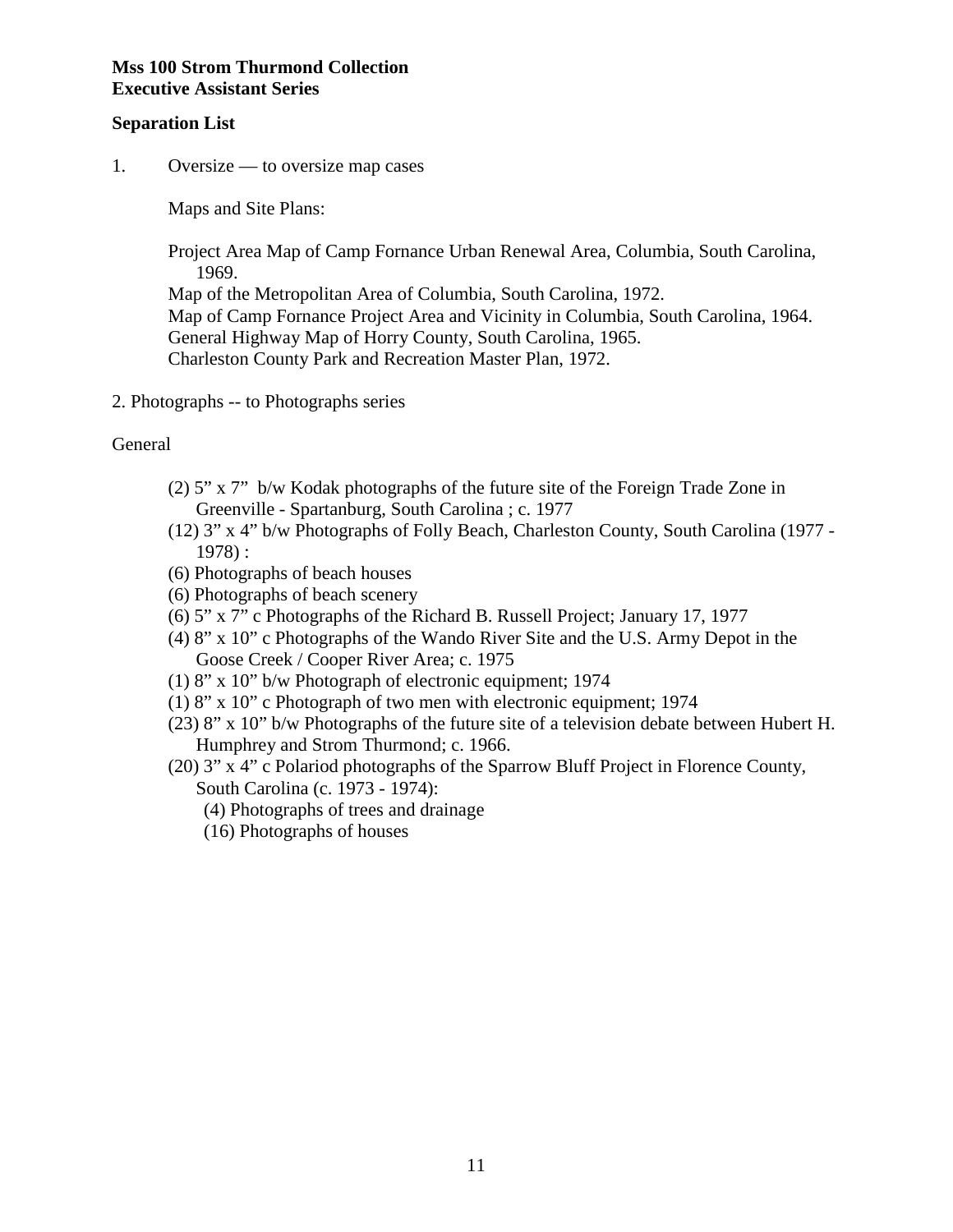**Mss 100 Strom Thurmond Collection**
**Executive Assistant Series**

**Separation List**

1. Oversize — to oversize map cases

   Maps and Site Plans:

   Project Area Map of Camp Fornance Urban Renewal Area, Columbia, South Carolina, 1969.
   Map of the Metropolitan Area of Columbia, South Carolina, 1972.
   Map of Camp Fornance Project Area and Vicinity in Columbia, South Carolina, 1964.
   General Highway Map of Horry County, South Carolina, 1965.
   Charleston County Park and Recreation Master Plan, 1972.

2. Photographs -- to Photographs series

General

- (2) 5" x 7" b/w Kodak photographs of the future site of the Foreign Trade Zone in Greenville - Spartanburg, South Carolina ; c. 1977
- (12) 3" x 4" b/w Photographs of Folly Beach, Charleston County, South Carolina (1977 - 1978) :
- (6) Photographs of beach houses
- (6) Photographs of beach scenery
- (6) 5" x 7" c Photographs of the Richard B. Russell Project; January 17, 1977
- (4) 8" x 10" c Photographs of the Wando River Site and the U.S. Army Depot in the Goose Creek / Cooper River Area; c. 1975
- (1) 8" x 10" b/w Photograph of electronic equipment; 1974
- (1) 8" x 10" c Photograph of two men with electronic equipment; 1974
- (23) 8" x 10" b/w Photographs of the future site of a television debate between Hubert H. Humphrey and Strom Thurmond; c. 1966.
- (20) 3" x 4" c Polariod photographs of the Sparrow Bluff Project in Florence County, South Carolina (c. 1973 - 1974):
  - (4) Photographs of trees and drainage
  - (16) Photographs of houses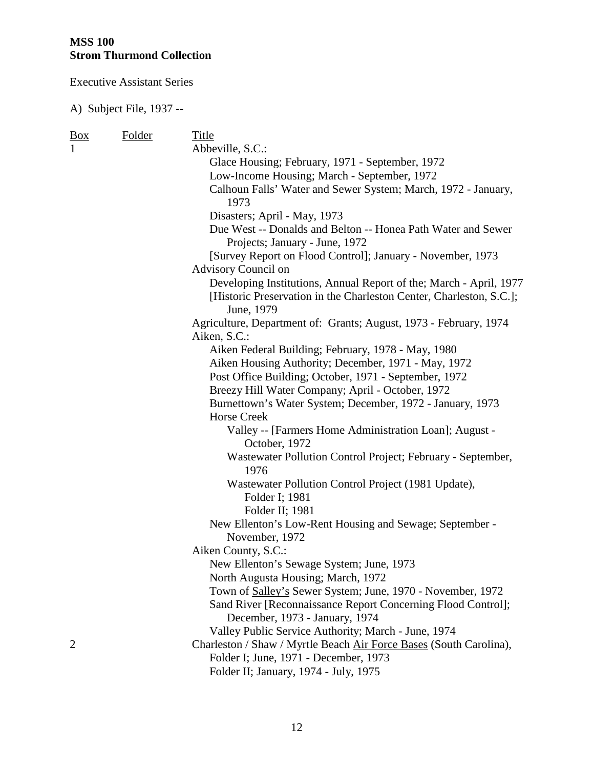**MSS 100**
**Strom Thurmond Collection**

Executive Assistant Series

A) Subject File, 1937 --

| Box | Folder | Title |
|---|---|---|
| 1 | | Abbeville, S.C.: |
| | | Glace Housing; February, 1971 - September, 1972 |
| | | Low-Income Housing; March - September, 1972 |
| | | Calhoun Falls' Water and Sewer System; March, 1972 - January, 1973 |
| | | Disasters; April - May, 1973 |
| | | Due West -- Donalds and Belton -- Honea Path Water and Sewer Projects; January - June, 1972 |
| | | [Survey Report on Flood Control]; January - November, 1973 |
| | | Advisory Council on |
| | | Developing Institutions, Annual Report of the; March - April, 1977 |
| | | [Historic Preservation in the Charleston Center, Charleston, S.C.]; June, 1979 |
| | | Agriculture, Department of: Grants; August, 1973 - February, 1974 |
| | | Aiken, S.C.: |
| | | Aiken Federal Building; February, 1978 - May, 1980 |
| | | Aiken Housing Authority; December, 1971 - May, 1972 |
| | | Post Office Building; October, 1971 - September, 1972 |
| | | Breezy Hill Water Company; April - October, 1972 |
| | | Burnettown's Water System; December, 1972 - January, 1973 |
| | | Horse Creek |
| | | Valley -- [Farmers Home Administration Loan]; August - October, 1972 |
| | | Wastewater Pollution Control Project; February - September, 1976 |
| | | Wastewater Pollution Control Project (1981 Update), |
| | | Folder I; 1981 |
| | | Folder II; 1981 |
| | | New Ellenton's Low-Rent Housing and Sewage; September - November, 1972 |
| | | Aiken County, S.C.: |
| | | New Ellenton's Sewage System; June, 1973 |
| | | North Augusta Housing; March, 1972 |
| | | Town of Salley's Sewer System; June, 1970 - November, 1972 |
| | | Sand River [Reconnaissance Report Concerning Flood Control]; December, 1973 - January, 1974 |
| | | Valley Public Service Authority; March - June, 1974 |
| 2 | | Charleston / Shaw / Myrtle Beach Air Force Bases (South Carolina), |
| | | Folder I; June, 1971 - December, 1973 |
| | | Folder II; January, 1974 - July, 1975 |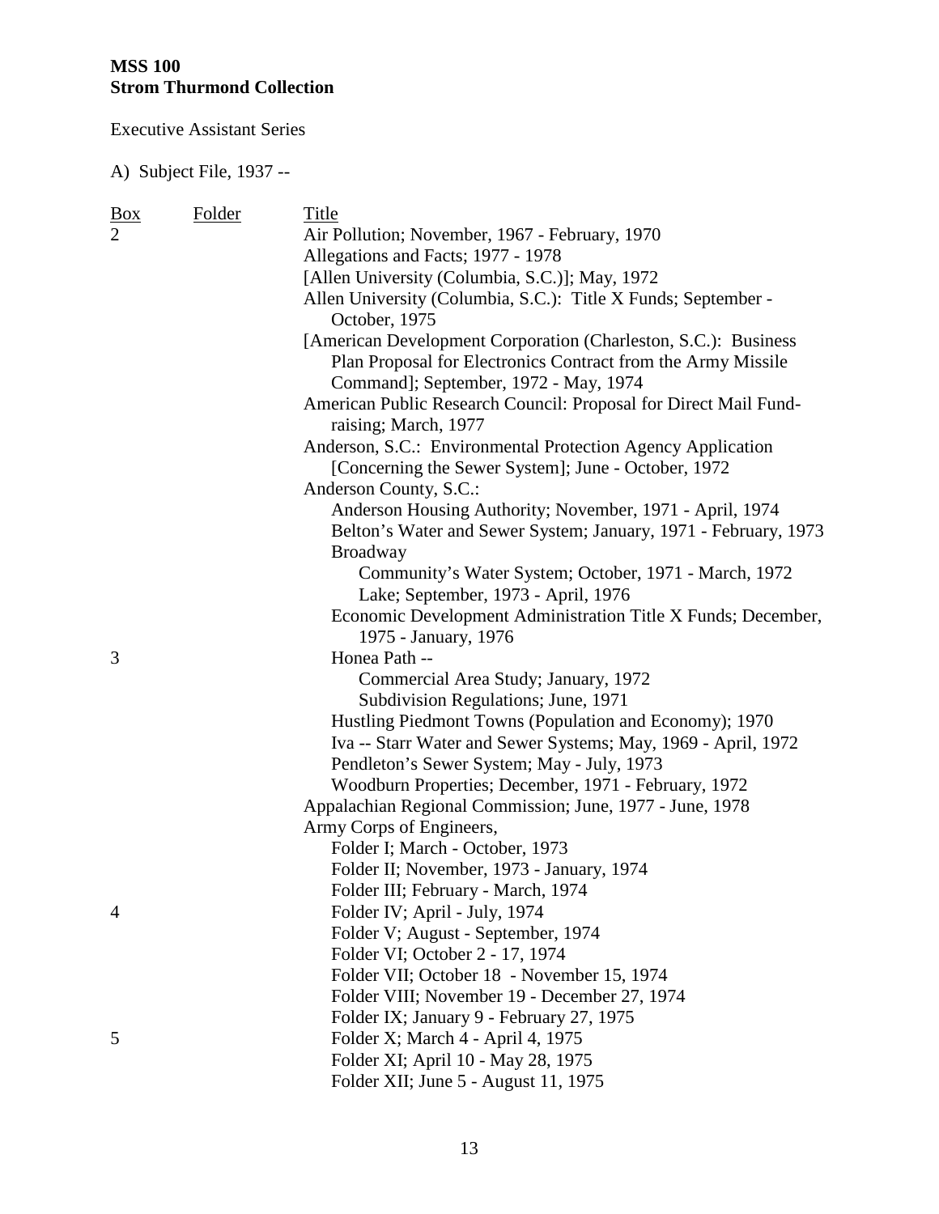**MSS 100**
**Strom Thurmond Collection**

Executive Assistant Series

A) Subject File, 1937 --

| Box | Folder | Title |
|---|---|---|
| 2 | | Air Pollution; November, 1967 - February, 1970 |
| | | Allegations and Facts; 1977 - 1978 |
| | | [Allen University (Columbia, S.C.)]; May, 1972 |
| | | Allen University (Columbia, S.C.): Title X Funds; September - October, 1975 |
| | | [American Development Corporation (Charleston, S.C.): Business Plan Proposal for Electronics Contract from the Army Missile Command]; September, 1972 - May, 1974 |
| | | American Public Research Council: Proposal for Direct Mail Fund-raising; March, 1977 |
| | | Anderson, S.C.: Environmental Protection Agency Application [Concerning the Sewer System]; June - October, 1972 |
| | | Anderson County, S.C.: |
| | | Anderson Housing Authority; November, 1971 - April, 1974 |
| | | Belton's Water and Sewer System; January, 1971 - February, 1973 |
| | | Broadway |
| | | Community's Water System; October, 1971 - March, 1972 |
| | | Lake; September, 1973 - April, 1976 |
| | | Economic Development Administration Title X Funds; December, 1975 - January, 1976 |
| 3 | | Honea Path -- |
| | | Commercial Area Study; January, 1972 |
| | | Subdivision Regulations; June, 1971 |
| | | Hustling Piedmont Towns (Population and Economy); 1970 |
| | | Iva -- Starr Water and Sewer Systems; May, 1969 - April, 1972 |
| | | Pendleton's Sewer System; May - July, 1973 |
| | | Woodburn Properties; December, 1971 - February, 1972 |
| | | Appalachian Regional Commission; June, 1977 - June, 1978 |
| | | Army Corps of Engineers, |
| | | Folder I; March - October, 1973 |
| | | Folder II; November, 1973 - January, 1974 |
| | | Folder III; February - March, 1974 |
| 4 | | Folder IV; April - July, 1974 |
| | | Folder V; August - September, 1974 |
| | | Folder VI; October 2 - 17, 1974 |
| | | Folder VII; October 18 - November 15, 1974 |
| | | Folder VIII; November 19 - December 27, 1974 |
| | | Folder IX; January 9 - February 27, 1975 |
| 5 | | Folder X; March 4 - April 4, 1975 |
| | | Folder XI; April 10 - May 28, 1975 |
| | | Folder XII; June 5 - August 11, 1975 |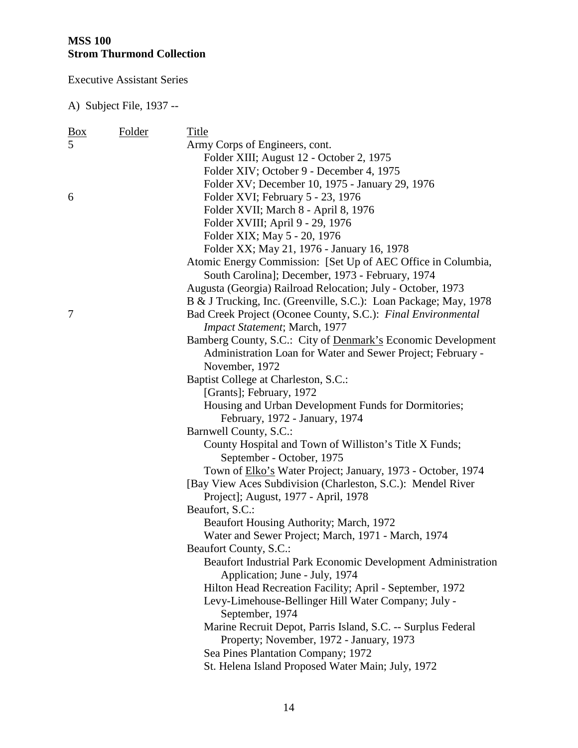**MSS 100**
**Strom Thurmond Collection**

Executive Assistant Series

A) Subject File, 1937 --

| Box | Folder | Title |
|---|---|---|
| 5 | | Army Corps of Engineers, cont. |
| | | Folder XIII; August 12 - October 2, 1975 |
| | | Folder XIV; October 9 - December 4, 1975 |
| | | Folder XV; December 10, 1975 - January 29, 1976 |
| 6 | | Folder XVI; February 5 - 23, 1976 |
| | | Folder XVII; March 8 - April 8, 1976 |
| | | Folder XVIII; April 9 - 29, 1976 |
| | | Folder XIX; May 5 - 20, 1976 |
| | | Folder XX; May 21, 1976 - January 16, 1978 |
| | | Atomic Energy Commission: [Set Up of AEC Office in Columbia, South Carolina]; December, 1973 - February, 1974 |
| | | Augusta (Georgia) Railroad Relocation; July - October, 1973 |
| | | B & J Trucking, Inc. (Greenville, S.C.): Loan Package; May, 1978 |
| 7 | | Bad Creek Project (Oconee County, S.C.): *Final Environmental Impact Statement*; March, 1977 |
| | | Bamberg County, S.C.: City of <u>Denmark's</u> Economic Development Administration Loan for Water and Sewer Project; February - November, 1972 |
| | | Baptist College at Charleston, S.C.: |
| | | [Grants]; February, 1972 |
| | | Housing and Urban Development Funds for Dormitories; February, 1972 - January, 1974 |
| | | Barnwell County, S.C.: |
| | | County Hospital and Town of Williston's Title X Funds; September - October, 1975 |
| | | Town of <u>Elko's</u> Water Project; January, 1973 - October, 1974 |
| | | [Bay View Aces Subdivision (Charleston, S.C.): Mendel River Project]; August, 1977 - April, 1978 |
| | | Beaufort, S.C.: |
| | | Beaufort Housing Authority; March, 1972 |
| | | Water and Sewer Project; March, 1971 - March, 1974 |
| | | Beaufort County, S.C.: |
| | | Beaufort Industrial Park Economic Development Administration Application; June - July, 1974 |
| | | Hilton Head Recreation Facility; April - September, 1972 |
| | | Levy-Limehouse-Bellinger Hill Water Company; July - September, 1974 |
| | | Marine Recruit Depot, Parris Island, S.C. -- Surplus Federal Property; November, 1972 - January, 1973 |
| | | Sea Pines Plantation Company; 1972 |
| | | St. Helena Island Proposed Water Main; July, 1972 |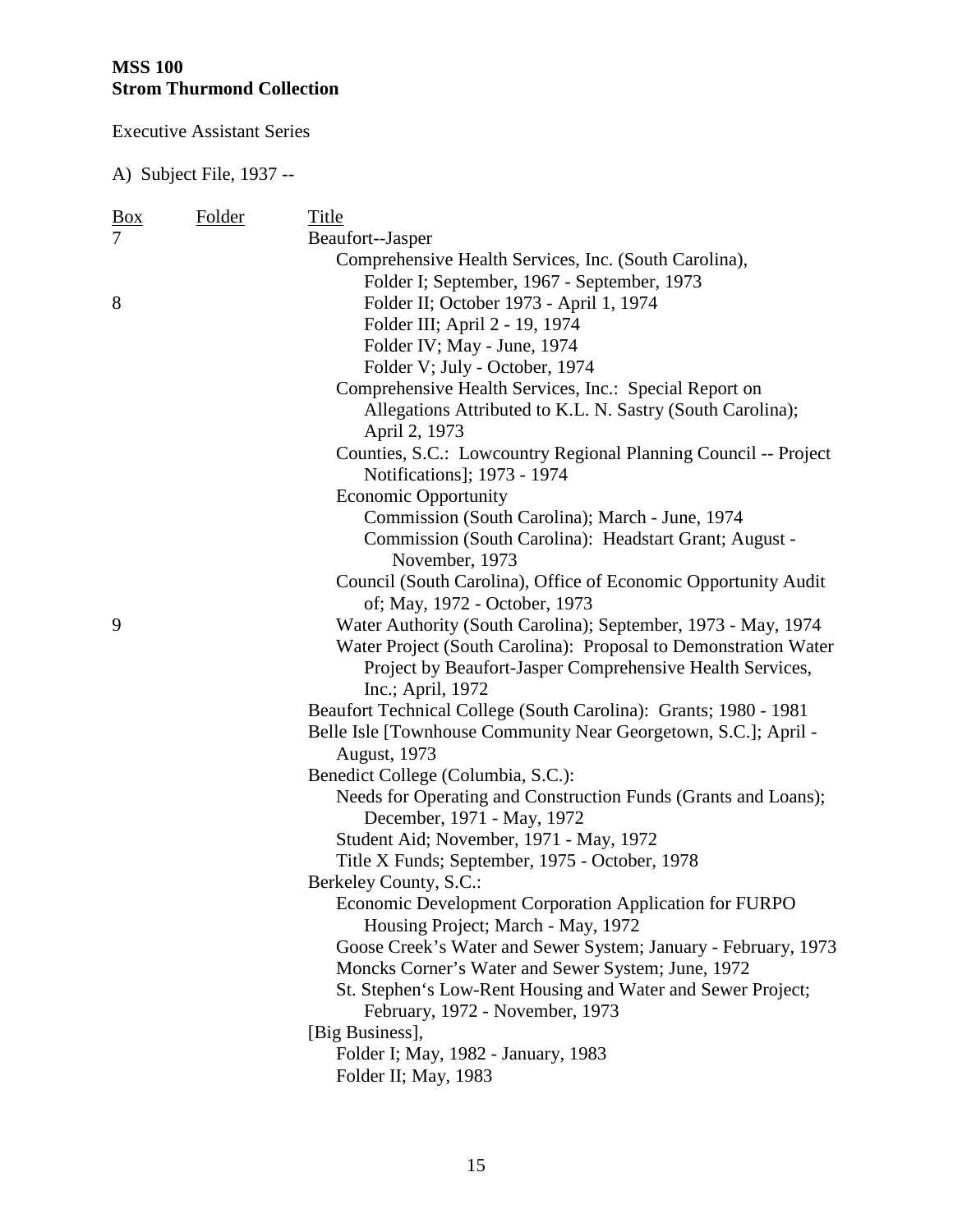**MSS 100**
**Strom Thurmond Collection**

Executive Assistant Series

A) Subject File, 1937 --

| Box | Folder | Title |
|---|---|---|
| 7 | | Beaufort--Jasper |
| | | Comprehensive Health Services, Inc. (South Carolina), |
| | | Folder I; September, 1967 - September, 1973 |
| 8 | | Folder II; October 1973 - April 1, 1974 |
| | | Folder III; April 2 - 19, 1974 |
| | | Folder IV; May - June, 1974 |
| | | Folder V; July - October, 1974 |
| | | Comprehensive Health Services, Inc.: Special Report on Allegations Attributed to K.L. N. Sastry (South Carolina); April 2, 1973 |
| | | Counties, S.C.: Lowcountry Regional Planning Council -- Project Notifications]; 1973 - 1974 |
| | | Economic Opportunity |
| | | Commission (South Carolina); March - June, 1974 |
| | | Commission (South Carolina): Headstart Grant; August - November, 1973 |
| | | Council (South Carolina), Office of Economic Opportunity Audit of; May, 1972 - October, 1973 |
| 9 | | Water Authority (South Carolina); September, 1973 - May, 1974 |
| | | Water Project (South Carolina): Proposal to Demonstration Water Project by Beaufort-Jasper Comprehensive Health Services, Inc.; April, 1972 |
| | | Beaufort Technical College (South Carolina): Grants; 1980 - 1981 |
| | | Belle Isle [Townhouse Community Near Georgetown, S.C.]; April - August, 1973 |
| | | Benedict College (Columbia, S.C.): |
| | | Needs for Operating and Construction Funds (Grants and Loans); December, 1971 - May, 1972 |
| | | Student Aid; November, 1971 - May, 1972 |
| | | Title X Funds; September, 1975 - October, 1978 |
| | | Berkeley County, S.C.: |
| | | Economic Development Corporation Application for FURPO Housing Project; March - May, 1972 |
| | | Goose Creek's Water and Sewer System; January - February, 1973 |
| | | Moncks Corner's Water and Sewer System; June, 1972 |
| | | St. Stephen's Low-Rent Housing and Water and Sewer Project; February, 1972 - November, 1973 |
| | | [Big Business], |
| | | Folder I; May, 1982 - January, 1983 |
| | | Folder II; May, 1983 |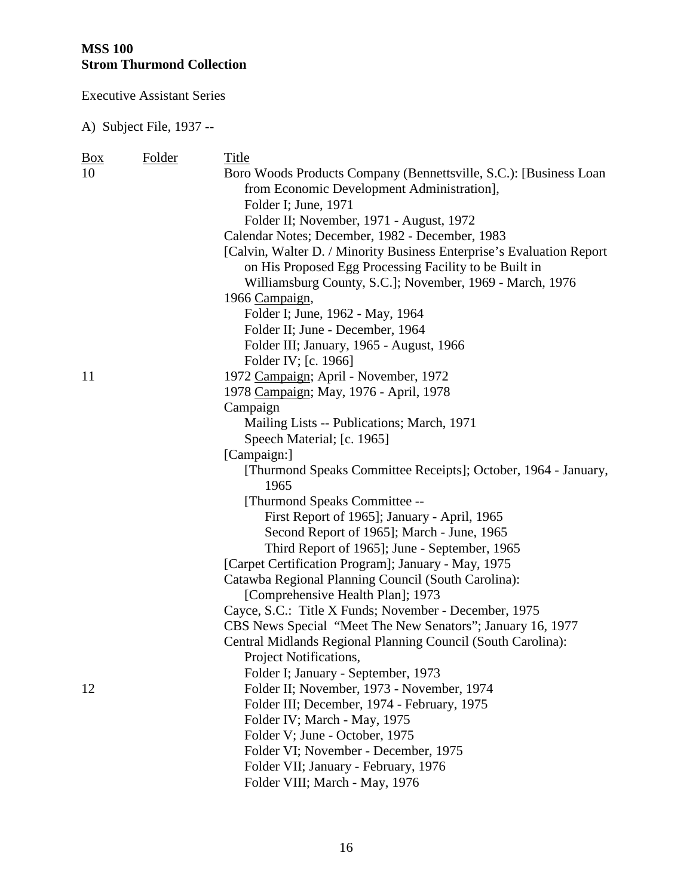**MSS 100**
**Strom Thurmond Collection**

Executive Assistant Series

A) Subject File, 1937 --

| Box | Folder | Title |
|---|---|---|
| 10 | | Boro Woods Products Company (Bennettsville, S.C.): [Business Loan from Economic Development Administration], |
| | | Folder I; June, 1971 |
| | | Folder II; November, 1971 - August, 1972 |
| | | Calendar Notes; December, 1982 - December, 1983 |
| | | [Calvin, Walter D. / Minority Business Enterprise's Evaluation Report on His Proposed Egg Processing Facility to be Built in Williamsburg County, S.C.]; November, 1969 - March, 1976 |
| | | 1966 Campaign, |
| | | Folder I; June, 1962 - May, 1964 |
| | | Folder II; June - December, 1964 |
| | | Folder III; January, 1965 - August, 1966 |
| | | Folder IV; [c. 1966] |
| 11 | | 1972 Campaign; April - November, 1972 |
| | | 1978 Campaign; May, 1976 - April, 1978 |
| | | Campaign |
| | | Mailing Lists -- Publications; March, 1971 |
| | | Speech Material; [c. 1965] |
| | | [Campaign:] |
| | | [Thurmond Speaks Committee Receipts]; October, 1964 - January, 1965 |
| | | [Thurmond Speaks Committee -- |
| | | First Report of 1965]; January - April, 1965 |
| | | Second Report of 1965]; March - June, 1965 |
| | | Third Report of 1965]; June - September, 1965 |
| | | [Carpet Certification Program]; January - May, 1975 |
| | | Catawba Regional Planning Council (South Carolina): [Comprehensive Health Plan]; 1973 |
| | | Cayce, S.C.: Title X Funds; November - December, 1975 |
| | | CBS News Special "Meet The New Senators"; January 16, 1977 |
| | | Central Midlands Regional Planning Council (South Carolina): Project Notifications, |
| | | Folder I; January - September, 1973 |
| 12 | | Folder II; November, 1973 - November, 1974 |
| | | Folder III; December, 1974 - February, 1975 |
| | | Folder IV; March - May, 1975 |
| | | Folder V; June - October, 1975 |
| | | Folder VI; November - December, 1975 |
| | | Folder VII; January - February, 1976 |
| | | Folder VIII; March - May, 1976 |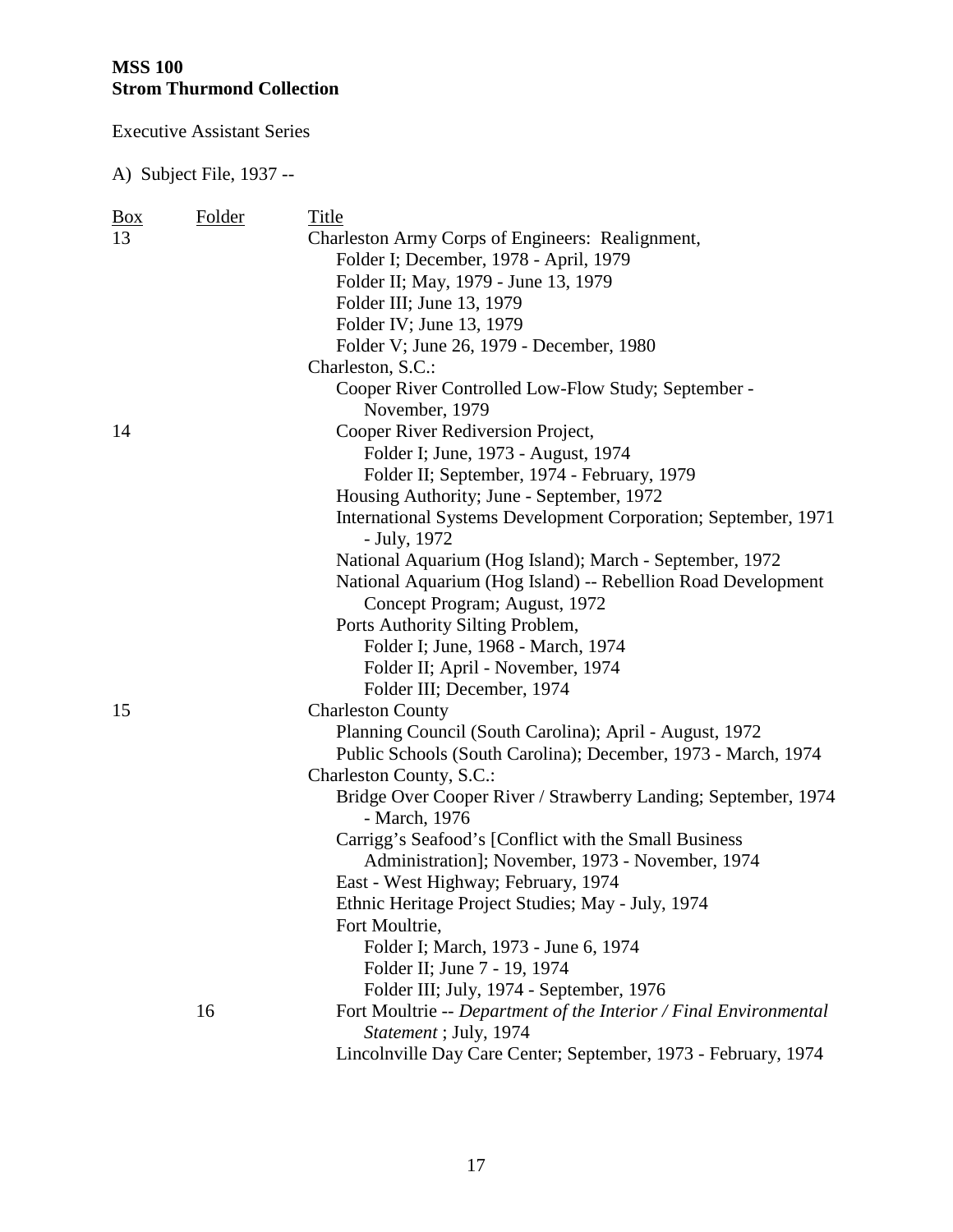**MSS 100**
**Strom Thurmond Collection**

Executive Assistant Series

A) Subject File, 1937 --

| Box | Folder | Title |
| --- | --- | --- |
| 13 | | Charleston Army Corps of Engineers: Realignment, |
| | | Folder I; December, 1978 - April, 1979 |
| | | Folder II; May, 1979 - June 13, 1979 |
| | | Folder III; June 13, 1979 |
| | | Folder IV; June 13, 1979 |
| | | Folder V; June 26, 1979 - December, 1980 |
| | | Charleston, S.C.: |
| | | Cooper River Controlled Low-Flow Study; September - November, 1979 |
| 14 | | Cooper River Rediversion Project, |
| | | Folder I; June, 1973 - August, 1974 |
| | | Folder II; September, 1974 - February, 1979 |
| | | Housing Authority; June - September, 1972 |
| | | International Systems Development Corporation; September, 1971 - July, 1972 |
| | | National Aquarium (Hog Island); March - September, 1972 |
| | | National Aquarium (Hog Island) -- Rebellion Road Development Concept Program; August, 1972 |
| | | Ports Authority Silting Problem, |
| | | Folder I; June, 1968 - March, 1974 |
| | | Folder II; April - November, 1974 |
| | | Folder III; December, 1974 |
| 15 | | Charleston County |
| | | Planning Council (South Carolina); April - August, 1972 |
| | | Public Schools (South Carolina); December, 1973 - March, 1974 |
| | | Charleston County, S.C.: |
| | | Bridge Over Cooper River / Strawberry Landing; September, 1974 - March, 1976 |
| | | Carrigg's Seafood's [Conflict with the Small Business Administration]; November, 1973 - November, 1974 |
| | | East - West Highway; February, 1974 |
| | | Ethnic Heritage Project Studies; May - July, 1974 |
| | | Fort Moultrie, |
| | | Folder I; March, 1973 - June 6, 1974 |
| | | Folder II; June 7 - 19, 1974 |
| | | Folder III; July, 1974 - September, 1976 |
| | 16 | Fort Moultrie -- *Department of the Interior / Final Environmental Statement* ; July, 1974 |
| | | Lincolnville Day Care Center; September, 1973 - February, 1974 |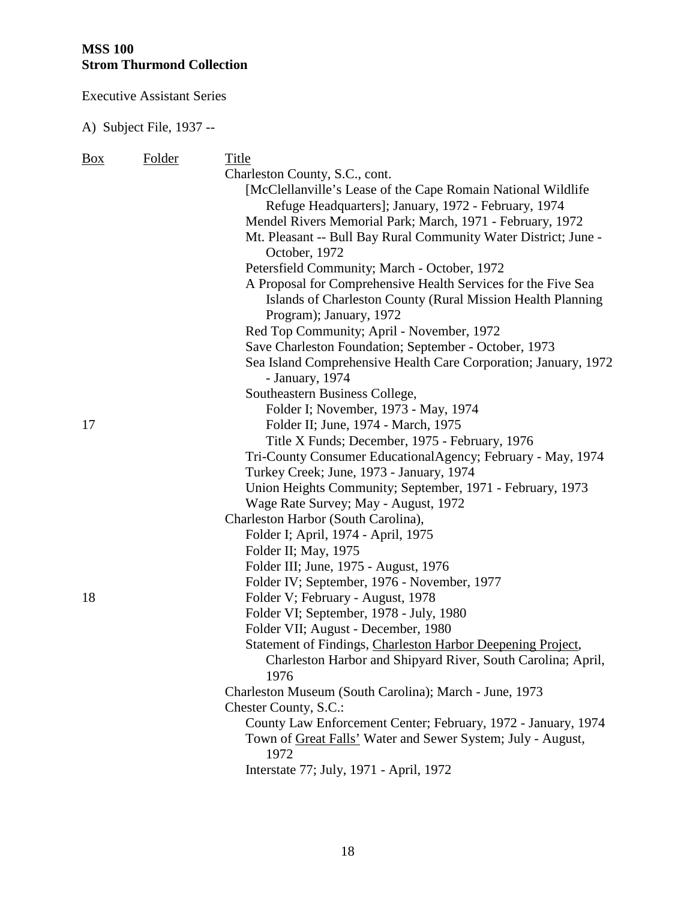**MSS 100**
**Strom Thurmond Collection**

Executive Assistant Series

A) Subject File, 1937 --

| Box | Folder | Title |
|---|---|---|
| | | Charleston County, S.C., cont. |
| | | [McClellanville's Lease of the Cape Romain National Wildlife Refuge Headquarters]; January, 1972 - February, 1974 |
| | | Mendel Rivers Memorial Park; March, 1971 - February, 1972 |
| | | Mt. Pleasant -- Bull Bay Rural Community Water District; June - October, 1972 |
| | | Petersfield Community; March - October, 1972 |
| | | A Proposal for Comprehensive Health Services for the Five Sea Islands of Charleston County (Rural Mission Health Planning Program); January, 1972 |
| | | Red Top Community; April - November, 1972 |
| | | Save Charleston Foundation; September - October, 1973 |
| | | Sea Island Comprehensive Health Care Corporation; January, 1972 - January, 1974 |
| | | Southeastern Business College, |
| | | Folder I; November, 1973 - May, 1974 |
| 17 | | Folder II; June, 1974 - March, 1975 |
| | | Title X Funds; December, 1975 - February, 1976 |
| | | Tri-County Consumer EducationalAgency; February - May, 1974 |
| | | Turkey Creek; June, 1973 - January, 1974 |
| | | Union Heights Community; September, 1971 - February, 1973 |
| | | Wage Rate Survey; May - August, 1972 |
| | | Charleston Harbor (South Carolina), |
| | | Folder I; April, 1974 - April, 1975 |
| | | Folder II; May, 1975 |
| | | Folder III; June, 1975 - August, 1976 |
| | | Folder IV; September, 1976 - November, 1977 |
| 18 | | Folder V; February - August, 1978 |
| | | Folder VI; September, 1978 - July, 1980 |
| | | Folder VII; August - December, 1980 |
| | | Statement of Findings, Charleston Harbor Deepening Project, Charleston Harbor and Shipyard River, South Carolina; April, 1976 |
| | | Charleston Museum (South Carolina); March - June, 1973 |
| | | Chester County, S.C.: |
| | | County Law Enforcement Center; February, 1972 - January, 1974 |
| | | Town of Great Falls' Water and Sewer System; July - August, 1972 |
| | | Interstate 77; July, 1971 - April, 1972 |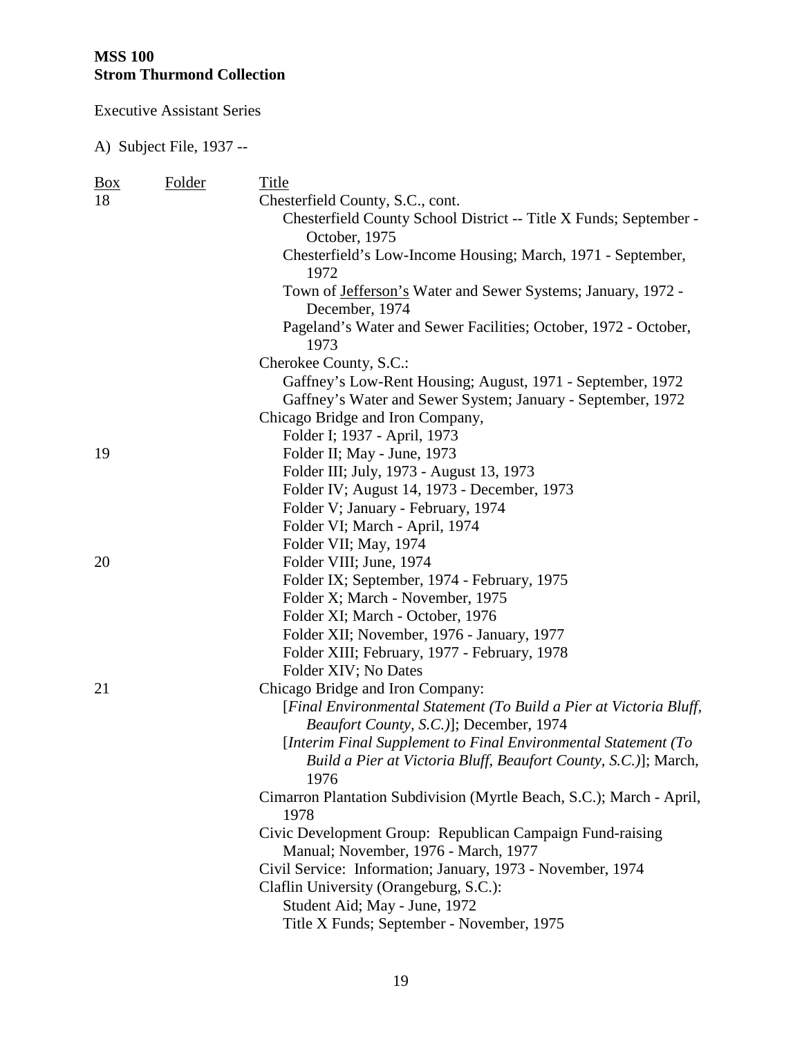**MSS 100**
**Strom Thurmond Collection**

Executive Assistant Series

A) Subject File, 1937 --

| Box | Folder | Title |
|---|---|---|
| 18 | | Chesterfield County, S.C., cont. |
| | | Chesterfield County School District -- Title X Funds; September - October, 1975 |
| | | Chesterfield's Low-Income Housing; March, 1971 - September, 1972 |
| | | Town of Jefferson's Water and Sewer Systems; January, 1972 - December, 1974 |
| | | Pageland's Water and Sewer Facilities; October, 1972 - October, 1973 |
| | | Cherokee County, S.C.: |
| | | Gaffney's Low-Rent Housing; August, 1971 - September, 1972 |
| | | Gaffney's Water and Sewer System; January - September, 1972 |
| | | Chicago Bridge and Iron Company, |
| | | Folder I; 1937 - April, 1973 |
| 19 | | Folder II; May - June, 1973 |
| | | Folder III; July, 1973 - August 13, 1973 |
| | | Folder IV; August 14, 1973 - December, 1973 |
| | | Folder V; January - February, 1974 |
| | | Folder VI; March - April, 1974 |
| | | Folder VII; May, 1974 |
| 20 | | Folder VIII; June, 1974 |
| | | Folder IX; September, 1974 - February, 1975 |
| | | Folder X; March - November, 1975 |
| | | Folder XI; March - October, 1976 |
| | | Folder XII; November, 1976 - January, 1977 |
| | | Folder XIII; February, 1977 - February, 1978 |
| | | Folder XIV; No Dates |
| 21 | | Chicago Bridge and Iron Company: |
| | | [*Final Environmental Statement (To Build a Pier at Victoria Bluff, Beaufort County, S.C.)*]; December, 1974 |
| | | [*Interim Final Supplement to Final Environmental Statement (To Build a Pier at Victoria Bluff, Beaufort County, S.C.)*]; March, 1976 |
| | | Cimarron Plantation Subdivision (Myrtle Beach, S.C.); March - April, 1978 |
| | | Civic Development Group: Republican Campaign Fund-raising Manual; November, 1976 - March, 1977 |
| | | Civil Service: Information; January, 1973 - November, 1974 |
| | | Claflin University (Orangeburg, S.C.): |
| | | Student Aid; May - June, 1972 |
| | | Title X Funds; September - November, 1975 |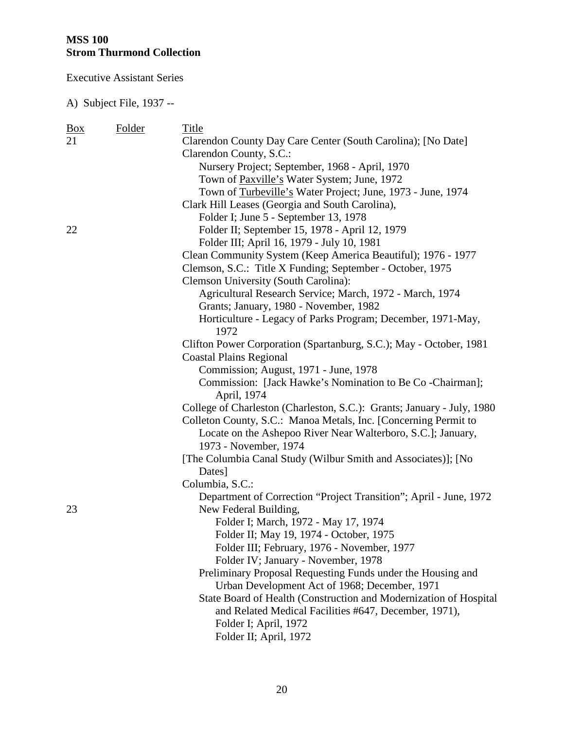**MSS 100**
**Strom Thurmond Collection**

Executive Assistant Series

A) Subject File, 1937 --

| Box | Folder | Title |
|---|---|---|
| 21 | | Clarendon County Day Care Center (South Carolina); [No Date] |
| | | Clarendon County, S.C.: |
| | | Nursery Project; September, 1968 - April, 1970 |
| | | Town of Paxville's Water System; June, 1972 |
| | | Town of Turbeville's Water Project; June, 1973 - June, 1974 |
| | | Clark Hill Leases (Georgia and South Carolina), |
| | | Folder I; June 5 - September 13, 1978 |
| 22 | | Folder II; September 15, 1978 - April 12, 1979 |
| | | Folder III; April 16, 1979 - July 10, 1981 |
| | | Clean Community System (Keep America Beautiful); 1976 - 1977 |
| | | Clemson, S.C.: Title X Funding; September - October, 1975 |
| | | Clemson University (South Carolina): |
| | | Agricultural Research Service; March, 1972 - March, 1974 |
| | | Grants; January, 1980 - November, 1982 |
| | | Horticulture - Legacy of Parks Program; December, 1971-May, 1972 |
| | | Clifton Power Corporation (Spartanburg, S.C.); May - October, 1981 |
| | | Coastal Plains Regional |
| | | Commission; August, 1971 - June, 1978 |
| | | Commission: [Jack Hawke's Nomination to Be Co -Chairman]; April, 1974 |
| | | College of Charleston (Charleston, S.C.): Grants; January - July, 1980 |
| | | Colleton County, S.C.: Manoa Metals, Inc. [Concerning Permit to Locate on the Ashepoo River Near Walterboro, S.C.]; January, 1973 - November, 1974 |
| | | [The Columbia Canal Study (Wilbur Smith and Associates)]; [No Dates] |
| | | Columbia, S.C.: |
| | | Department of Correction "Project Transition"; April - June, 1972 |
| 23 | | New Federal Building, |
| | | Folder I; March, 1972 - May 17, 1974 |
| | | Folder II; May 19, 1974 - October, 1975 |
| | | Folder III; February, 1976 - November, 1977 |
| | | Folder IV; January - November, 1978 |
| | | Preliminary Proposal Requesting Funds under the Housing and Urban Development Act of 1968; December, 1971 |
| | | State Board of Health (Construction and Modernization of Hospital and Related Medical Facilities #647, December, 1971), |
| | | Folder I; April, 1972 |
| | | Folder II; April, 1972 |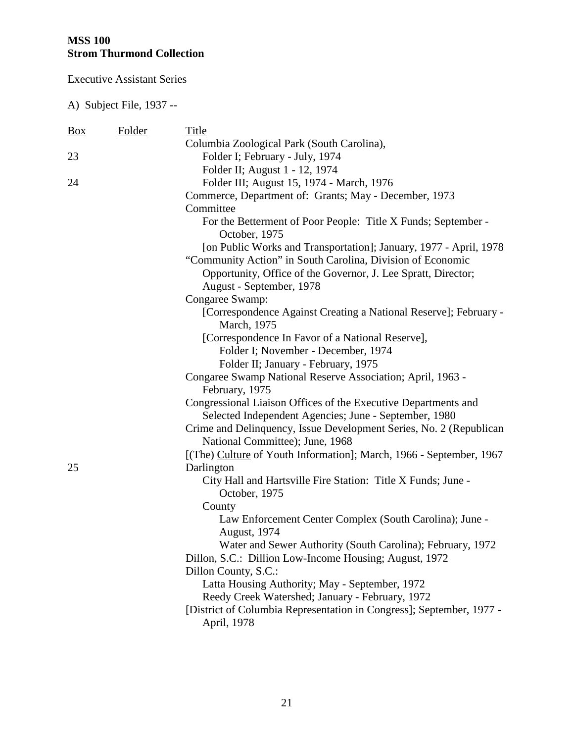**MSS 100**
**Strom Thurmond Collection**

Executive Assistant Series

A) Subject File, 1937 --

| Box | Folder | Title |
|---|---|---|
| | | Columbia Zoological Park (South Carolina), |
| 23 | | Folder I; February - July, 1974 |
| | | Folder II; August 1 - 12, 1974 |
| 24 | | Folder III; August 15, 1974 - March, 1976 |
| | | Commerce, Department of: Grants; May - December, 1973 |
| | | Committee |
| | | For the Betterment of Poor People: Title X Funds; September - October, 1975 |
| | | [on Public Works and Transportation]; January, 1977 - April, 1978 |
| | | "Community Action" in South Carolina, Division of Economic Opportunity, Office of the Governor, J. Lee Spratt, Director; August - September, 1978 |
| | | Congaree Swamp: |
| | | [Correspondence Against Creating a National Reserve]; February - March, 1975 |
| | | [Correspondence In Favor of a National Reserve], |
| | | Folder I; November - December, 1974 |
| | | Folder II; January - February, 1975 |
| | | Congaree Swamp National Reserve Association; April, 1963 - February, 1975 |
| | | Congressional Liaison Offices of the Executive Departments and Selected Independent Agencies; June - September, 1980 |
| | | Crime and Delinquency, Issue Development Series, No. 2 (Republican National Committee); June, 1968 |
| | | [(The) Culture of Youth Information]; March, 1966 - September, 1967 |
| 25 | | Darlington |
| | | City Hall and Hartsville Fire Station: Title X Funds; June - October, 1975 |
| | | County |
| | | Law Enforcement Center Complex (South Carolina); June - August, 1974 |
| | | Water and Sewer Authority (South Carolina); February, 1972 |
| | | Dillon, S.C.: Dillion Low-Income Housing; August, 1972 |
| | | Dillon County, S.C.: |
| | | Latta Housing Authority; May - September, 1972 |
| | | Reedy Creek Watershed; January - February, 1972 |
| | | [District of Columbia Representation in Congress]; September, 1977 - April, 1978 |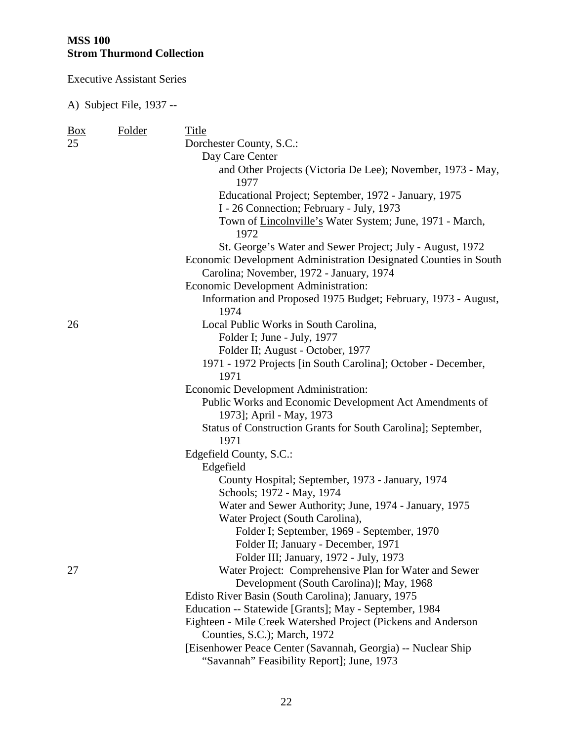**MSS 100**
**Strom Thurmond Collection**

Executive Assistant Series

A) Subject File, 1937 --

| Box | Folder | Title |
|---|---|---|
| 25 | | Dorchester County, S.C.: |
| | | Day Care Center |
| | | and Other Projects (Victoria De Lee); November, 1973 - May, 1977 |
| | | Educational Project; September, 1972 - January, 1975 |
| | | I - 26 Connection; February - July, 1973 |
| | | Town of Lincolnville's Water System; June, 1971 - March, 1972 |
| | | St. George's Water and Sewer Project; July - August, 1972 |
| | | Economic Development Administration Designated Counties in South Carolina; November, 1972 - January, 1974 |
| | | Economic Development Administration: |
| | | Information and Proposed 1975 Budget; February, 1973 - August, 1974 |
| 26 | | Local Public Works in South Carolina, |
| | | Folder I; June - July, 1977 |
| | | Folder II; August - October, 1977 |
| | | 1971 - 1972 Projects [in South Carolina]; October - December, 1971 |
| | | Economic Development Administration: |
| | | Public Works and Economic Development Act Amendments of 1973]; April - May, 1973 |
| | | Status of Construction Grants for South Carolina]; September, 1971 |
| | | Edgefield County, S.C.: |
| | | Edgefield |
| | | County Hospital; September, 1973 - January, 1974 |
| | | Schools; 1972 - May, 1974 |
| | | Water and Sewer Authority; June, 1974 - January, 1975 |
| | | Water Project (South Carolina), |
| | | Folder I; September, 1969 - September, 1970 |
| | | Folder II; January - December, 1971 |
| | | Folder III; January, 1972 - July, 1973 |
| 27 | | Water Project: Comprehensive Plan for Water and Sewer Development (South Carolina)]; May, 1968 |
| | | Edisto River Basin (South Carolina); January, 1975 |
| | | Education -- Statewide [Grants]; May - September, 1984 |
| | | Eighteen - Mile Creek Watershed Project (Pickens and Anderson Counties, S.C.); March, 1972 |
| | | [Eisenhower Peace Center (Savannah, Georgia) -- Nuclear Ship "Savannah" Feasibility Report]; June, 1973 |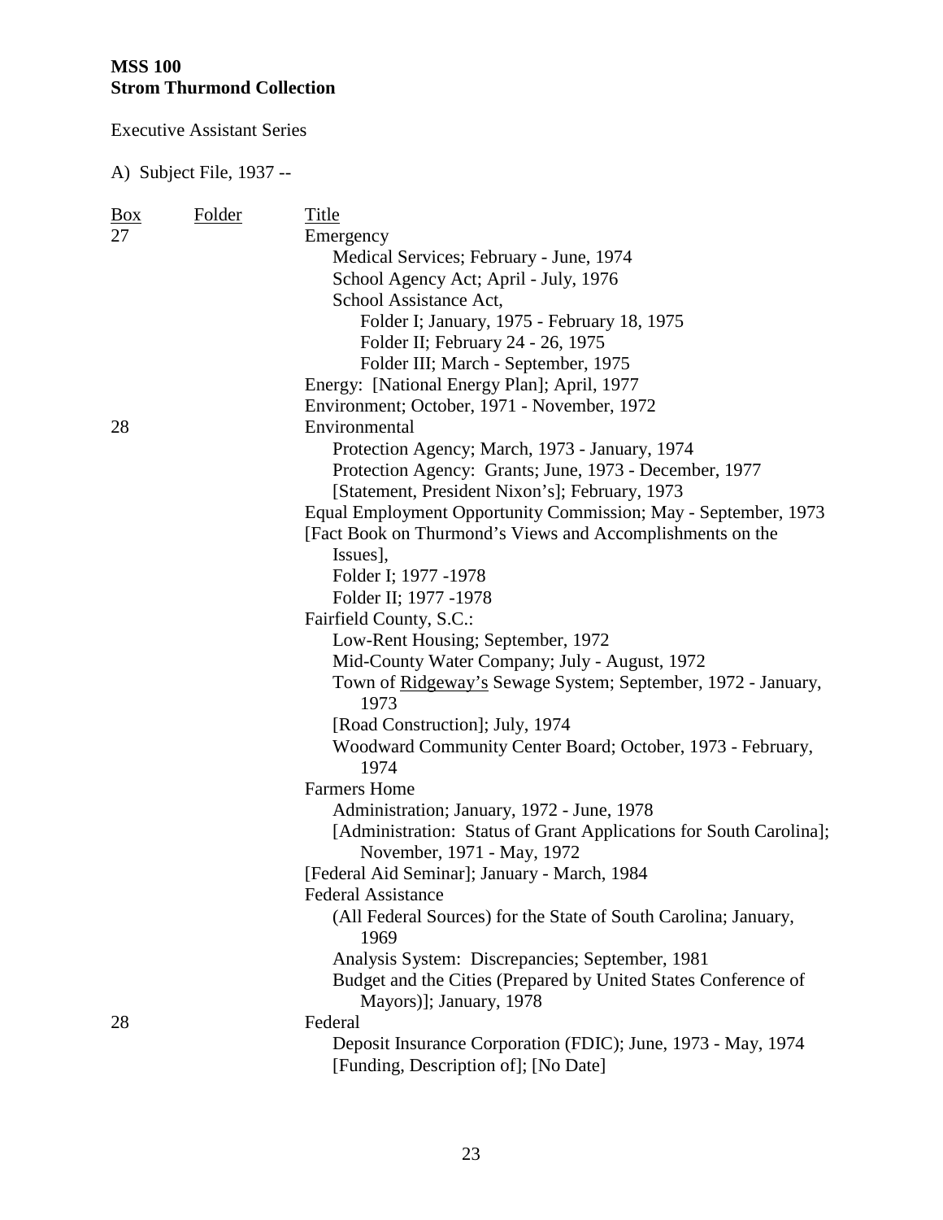**MSS 100**
**Strom Thurmond Collection**

Executive Assistant Series

A) Subject File, 1937 --

| Box | Folder | Title |
|---|---|---|
| 27 | | Emergency |
| | | Medical Services; February - June, 1974 |
| | | School Agency Act; April - July, 1976 |
| | | School Assistance Act, |
| | | Folder I; January, 1975 - February 18, 1975 |
| | | Folder II; February 24 - 26, 1975 |
| | | Folder III; March - September, 1975 |
| | | Energy: [National Energy Plan]; April, 1977 |
| | | Environment; October, 1971 - November, 1972 |
| 28 | | Environmental |
| | | Protection Agency; March, 1973 - January, 1974 |
| | | Protection Agency: Grants; June, 1973 - December, 1977 |
| | | [Statement, President Nixon's]; February, 1973 |
| | | Equal Employment Opportunity Commission; May - September, 1973 |
| | | [Fact Book on Thurmond's Views and Accomplishments on the Issues], |
| | | Folder I; 1977 -1978 |
| | | Folder II; 1977 -1978 |
| | | Fairfield County, S.C.: |
| | | Low-Rent Housing; September, 1972 |
| | | Mid-County Water Company; July - August, 1972 |
| | | Town of <u>Ridgeway's</u> Sewage System; September, 1972 - January, 1973 |
| | | [Road Construction]; July, 1974 |
| | | Woodward Community Center Board; October, 1973 - February, 1974 |
| | | Farmers Home |
| | | Administration; January, 1972 - June, 1978 |
| | | [Administration: Status of Grant Applications for South Carolina]; November, 1971 - May, 1972 |
| | | [Federal Aid Seminar]; January - March, 1984 |
| | | Federal Assistance |
| | | (All Federal Sources) for the State of South Carolina; January, 1969 |
| | | Analysis System: Discrepancies; September, 1981 |
| | | Budget and the Cities (Prepared by United States Conference of Mayors)]; January, 1978 |
| 28 | | Federal |
| | | Deposit Insurance Corporation (FDIC); June, 1973 - May, 1974 |
| | | [Funding, Description of]; [No Date] |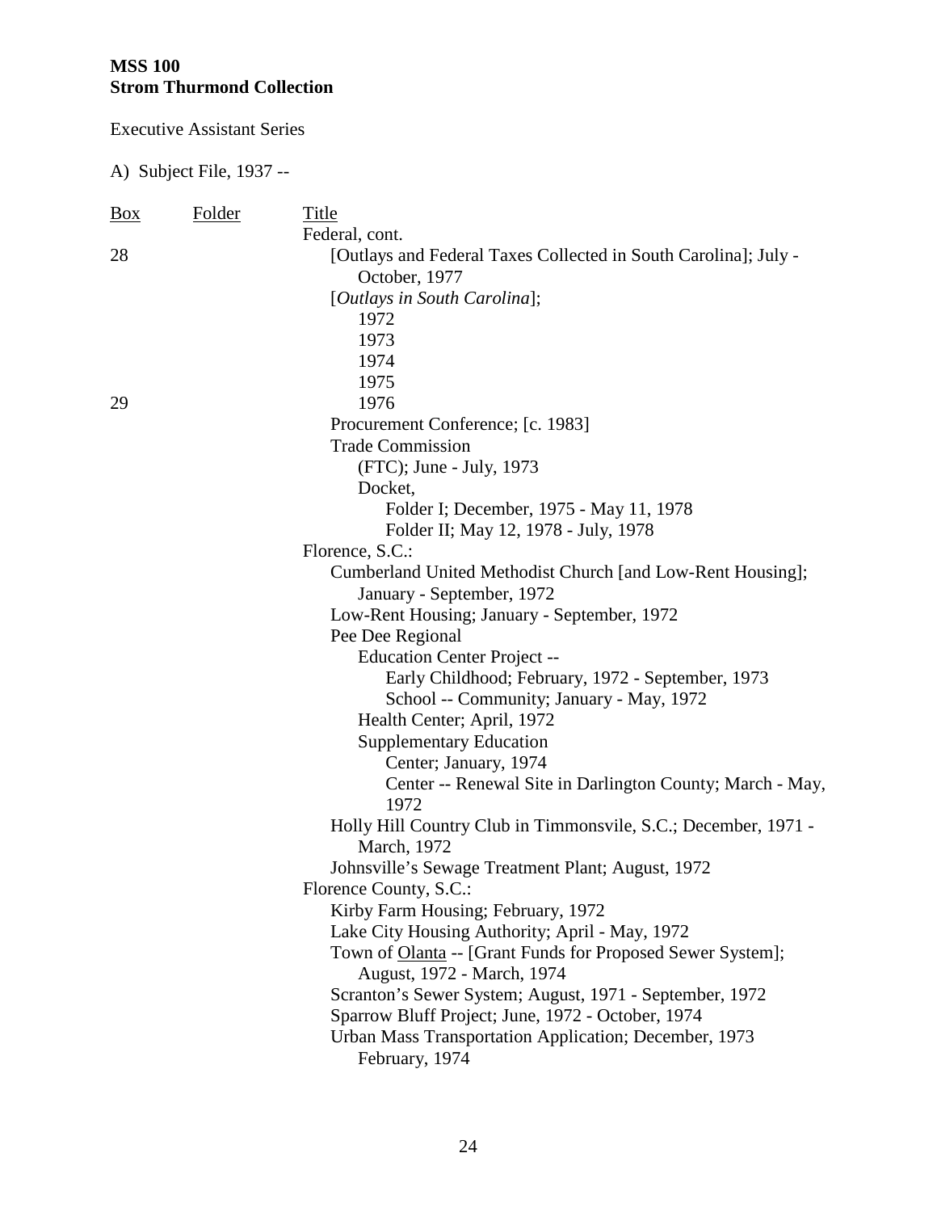**MSS 100**
**Strom Thurmond Collection**

Executive Assistant Series

A) Subject File, 1937 --

| Box | Folder | Title |
|---|---|---|
| | | Federal, cont. |
| 28 | | [Outlays and Federal Taxes Collected in South Carolina]; July - October, 1977 |
| | | [*Outlays in South Carolina*]; |
| | | 1972 |
| | | 1973 |
| | | 1974 |
| | | 1975 |
| 29 | | 1976 |
| | | Procurement Conference; [c. 1983] |
| | | Trade Commission |
| | | (FTC); June - July, 1973 |
| | | Docket, |
| | | Folder I; December, 1975 - May 11, 1978 |
| | | Folder II; May 12, 1978 - July, 1978 |
| | | Florence, S.C.: |
| | | Cumberland United Methodist Church [and Low-Rent Housing]; January - September, 1972 |
| | | Low-Rent Housing; January - September, 1972 |
| | | Pee Dee Regional |
| | | Education Center Project -- |
| | | Early Childhood; February, 1972 - September, 1973 |
| | | School -- Community; January - May, 1972 |
| | | Health Center; April, 1972 |
| | | Supplementary Education |
| | | Center; January, 1974 |
| | | Center -- Renewal Site in Darlington County; March - May, 1972 |
| | | Holly Hill Country Club in Timmonsvile, S.C.; December, 1971 - March, 1972 |
| | | Johnsville's Sewage Treatment Plant; August, 1972 |
| | | Florence County, S.C.: |
| | | Kirby Farm Housing; February, 1972 |
| | | Lake City Housing Authority; April - May, 1972 |
| | | Town of <u>Olanta</u> -- [Grant Funds for Proposed Sewer System]; August, 1972 - March, 1974 |
| | | Scranton's Sewer System; August, 1971 - September, 1972 |
| | | Sparrow Bluff Project; June, 1972 - October, 1974 |
| | | Urban Mass Transportation Application; December, 1973 February, 1974 |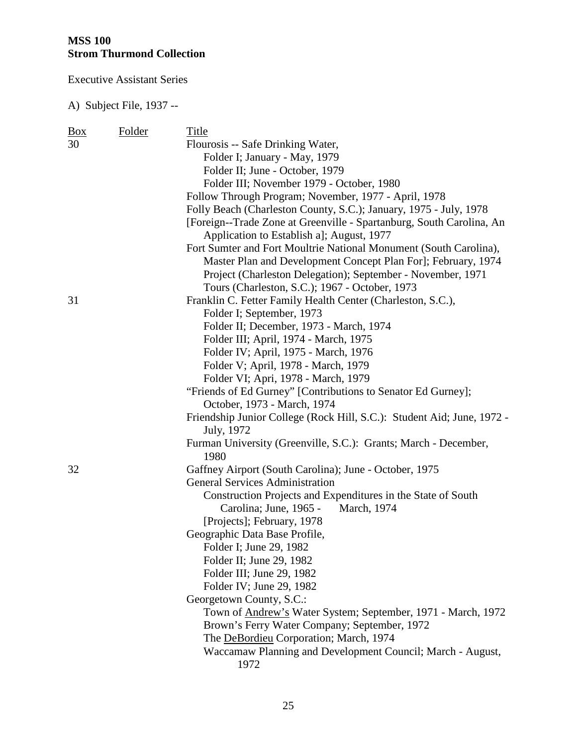**MSS 100**
**Strom Thurmond Collection**

Executive Assistant Series

A) Subject File, 1937 --

| Box | Folder | Title |
|---|---|---|
| 30 | | Flourosis -- Safe Drinking Water, |
| | | Folder I; January - May, 1979 |
| | | Folder II; June - October, 1979 |
| | | Folder III; November 1979 - October, 1980 |
| | | Follow Through Program; November, 1977 - April, 1978 |
| | | Folly Beach (Charleston County, S.C.); January, 1975 - July, 1978 |
| | | [Foreign--Trade Zone at Greenville - Spartanburg, South Carolina, An Application to Establish a]; August, 1977 |
| | | Fort Sumter and Fort Moultrie National Monument (South Carolina), Master Plan and Development Concept Plan For]; February, 1974 |
| | | Project (Charleston Delegation); September - November, 1971 |
| | | Tours (Charleston, S.C.); 1967 - October, 1973 |
| 31 | | Franklin C. Fetter Family Health Center (Charleston, S.C.), |
| | | Folder I; September, 1973 |
| | | Folder II; December, 1973 - March, 1974 |
| | | Folder III; April, 1974 - March, 1975 |
| | | Folder IV; April, 1975 - March, 1976 |
| | | Folder V; April, 1978 - March, 1979 |
| | | Folder VI; Apri, 1978 - March, 1979 |
| | | "Friends of Ed Gurney" [Contributions to Senator Ed Gurney]; October, 1973 - March, 1974 |
| | | Friendship Junior College (Rock Hill, S.C.): Student Aid; June, 1972 - July, 1972 |
| | | Furman University (Greenville, S.C.): Grants; March - December, 1980 |
| 32 | | Gaffney Airport (South Carolina); June - October, 1975 |
| | | General Services Administration |
| | | Construction Projects and Expenditures in the State of South Carolina; June, 1965 - March, 1974 |
| | | [Projects]; February, 1978 |
| | | Geographic Data Base Profile, |
| | | Folder I; June 29, 1982 |
| | | Folder II; June 29, 1982 |
| | | Folder III; June 29, 1982 |
| | | Folder IV; June 29, 1982 |
| | | Georgetown County, S.C.: |
| | | Town of Andrew's Water System; September, 1971 - March, 1972 |
| | | Brown's Ferry Water Company; September, 1972 |
| | | The DeBordieu Corporation; March, 1974 |
| | | Waccamaw Planning and Development Council; March - August, 1972 |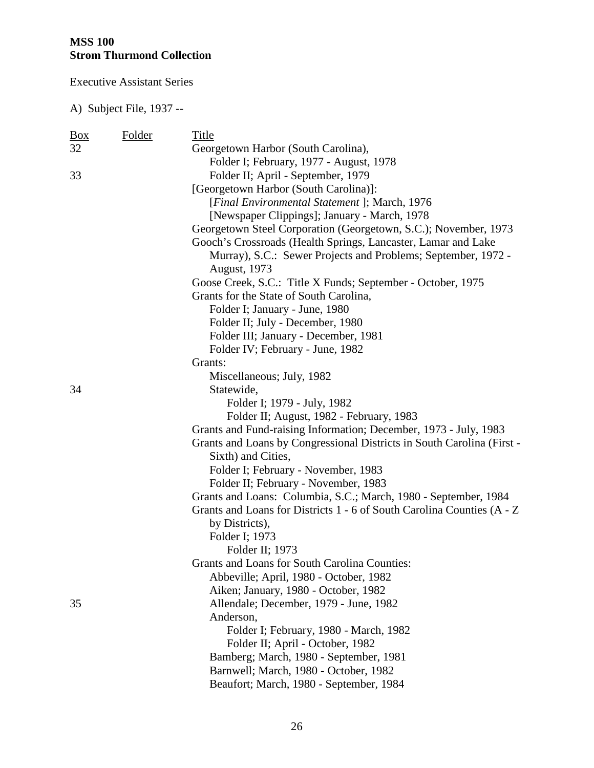**MSS 100**
**Strom Thurmond Collection**

Executive Assistant Series

A) Subject File, 1937 --

| Box | Folder | Title |
|---|---|---|
| 32 | | Georgetown Harbor (South Carolina), |
| | | Folder I; February, 1977 - August, 1978 |
| 33 | | Folder II; April - September, 1979 |
| | | [Georgetown Harbor (South Carolina)]: |
| | | [*Final Environmental Statement* ]; March, 1976 |
| | | [Newspaper Clippings]; January - March, 1978 |
| | | Georgetown Steel Corporation (Georgetown, S.C.); November, 1973 |
| | | Gooch's Crossroads (Health Springs, Lancaster, Lamar and Lake Murray), S.C.: Sewer Projects and Problems; September, 1972 - August, 1973 |
| | | Goose Creek, S.C.: Title X Funds; September - October, 1975 |
| | | Grants for the State of South Carolina, |
| | | Folder I; January - June, 1980 |
| | | Folder II; July - December, 1980 |
| | | Folder III; January - December, 1981 |
| | | Folder IV; February - June, 1982 |
| | | Grants: |
| | | Miscellaneous; July, 1982 |
| 34 | | Statewide, |
| | | Folder I; 1979 - July, 1982 |
| | | Folder II; August, 1982 - February, 1983 |
| | | Grants and Fund-raising Information; December, 1973 - July, 1983 |
| | | Grants and Loans by Congressional Districts in South Carolina (First - Sixth) and Cities, |
| | | Folder I; February - November, 1983 |
| | | Folder II; February - November, 1983 |
| | | Grants and Loans: Columbia, S.C.; March, 1980 - September, 1984 |
| | | Grants and Loans for Districts 1 - 6 of South Carolina Counties (A - Z by Districts), |
| | | Folder I; 1973 |
| | | Folder II; 1973 |
| | | Grants and Loans for South Carolina Counties: |
| | | Abbeville; April, 1980 - October, 1982 |
| | | Aiken; January, 1980 - October, 1982 |
| 35 | | Allendale; December, 1979 - June, 1982 |
| | | Anderson, |
| | | Folder I; February, 1980 - March, 1982 |
| | | Folder II; April - October, 1982 |
| | | Bamberg; March, 1980 - September, 1981 |
| | | Barnwell; March, 1980 - October, 1982 |
| | | Beaufort; March, 1980 - September, 1984 |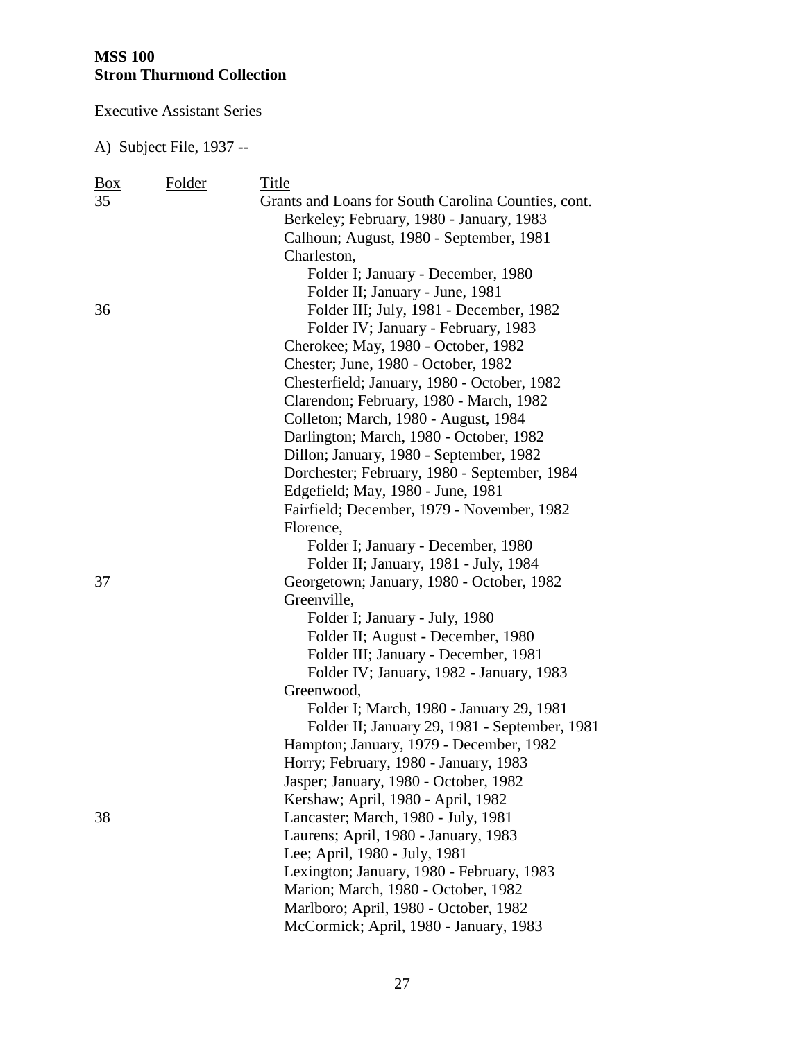**MSS 100**
**Strom Thurmond Collection**

Executive Assistant Series

A) Subject File, 1937 --

| Box | Folder | Title |
|---|---|---|
| 35 | | Grants and Loans for South Carolina Counties, cont. |
| | | Berkeley; February, 1980 - January, 1983 |
| | | Calhoun; August, 1980 - September, 1981 |
| | | Charleston, |
| | | Folder I; January - December, 1980 |
| | | Folder II; January - June, 1981 |
| 36 | | Folder III; July, 1981 - December, 1982 |
| | | Folder IV; January - February, 1983 |
| | | Cherokee; May, 1980 - October, 1982 |
| | | Chester; June, 1980 - October, 1982 |
| | | Chesterfield; January, 1980 - October, 1982 |
| | | Clarendon; February, 1980 - March, 1982 |
| | | Colleton; March, 1980 - August, 1984 |
| | | Darlington; March, 1980 - October, 1982 |
| | | Dillon; January, 1980 - September, 1982 |
| | | Dorchester; February, 1980 - September, 1984 |
| | | Edgefield; May, 1980 - June, 1981 |
| | | Fairfield; December, 1979 - November, 1982 |
| | | Florence, |
| | | Folder I; January - December, 1980 |
| | | Folder II; January, 1981 - July, 1984 |
| 37 | | Georgetown; January, 1980 - October, 1982 |
| | | Greenville, |
| | | Folder I; January - July, 1980 |
| | | Folder II; August - December, 1980 |
| | | Folder III; January - December, 1981 |
| | | Folder IV; January, 1982 - January, 1983 |
| | | Greenwood, |
| | | Folder I; March, 1980 - January 29, 1981 |
| | | Folder II; January 29, 1981 - September, 1981 |
| | | Hampton; January, 1979 - December, 1982 |
| | | Horry; February, 1980 - January, 1983 |
| | | Jasper; January, 1980 - October, 1982 |
| | | Kershaw; April, 1980 - April, 1982 |
| 38 | | Lancaster; March, 1980 - July, 1981 |
| | | Laurens; April, 1980 - January, 1983 |
| | | Lee; April, 1980 - July, 1981 |
| | | Lexington; January, 1980 - February, 1983 |
| | | Marion; March, 1980 - October, 1982 |
| | | Marlboro; April, 1980 - October, 1982 |
| | | McCormick; April, 1980 - January, 1983 |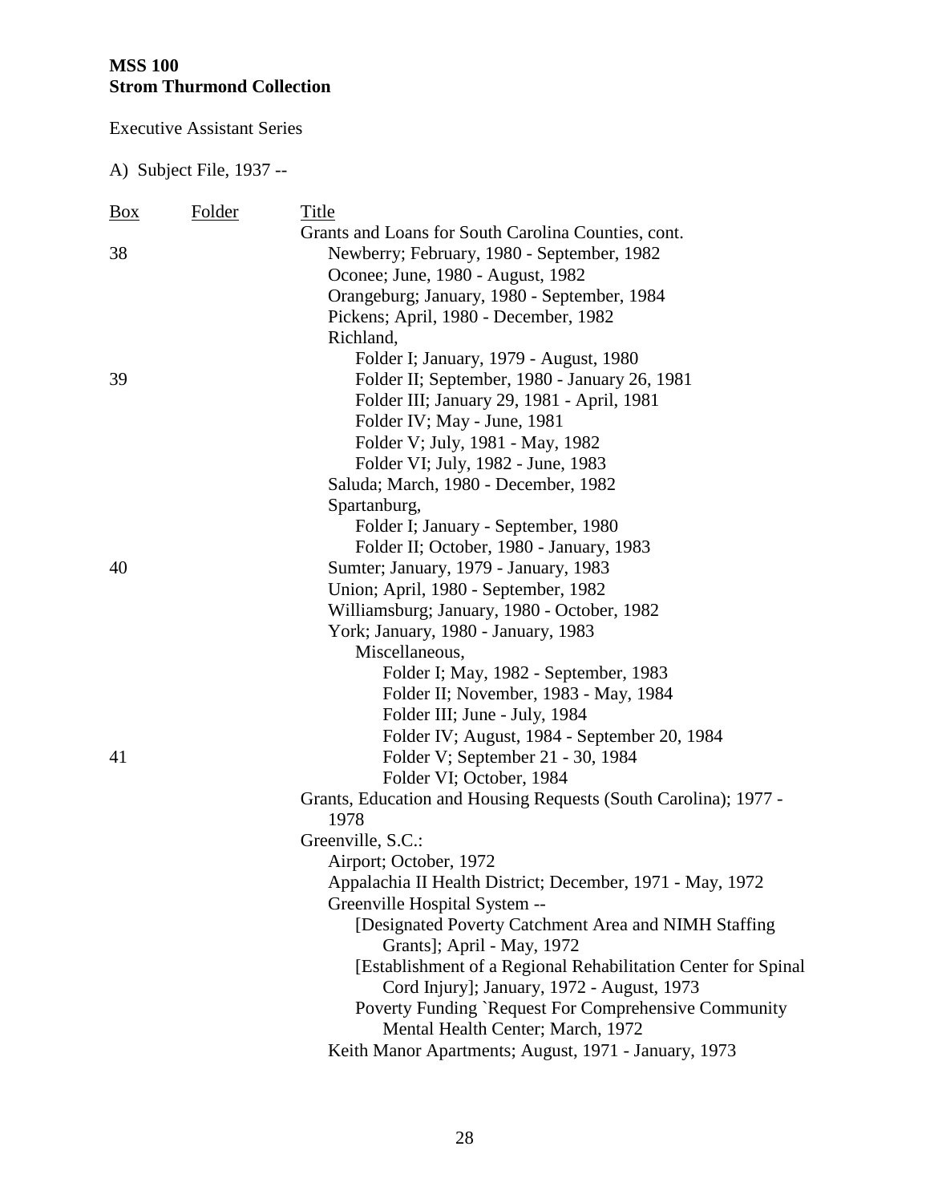**MSS 100**
**Strom Thurmond Collection**

Executive Assistant Series

A) Subject File, 1937 --

| Box | Folder | Title |
|---|---|---|
| | | Grants and Loans for South Carolina Counties, cont. |
| 38 | | Newberry; February, 1980 - September, 1982 |
| | | Oconee; June, 1980 - August, 1982 |
| | | Orangeburg; January, 1980 - September, 1984 |
| | | Pickens; April, 1980 - December, 1982 |
| | | Richland, |
| | | Folder I; January, 1979 - August, 1980 |
| 39 | | Folder II; September, 1980 - January 26, 1981 |
| | | Folder III; January 29, 1981 - April, 1981 |
| | | Folder IV; May - June, 1981 |
| | | Folder V; July, 1981 - May, 1982 |
| | | Folder VI; July, 1982 - June, 1983 |
| | | Saluda; March, 1980 - December, 1982 |
| | | Spartanburg, |
| | | Folder I; January - September, 1980 |
| | | Folder II; October, 1980 - January, 1983 |
| 40 | | Sumter; January, 1979 - January, 1983 |
| | | Union; April, 1980 - September, 1982 |
| | | Williamsburg; January, 1980 - October, 1982 |
| | | York; January, 1980 - January, 1983 |
| | | Miscellaneous, |
| | | Folder I; May, 1982 - September, 1983 |
| | | Folder II; November, 1983 - May, 1984 |
| | | Folder III; June - July, 1984 |
| | | Folder IV; August, 1984 - September 20, 1984 |
| 41 | | Folder V; September 21 - 30, 1984 |
| | | Folder VI; October, 1984 |
| | | Grants, Education and Housing Requests (South Carolina); 1977 - 1978 |
| | | Greenville, S.C.: |
| | | Airport; October, 1972 |
| | | Appalachia II Health District; December, 1971 - May, 1972 |
| | | Greenville Hospital System -- |
| | | [Designated Poverty Catchment Area and NIMH Staffing Grants]; April - May, 1972 |
| | | [Establishment of a Regional Rehabilitation Center for Spinal Cord Injury]; January, 1972 - August, 1973 |
| | | Poverty Funding `Request For Comprehensive Community Mental Health Center; March, 1972 |
| | | Keith Manor Apartments; August, 1971 - January, 1973 |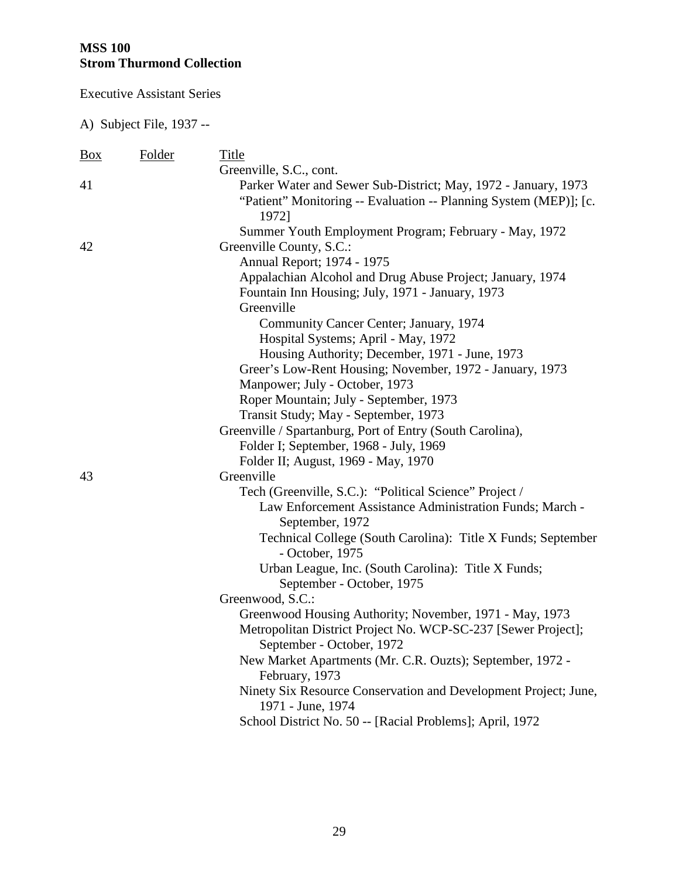**MSS 100**
**Strom Thurmond Collection**

Executive Assistant Series

A) Subject File, 1937 --

| Box | Folder | Title |
|---|---|---|
| | | Greenville, S.C., cont. |
| 41 | | Parker Water and Sewer Sub-District; May, 1972 - January, 1973 |
| | | "Patient" Monitoring -- Evaluation -- Planning System (MEP)]; [c. 1972] |
| | | Summer Youth Employment Program; February - May, 1972 |
| 42 | | Greenville County, S.C.: |
| | | Annual Report; 1974 - 1975 |
| | | Appalachian Alcohol and Drug Abuse Project; January, 1974 |
| | | Fountain Inn Housing; July, 1971 - January, 1973 |
| | | Greenville |
| | | Community Cancer Center; January, 1974 |
| | | Hospital Systems; April - May, 1972 |
| | | Housing Authority; December, 1971 - June, 1973 |
| | | Greer's Low-Rent Housing; November, 1972 - January, 1973 |
| | | Manpower; July - October, 1973 |
| | | Roper Mountain; July - September, 1973 |
| | | Transit Study; May - September, 1973 |
| | | Greenville / Spartanburg, Port of Entry (South Carolina), |
| | | Folder I; September, 1968 - July, 1969 |
| | | Folder II; August, 1969 - May, 1970 |
| 43 | | Greenville |
| | | Tech (Greenville, S.C.): "Political Science" Project / |
| | | Law Enforcement Assistance Administration Funds; March - September, 1972 |
| | | Technical College (South Carolina): Title X Funds; September - October, 1975 |
| | | Urban League, Inc. (South Carolina): Title X Funds; September - October, 1975 |
| | | Greenwood, S.C.: |
| | | Greenwood Housing Authority; November, 1971 - May, 1973 |
| | | Metropolitan District Project No. WCP-SC-237 [Sewer Project]; September - October, 1972 |
| | | New Market Apartments (Mr. C.R. Ouzts); September, 1972 - February, 1973 |
| | | Ninety Six Resource Conservation and Development Project; June, 1971 - June, 1974 |
| | | School District No. 50 -- [Racial Problems]; April, 1972 |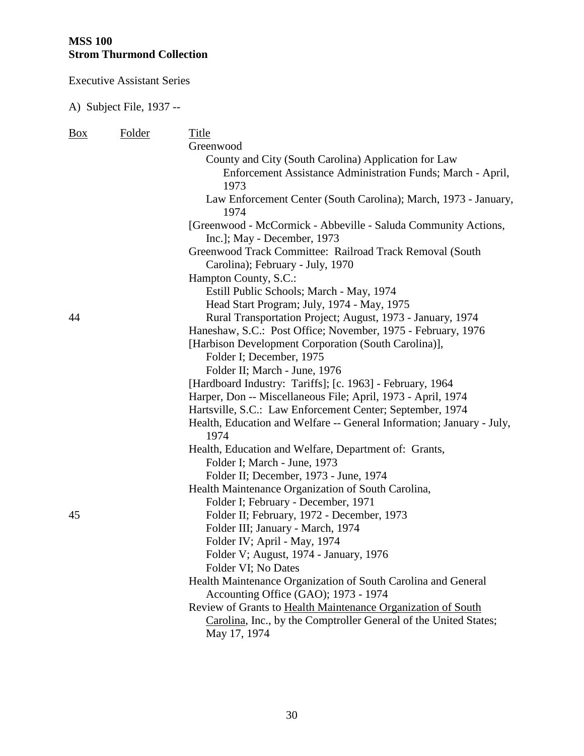**MSS 100**
**Strom Thurmond Collection**

Executive Assistant Series

A) Subject File, 1937 --

| Box | Folder | Title |
|---|---|---|
| | | Greenwood |
| | | County and City (South Carolina) Application for Law Enforcement Assistance Administration Funds; March - April, 1973 |
| | | Law Enforcement Center (South Carolina); March, 1973 - January, 1974 |
| | | [Greenwood - McCormick - Abbeville - Saluda Community Actions, Inc.]; May - December, 1973 |
| | | Greenwood Track Committee: Railroad Track Removal (South Carolina); February - July, 1970 |
| | | Hampton County, S.C.: |
| | | Estill Public Schools; March - May, 1974 |
| | | Head Start Program; July, 1974 - May, 1975 |
| 44 | | Rural Transportation Project; August, 1973 - January, 1974 |
| | | Haneshaw, S.C.: Post Office; November, 1975 - February, 1976 |
| | | [Harbison Development Corporation (South Carolina)], |
| | | Folder I; December, 1975 |
| | | Folder II; March - June, 1976 |
| | | [Hardboard Industry: Tariffs]; [c. 1963] - February, 1964 |
| | | Harper, Don -- Miscellaneous File; April, 1973 - April, 1974 |
| | | Hartsville, S.C.: Law Enforcement Center; September, 1974 |
| | | Health, Education and Welfare -- General Information; January - July, 1974 |
| | | Health, Education and Welfare, Department of: Grants, |
| | | Folder I; March - June, 1973 |
| | | Folder II; December, 1973 - June, 1974 |
| | | Health Maintenance Organization of South Carolina, |
| | | Folder I; February - December, 1971 |
| 45 | | Folder II; February, 1972 - December, 1973 |
| | | Folder III; January - March, 1974 |
| | | Folder IV; April - May, 1974 |
| | | Folder V; August, 1974 - January, 1976 |
| | | Folder VI; No Dates |
| | | Health Maintenance Organization of South Carolina and General Accounting Office (GAO); 1973 - 1974 |
| | | Review of Grants to Health Maintenance Organization of South Carolina, Inc., by the Comptroller General of the United States; May 17, 1974 |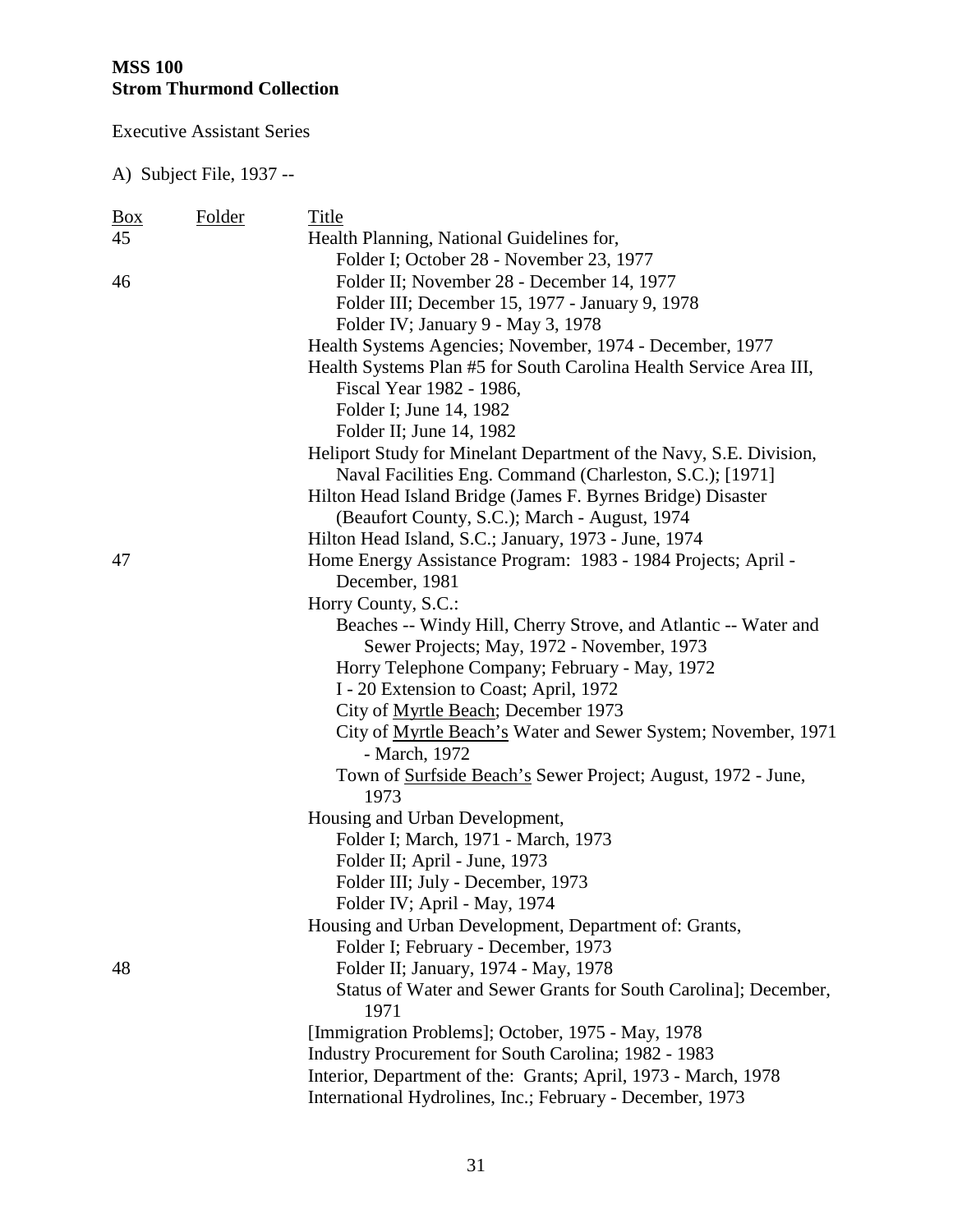**MSS 100**
**Strom Thurmond Collection**

Executive Assistant Series

A) Subject File, 1937 --

| Box | Folder | Title |
|---|---|---|
| 45 | | Health Planning, National Guidelines for, |
| | | Folder I; October 28 - November 23, 1977 |
| 46 | | Folder II; November 28 - December 14, 1977 |
| | | Folder III; December 15, 1977 - January 9, 1978 |
| | | Folder IV; January 9 - May 3, 1978 |
| | | Health Systems Agencies; November, 1974 - December, 1977 |
| | | Health Systems Plan #5 for South Carolina Health Service Area III, Fiscal Year 1982 - 1986, |
| | | Folder I; June 14, 1982 |
| | | Folder II; June 14, 1982 |
| | | Heliport Study for Minelant Department of the Navy, S.E. Division, Naval Facilities Eng. Command (Charleston, S.C.); [1971] |
| | | Hilton Head Island Bridge (James F. Byrnes Bridge) Disaster (Beaufort County, S.C.); March - August, 1974 |
| | | Hilton Head Island, S.C.; January, 1973 - June, 1974 |
| 47 | | Home Energy Assistance Program: 1983 - 1984 Projects; April - December, 1981 |
| | | Horry County, S.C.: |
| | | Beaches -- Windy Hill, Cherry Strove, and Atlantic -- Water and Sewer Projects; May, 1972 - November, 1973 |
| | | Horry Telephone Company; February - May, 1972 |
| | | I - 20 Extension to Coast; April, 1972 |
| | | City of <u>Myrtle Beach</u>; December 1973 |
| | | City of <u>Myrtle Beach's</u> Water and Sewer System; November, 1971 - March, 1972 |
| | | Town of <u>Surfside Beach's</u> Sewer Project; August, 1972 - June, 1973 |
| | | Housing and Urban Development, |
| | | Folder I; March, 1971 - March, 1973 |
| | | Folder II; April - June, 1973 |
| | | Folder III; July - December, 1973 |
| | | Folder IV; April - May, 1974 |
| | | Housing and Urban Development, Department of: Grants, |
| | | Folder I; February - December, 1973 |
| 48 | | Folder II; January, 1974 - May, 1978 |
| | | Status of Water and Sewer Grants for South Carolina]; December, 1971 |
| | | [Immigration Problems]; October, 1975 - May, 1978 |
| | | Industry Procurement for South Carolina; 1982 - 1983 |
| | | Interior, Department of the: Grants; April, 1973 - March, 1978 |
| | | International Hydrolines, Inc.; February - December, 1973 |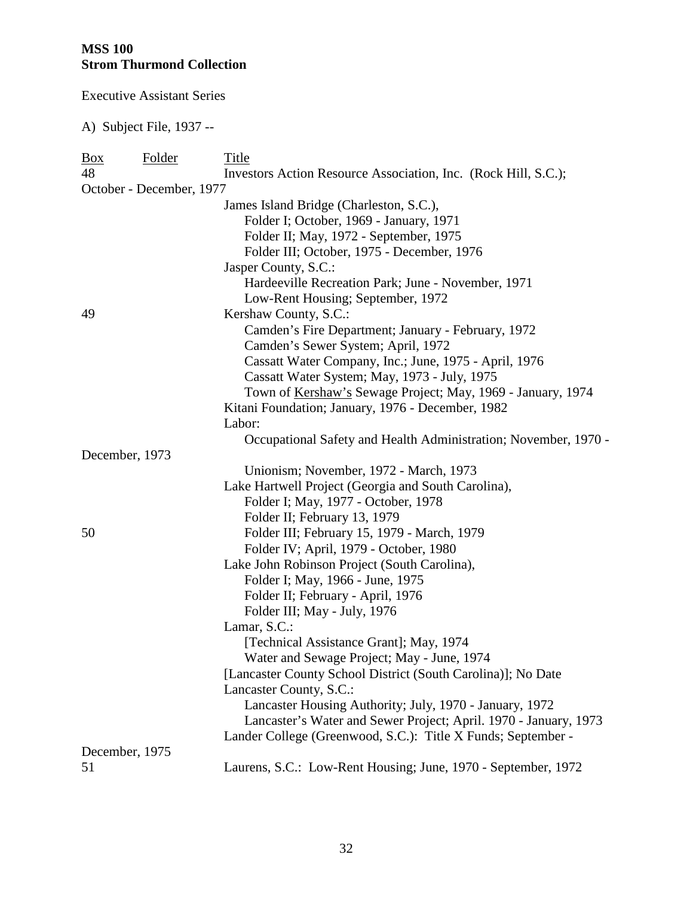**MSS 100**
**Strom Thurmond Collection**

Executive Assistant Series

A) Subject File, 1937 --

| Box | Folder | Title |
|---|---|---|
| 48 | | Investors Action Resource Association, Inc. (Rock Hill, S.C.); October - December, 1977 |
| | | James Island Bridge (Charleston, S.C.), |
| | | Folder I; October, 1969 - January, 1971 |
| | | Folder II; May, 1972 - September, 1975 |
| | | Folder III; October, 1975 - December, 1976 |
| | | Jasper County, S.C.: |
| | | Hardeeville Recreation Park; June - November, 1971 |
| | | Low-Rent Housing; September, 1972 |
| 49 | | Kershaw County, S.C.: |
| | | Camden's Fire Department; January - February, 1972 |
| | | Camden's Sewer System; April, 1972 |
| | | Cassatt Water Company, Inc.; June, 1975 - April, 1976 |
| | | Cassatt Water System; May, 1973 - July, 1975 |
| | | Town of Kershaw's Sewage Project; May, 1969 - January, 1974 |
| | | Kitani Foundation; January, 1976 - December, 1982 |
| | | Labor: |
| | | Occupational Safety and Health Administration; November, 1970 - December, 1973 |
| | | Unionism; November, 1972 - March, 1973 |
| | | Lake Hartwell Project (Georgia and South Carolina), |
| | | Folder I; May, 1977 - October, 1978 |
| | | Folder II; February 13, 1979 |
| 50 | | Folder III; February 15, 1979 - March, 1979 |
| | | Folder IV; April, 1979 - October, 1980 |
| | | Lake John Robinson Project (South Carolina), |
| | | Folder I; May, 1966 - June, 1975 |
| | | Folder II; February - April, 1976 |
| | | Folder III; May - July, 1976 |
| | | Lamar, S.C.: |
| | | [Technical Assistance Grant]; May, 1974 |
| | | Water and Sewage Project; May - June, 1974 |
| | | [Lancaster County School District (South Carolina)]; No Date |
| | | Lancaster County, S.C.: |
| | | Lancaster Housing Authority; July, 1970 - January, 1972 |
| | | Lancaster's Water and Sewer Project; April. 1970 - January, 1973 |
| | | Lander College (Greenwood, S.C.): Title X Funds; September - December, 1975 |
| 51 | | Laurens, S.C.: Low-Rent Housing; June, 1970 - September, 1972 |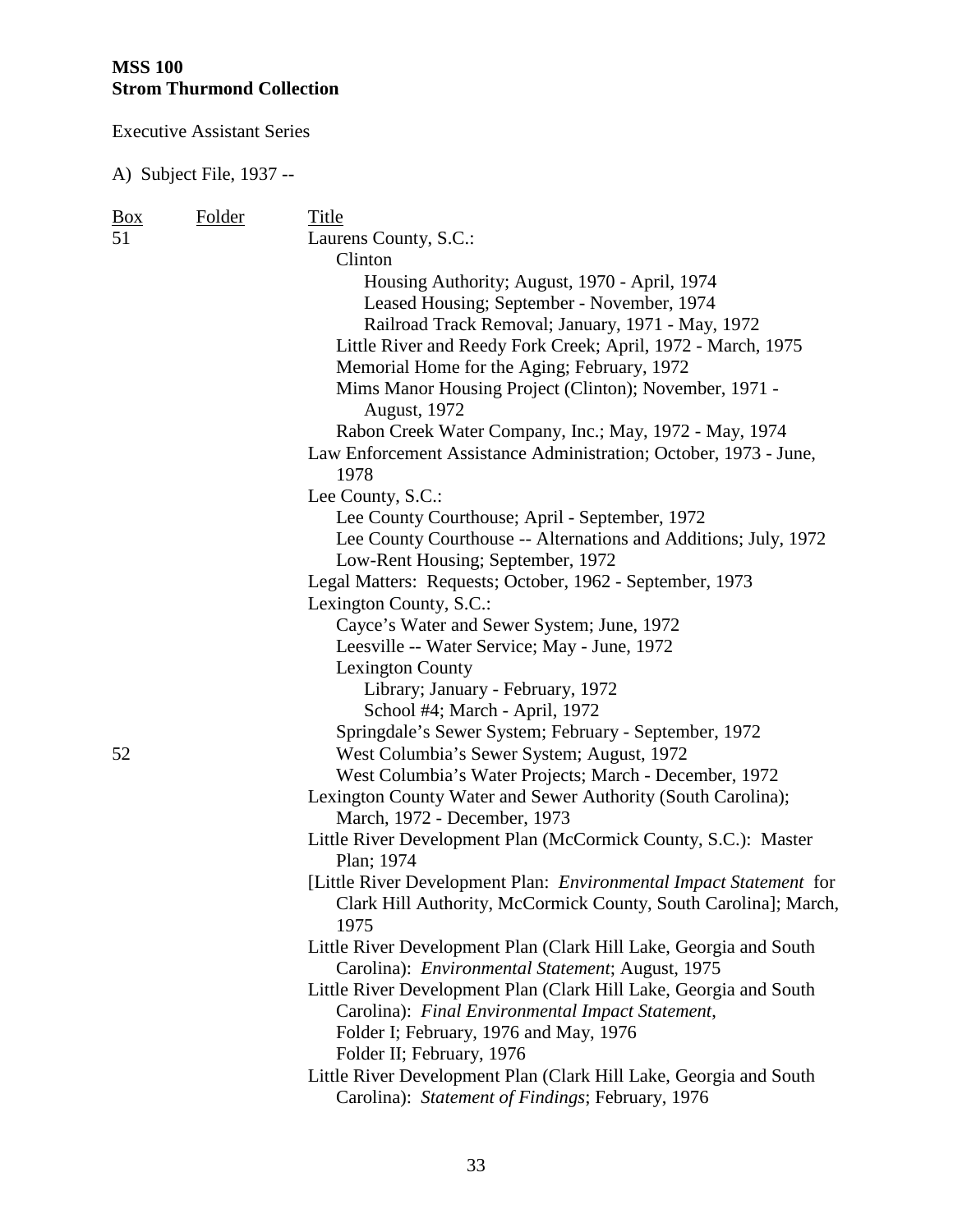**MSS 100**
**Strom Thurmond Collection**

Executive Assistant Series

A) Subject File, 1937 --

| Box | Folder | Title |
|---|---|---|
| 51 | | Laurens County, S.C.: |
| | | Clinton |
| | | Housing Authority; August, 1970 - April, 1974 |
| | | Leased Housing; September - November, 1974 |
| | | Railroad Track Removal; January, 1971 - May, 1972 |
| | | Little River and Reedy Fork Creek; April, 1972 - March, 1975 |
| | | Memorial Home for the Aging; February, 1972 |
| | | Mims Manor Housing Project (Clinton); November, 1971 - August, 1972 |
| | | Rabon Creek Water Company, Inc.; May, 1972 - May, 1974 |
| | | Law Enforcement Assistance Administration; October, 1973 - June, 1978 |
| | | Lee County, S.C.: |
| | | Lee County Courthouse; April - September, 1972 |
| | | Lee County Courthouse -- Alternations and Additions; July, 1972 |
| | | Low-Rent Housing; September, 1972 |
| | | Legal Matters: Requests; October, 1962 - September, 1973 |
| | | Lexington County, S.C.: |
| | | Cayce's Water and Sewer System; June, 1972 |
| | | Leesville -- Water Service; May - June, 1972 |
| | | Lexington County |
| | | Library; January - February, 1972 |
| | | School #4; March - April, 1972 |
| | | Springdale's Sewer System; February - September, 1972 |
| 52 | | West Columbia's Sewer System; August, 1972 |
| | | West Columbia's Water Projects; March - December, 1972 |
| | | Lexington County Water and Sewer Authority (South Carolina); March, 1972 - December, 1973 |
| | | Little River Development Plan (McCormick County, S.C.): Master Plan; 1974 |
| | | [Little River Development Plan: *Environmental Impact Statement* for Clark Hill Authority, McCormick County, South Carolina]; March, 1975 |
| | | Little River Development Plan (Clark Hill Lake, Georgia and South Carolina): *Environmental Statement*; August, 1975 |
| | | Little River Development Plan (Clark Hill Lake, Georgia and South Carolina): *Final Environmental Impact Statement*, |
| | | Folder I; February, 1976 and May, 1976 |
| | | Folder II; February, 1976 |
| | | Little River Development Plan (Clark Hill Lake, Georgia and South Carolina): *Statement of Findings*; February, 1976 |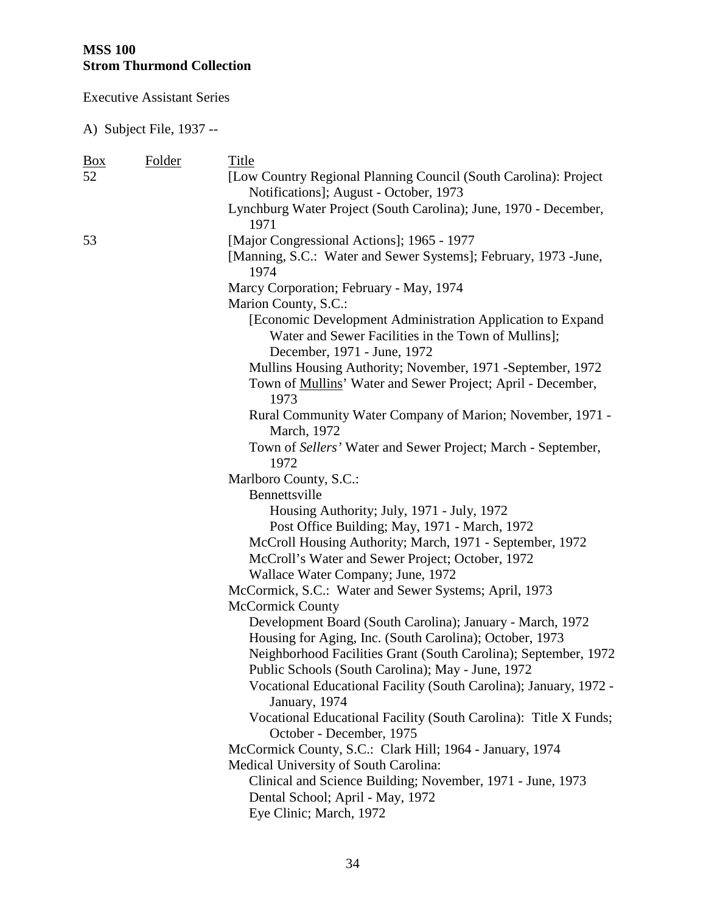**MSS 100**
**Strom Thurmond Collection**

Executive Assistant Series

A) Subject File, 1937 --

| Box | Folder | Title |
|---|---|---|
| 52 | | [Low Country Regional Planning Council (South Carolina): Project Notifications]; August - October, 1973 |
| | | Lynchburg Water Project (South Carolina); June, 1970 - December, 1971 |
| 53 | | [Major Congressional Actions]; 1965 - 1977 |
| | | [Manning, S.C.: Water and Sewer Systems]; February, 1973 -June, 1974 |
| | | Marcy Corporation; February - May, 1974 |
| | | Marion County, S.C.: |
| | | [Economic Development Administration Application to Expand Water and Sewer Facilities in the Town of Mullins]; December, 1971 - June, 1972 |
| | | Mullins Housing Authority; November, 1971 -September, 1972 |
| | | Town of Mullins' Water and Sewer Project; April - December, 1973 |
| | | Rural Community Water Company of Marion; November, 1971 - March, 1972 |
| | | Town of *Sellers'* Water and Sewer Project; March - September, 1972 |
| | | Marlboro County, S.C.: |
| | | Bennettsville |
| | | Housing Authority; July, 1971 - July, 1972 |
| | | Post Office Building; May, 1971 - March, 1972 |
| | | McCroll Housing Authority; March, 1971 - September, 1972 |
| | | McCroll's Water and Sewer Project; October, 1972 |
| | | Wallace Water Company; June, 1972 |
| | | McCormick, S.C.: Water and Sewer Systems; April, 1973 |
| | | McCormick County |
| | | Development Board (South Carolina); January - March, 1972 |
| | | Housing for Aging, Inc. (South Carolina); October, 1973 |
| | | Neighborhood Facilities Grant (South Carolina); September, 1972 |
| | | Public Schools (South Carolina); May - June, 1972 |
| | | Vocational Educational Facility (South Carolina); January, 1972 - January, 1974 |
| | | Vocational Educational Facility (South Carolina): Title X Funds; October - December, 1975 |
| | | McCormick County, S.C.: Clark Hill; 1964 - January, 1974 |
| | | Medical University of South Carolina: |
| | | Clinical and Science Building; November, 1971 - June, 1973 |
| | | Dental School; April - May, 1972 |
| | | Eye Clinic; March, 1972 |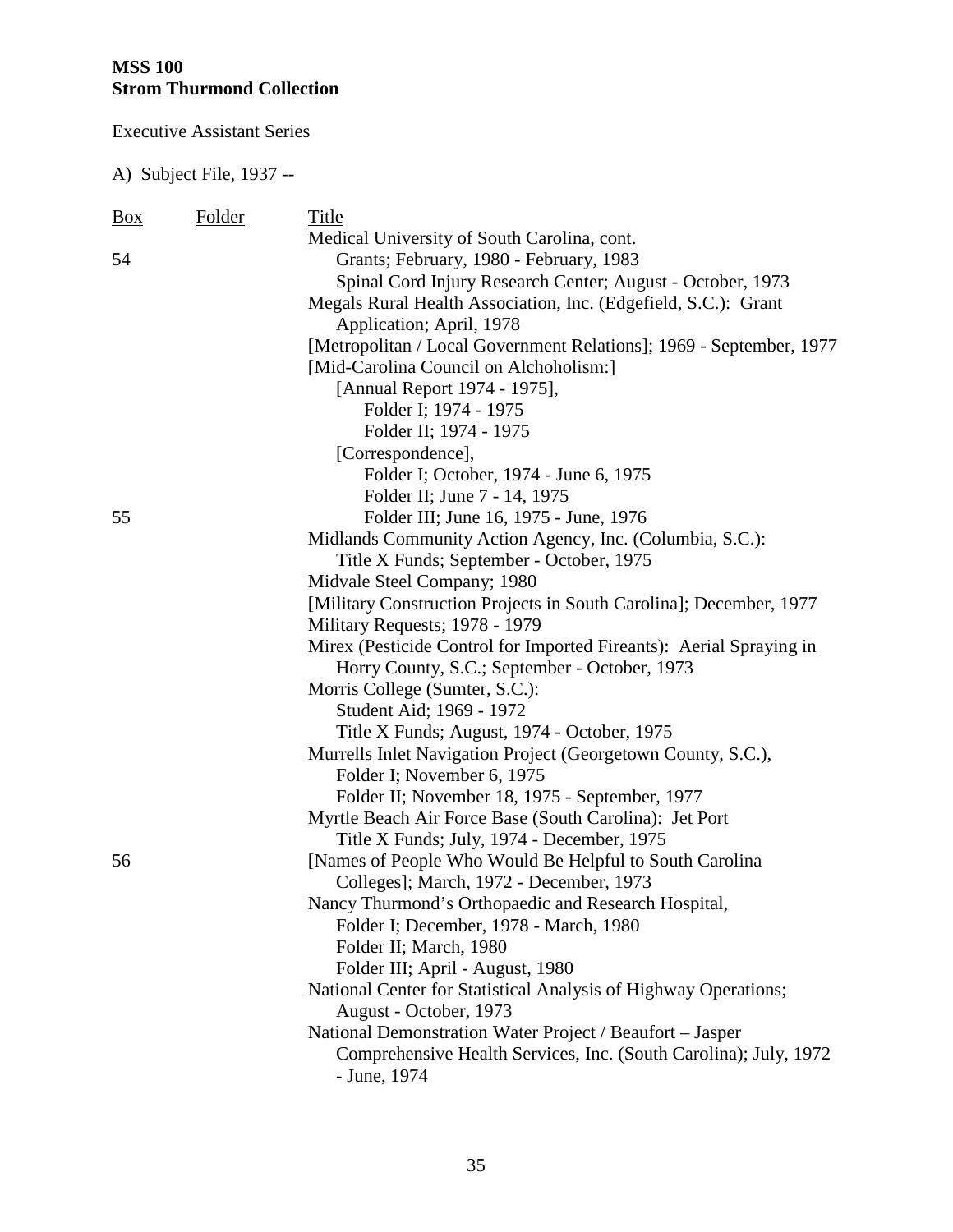**MSS 100**
**Strom Thurmond Collection**

Executive Assistant Series

A) Subject File, 1937 --

| Box | Folder | Title |
|---|---|---|
| | | Medical University of South Carolina, cont. |
| 54 | | Grants; February, 1980 - February, 1983 |
| | | Spinal Cord Injury Research Center; August - October, 1973 |
| | | Megals Rural Health Association, Inc. (Edgefield, S.C.): Grant Application; April, 1978 |
| | | [Metropolitan / Local Government Relations]; 1969 - September, 1977 |
| | | [Mid-Carolina Council on Alchoholism:] |
| | | [Annual Report 1974 - 1975], |
| | | Folder I; 1974 - 1975 |
| | | Folder II; 1974 - 1975 |
| | | [Correspondence], |
| | | Folder I; October, 1974 - June 6, 1975 |
| | | Folder II; June 7 - 14, 1975 |
| 55 | | Folder III; June 16, 1975 - June, 1976 |
| | | Midlands Community Action Agency, Inc. (Columbia, S.C.): Title X Funds; September - October, 1975 |
| | | Midvale Steel Company; 1980 |
| | | [Military Construction Projects in South Carolina]; December, 1977 |
| | | Military Requests; 1978 - 1979 |
| | | Mirex (Pesticide Control for Imported Fireants): Aerial Spraying in Horry County, S.C.; September - October, 1973 |
| | | Morris College (Sumter, S.C.): |
| | | Student Aid; 1969 - 1972 |
| | | Title X Funds; August, 1974 - October, 1975 |
| | | Murrells Inlet Navigation Project (Georgetown County, S.C.), |
| | | Folder I; November 6, 1975 |
| | | Folder II; November 18, 1975 - September, 1977 |
| | | Myrtle Beach Air Force Base (South Carolina): Jet Port Title X Funds; July, 1974 - December, 1975 |
| 56 | | [Names of People Who Would Be Helpful to South Carolina Colleges]; March, 1972 - December, 1973 |
| | | Nancy Thurmond's Orthopaedic and Research Hospital, |
| | | Folder I; December, 1978 - March, 1980 |
| | | Folder II; March, 1980 |
| | | Folder III; April - August, 1980 |
| | | National Center for Statistical Analysis of Highway Operations; August - October, 1973 |
| | | National Demonstration Water Project / Beaufort – Jasper Comprehensive Health Services, Inc. (South Carolina); July, 1972 - June, 1974 |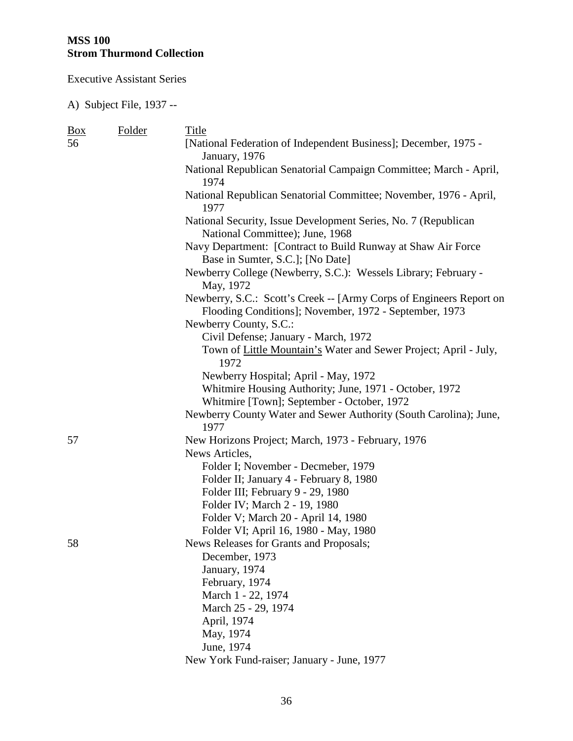**MSS 100**
**Strom Thurmond Collection**

Executive Assistant Series

A) Subject File, 1937 --

| Box | Folder | Title |
|---|---|---|
| 56 | | [National Federation of Independent Business]; December, 1975 - January, 1976 |
| | | National Republican Senatorial Campaign Committee; March - April, 1974 |
| | | National Republican Senatorial Committee; November, 1976 - April, 1977 |
| | | National Security, Issue Development Series, No. 7 (Republican National Committee); June, 1968 |
| | | Navy Department: [Contract to Build Runway at Shaw Air Force Base in Sumter, S.C.]; [No Date] |
| | | Newberry College (Newberry, S.C.): Wessels Library; February - May, 1972 |
| | | Newberry, S.C.: Scott's Creek -- [Army Corps of Engineers Report on Flooding Conditions]; November, 1972 - September, 1973 |
| | | Newberry County, S.C.: |
| | | Civil Defense; January - March, 1972 |
| | | Town of Little Mountain's Water and Sewer Project; April - July, 1972 |
| | | Newberry Hospital; April - May, 1972 |
| | | Whitmire Housing Authority; June, 1971 - October, 1972 |
| | | Whitmire [Town]; September - October, 1972 |
| | | Newberry County Water and Sewer Authority (South Carolina); June, 1977 |
| 57 | | New Horizons Project; March, 1973 - February, 1976 |
| | | News Articles, |
| | | Folder I; November - Decmeber, 1979 |
| | | Folder II; January 4 - February 8, 1980 |
| | | Folder III; February 9 - 29, 1980 |
| | | Folder IV; March 2 - 19, 1980 |
| | | Folder V; March 20 - April 14, 1980 |
| | | Folder VI; April 16, 1980 - May, 1980 |
| 58 | | News Releases for Grants and Proposals; |
| | | December, 1973 |
| | | January, 1974 |
| | | February, 1974 |
| | | March 1 - 22, 1974 |
| | | March 25 - 29, 1974 |
| | | April, 1974 |
| | | May, 1974 |
| | | June, 1974 |
| | | New York Fund-raiser; January - June, 1977 |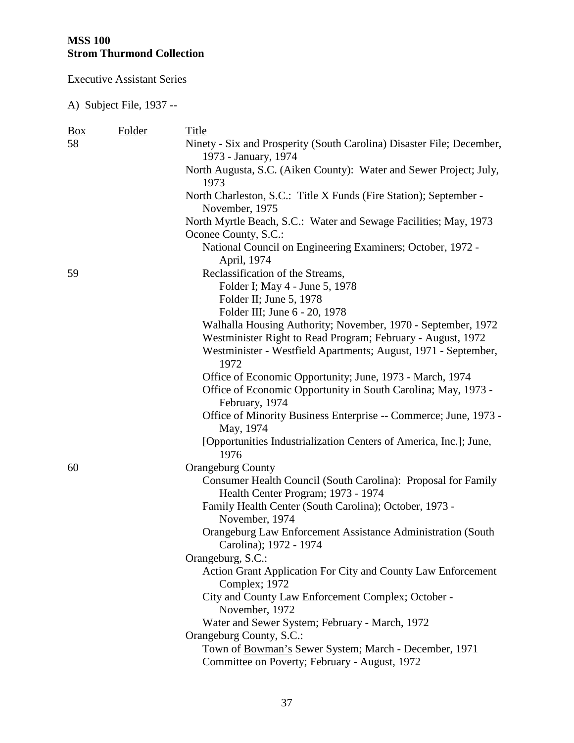**MSS 100**
**Strom Thurmond Collection**

Executive Assistant Series

A) Subject File, 1937 --

| Box | Folder | Title |
|---|---|---|
| 58 | | Ninety - Six and Prosperity (South Carolina) Disaster File; December, 1973 - January, 1974 |
| | | North Augusta, S.C. (Aiken County): Water and Sewer Project; July, 1973 |
| | | North Charleston, S.C.: Title X Funds (Fire Station); September - November, 1975 |
| | | North Myrtle Beach, S.C.: Water and Sewage Facilities; May, 1973 |
| | | Oconee County, S.C.: |
| | | National Council on Engineering Examiners; October, 1972 - April, 1974 |
| 59 | | Reclassification of the Streams, |
| | | Folder I; May 4 - June 5, 1978 |
| | | Folder II; June 5, 1978 |
| | | Folder III; June 6 - 20, 1978 |
| | | Walhalla Housing Authority; November, 1970 - September, 1972 |
| | | Westminister Right to Read Program; February - August, 1972 |
| | | Westminister - Westfield Apartments; August, 1971 - September, 1972 |
| | | Office of Economic Opportunity; June, 1973 - March, 1974 |
| | | Office of Economic Opportunity in South Carolina; May, 1973 - February, 1974 |
| | | Office of Minority Business Enterprise -- Commerce; June, 1973 - May, 1974 |
| | | [Opportunities Industrialization Centers of America, Inc.]; June, 1976 |
| 60 | | Orangeburg County |
| | | Consumer Health Council (South Carolina): Proposal for Family Health Center Program; 1973 - 1974 |
| | | Family Health Center (South Carolina); October, 1973 - November, 1974 |
| | | Orangeburg Law Enforcement Assistance Administration (South Carolina); 1972 - 1974 |
| | | Orangeburg, S.C.: |
| | | Action Grant Application For City and County Law Enforcement Complex; 1972 |
| | | City and County Law Enforcement Complex; October - November, 1972 |
| | | Water and Sewer System; February - March, 1972 |
| | | Orangeburg County, S.C.: |
| | | Town of Bowman's Sewer System; March - December, 1971 |
| | | Committee on Poverty; February - August, 1972 |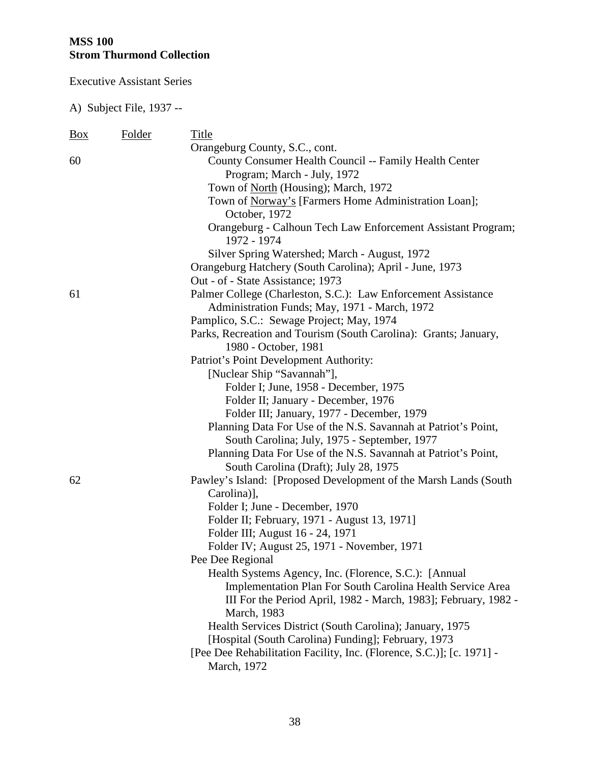**MSS 100**
**Strom Thurmond Collection**

Executive Assistant Series

A) Subject File, 1937 --

| Box | Folder | Title |
|---|---|---|
| | | Orangeburg County, S.C., cont. |
| 60 | | County Consumer Health Council -- Family Health Center Program; March - July, 1972 |
| | | Town of North (Housing); March, 1972 |
| | | Town of Norway's [Farmers Home Administration Loan]; October, 1972 |
| | | Orangeburg - Calhoun Tech Law Enforcement Assistant Program; 1972 - 1974 |
| | | Silver Spring Watershed; March - August, 1972 |
| | | Orangeburg Hatchery (South Carolina); April - June, 1973 |
| | | Out - of - State Assistance; 1973 |
| 61 | | Palmer College (Charleston, S.C.): Law Enforcement Assistance Administration Funds; May, 1971 - March, 1972 |
| | | Pamplico, S.C.: Sewage Project; May, 1974 |
| | | Parks, Recreation and Tourism (South Carolina): Grants; January, 1980 - October, 1981 |
| | | Patriot's Point Development Authority: |
| | | [Nuclear Ship "Savannah"], |
| | | Folder I; June, 1958 - December, 1975 |
| | | Folder II; January - December, 1976 |
| | | Folder III; January, 1977 - December, 1979 |
| | | Planning Data For Use of the N.S. Savannah at Patriot's Point, South Carolina; July, 1975 - September, 1977 |
| | | Planning Data For Use of the N.S. Savannah at Patriot's Point, South Carolina (Draft); July 28, 1975 |
| 62 | | Pawley's Island: [Proposed Development of the Marsh Lands (South Carolina)], |
| | | Folder I; June - December, 1970 |
| | | Folder II; February, 1971 - August 13, 1971] |
| | | Folder III; August 16 - 24, 1971 |
| | | Folder IV; August 25, 1971 - November, 1971 |
| | | Pee Dee Regional |
| | | Health Systems Agency, Inc. (Florence, S.C.): [Annual Implementation Plan For South Carolina Health Service Area III For the Period April, 1982 - March, 1983]; February, 1982 - March, 1983 |
| | | Health Services District (South Carolina); January, 1975 |
| | | [Hospital (South Carolina) Funding]; February, 1973 |
| | | [Pee Dee Rehabilitation Facility, Inc. (Florence, S.C.)]; [c. 1971] - March, 1972 |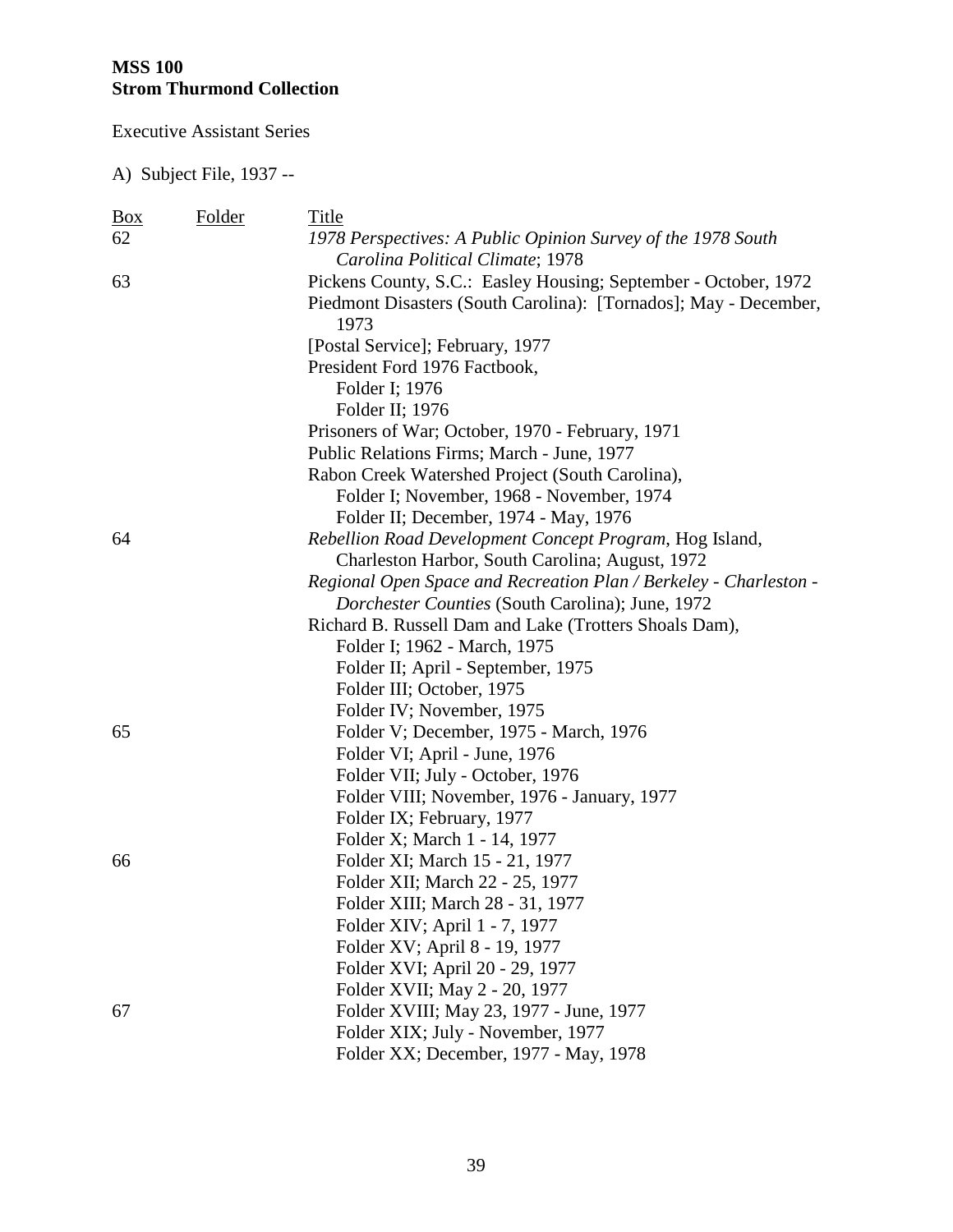**MSS 100**
**Strom Thurmond Collection**

Executive Assistant Series

A) Subject File, 1937 --

| Box | Folder | Title |
|---|---|---|
| 62 | | *1978 Perspectives: A Public Opinion Survey of the 1978 South Carolina Political Climate*; 1978 |
| 63 | | Pickens County, S.C.: Easley Housing; September - October, 1972 |
| | | Piedmont Disasters (South Carolina): [Tornados]; May - December, 1973 |
| | | [Postal Service]; February, 1977 |
| | | President Ford 1976 Factbook, |
| | | Folder I; 1976 |
| | | Folder II; 1976 |
| | | Prisoners of War; October, 1970 - February, 1971 |
| | | Public Relations Firms; March - June, 1977 |
| | | Rabon Creek Watershed Project (South Carolina), |
| | | Folder I; November, 1968 - November, 1974 |
| | | Folder II; December, 1974 - May, 1976 |
| 64 | | *Rebellion Road Development Concept Program*, Hog Island, Charleston Harbor, South Carolina; August, 1972 |
| | | *Regional Open Space and Recreation Plan / Berkeley - Charleston - Dorchester Counties* (South Carolina); June, 1972 |
| | | Richard B. Russell Dam and Lake (Trotters Shoals Dam), |
| | | Folder I; 1962 - March, 1975 |
| | | Folder II; April - September, 1975 |
| | | Folder III; October, 1975 |
| | | Folder IV; November, 1975 |
| 65 | | Folder V; December, 1975 - March, 1976 |
| | | Folder VI; April - June, 1976 |
| | | Folder VII; July - October, 1976 |
| | | Folder VIII; November, 1976 - January, 1977 |
| | | Folder IX; February, 1977 |
| | | Folder X; March 1 - 14, 1977 |
| 66 | | Folder XI; March 15 - 21, 1977 |
| | | Folder XII; March 22 - 25, 1977 |
| | | Folder XIII; March 28 - 31, 1977 |
| | | Folder XIV; April 1 - 7, 1977 |
| | | Folder XV; April 8 - 19, 1977 |
| | | Folder XVI; April 20 - 29, 1977 |
| | | Folder XVII; May 2 - 20, 1977 |
| 67 | | Folder XVIII; May 23, 1977 - June, 1977 |
| | | Folder XIX; July - November, 1977 |
| | | Folder XX; December, 1977 - May, 1978 |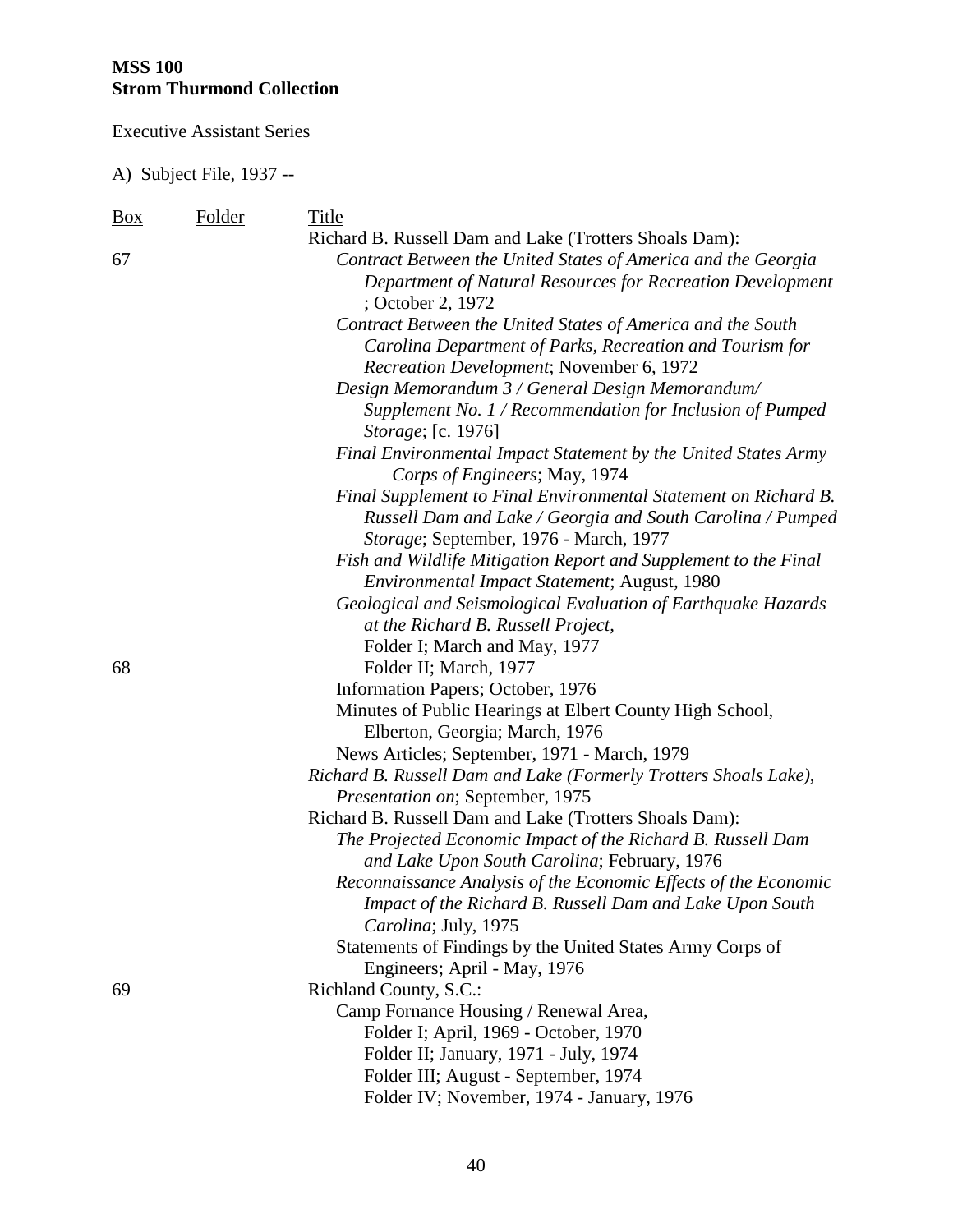**MSS 100**
**Strom Thurmond Collection**

Executive Assistant Series

A) Subject File, 1937 --

| Box | Folder | Title |
|---|---|---|
| | | Richard B. Russell Dam and Lake (Trotters Shoals Dam): |
| 67 | | *Contract Between the United States of America and the Georgia Department of Natural Resources for Recreation Development* ; October 2, 1972 |
| | | *Contract Between the United States of America and the South Carolina Department of Parks, Recreation and Tourism for Recreation Development*; November 6, 1972 |
| | | *Design Memorandum 3 / General Design Memorandum/ Supplement No. 1 / Recommendation for Inclusion of Pumped Storage*; [c. 1976] |
| | | *Final Environmental Impact Statement by the United States Army Corps of Engineers*; May, 1974 |
| | | *Final Supplement to Final Environmental Statement on Richard B. Russell Dam and Lake / Georgia and South Carolina / Pumped Storage*; September, 1976 - March, 1977 |
| | | *Fish and Wildlife Mitigation Report and Supplement to the Final Environmental Impact Statement*; August, 1980 |
| | | *Geological and Seismological Evaluation of Earthquake Hazards at the Richard B. Russell Project*, |
| | | Folder I; March and May, 1977 |
| 68 | | Folder II; March, 1977 |
| | | Information Papers; October, 1976 |
| | | Minutes of Public Hearings at Elbert County High School, Elberton, Georgia; March, 1976 |
| | | News Articles; September, 1971 - March, 1979 |
| | | *Richard B. Russell Dam and Lake (Formerly Trotters Shoals Lake), Presentation on*; September, 1975 |
| | | Richard B. Russell Dam and Lake (Trotters Shoals Dam): |
| | | *The Projected Economic Impact of the Richard B. Russell Dam and Lake Upon South Carolina*; February, 1976 |
| | | *Reconnaissance Analysis of the Economic Effects of the Economic Impact of the Richard B. Russell Dam and Lake Upon South Carolina*; July, 1975 |
| | | Statements of Findings by the United States Army Corps of Engineers; April - May, 1976 |
| 69 | | Richland County, S.C.: |
| | | Camp Fornance Housing / Renewal Area, |
| | | Folder I; April, 1969 - October, 1970 |
| | | Folder II; January, 1971 - July, 1974 |
| | | Folder III; August - September, 1974 |
| | | Folder IV; November, 1974 - January, 1976 |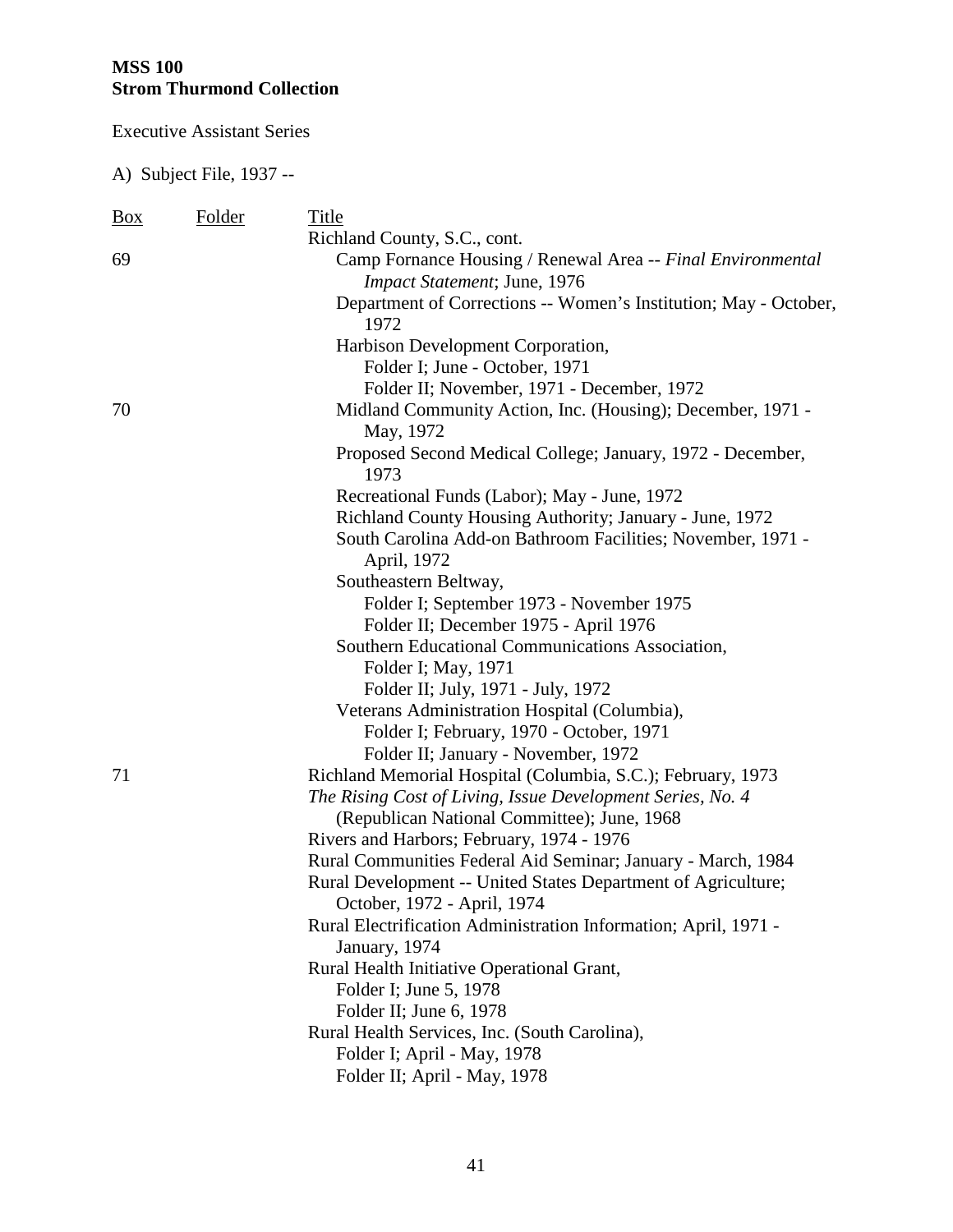**MSS 100**
**Strom Thurmond Collection**

Executive Assistant Series

A) Subject File, 1937 --

| Box | Folder | Title |
|---|---|---|
| | | Richland County, S.C., cont. |
| 69 | | Camp Fornance Housing / Renewal Area -- *Final Environmental Impact Statement*; June, 1976 |
| | | Department of Corrections -- Women's Institution; May - October, 1972 |
| | | Harbison Development Corporation, |
| | | Folder I; June - October, 1971 |
| | | Folder II; November, 1971 - December, 1972 |
| 70 | | Midland Community Action, Inc. (Housing); December, 1971 - May, 1972 |
| | | Proposed Second Medical College; January, 1972 - December, 1973 |
| | | Recreational Funds (Labor); May - June, 1972 |
| | | Richland County Housing Authority; January - June, 1972 |
| | | South Carolina Add-on Bathroom Facilities; November, 1971 - April, 1972 |
| | | Southeastern Beltway, |
| | | Folder I; September 1973 - November 1975 |
| | | Folder II; December 1975 - April 1976 |
| | | Southern Educational Communications Association, |
| | | Folder I; May, 1971 |
| | | Folder II; July, 1971 - July, 1972 |
| | | Veterans Administration Hospital (Columbia), |
| | | Folder I; February, 1970 - October, 1971 |
| | | Folder II; January - November, 1972 |
| 71 | | Richland Memorial Hospital (Columbia, S.C.); February, 1973 |
| | | *The Rising Cost of Living, Issue Development Series, No. 4* (Republican National Committee); June, 1968 |
| | | Rivers and Harbors; February, 1974 - 1976 |
| | | Rural Communities Federal Aid Seminar; January - March, 1984 |
| | | Rural Development -- United States Department of Agriculture; October, 1972 - April, 1974 |
| | | Rural Electrification Administration Information; April, 1971 - January, 1974 |
| | | Rural Health Initiative Operational Grant, |
| | | Folder I; June 5, 1978 |
| | | Folder II; June 6, 1978 |
| | | Rural Health Services, Inc. (South Carolina), |
| | | Folder I; April - May, 1978 |
| | | Folder II; April - May, 1978 |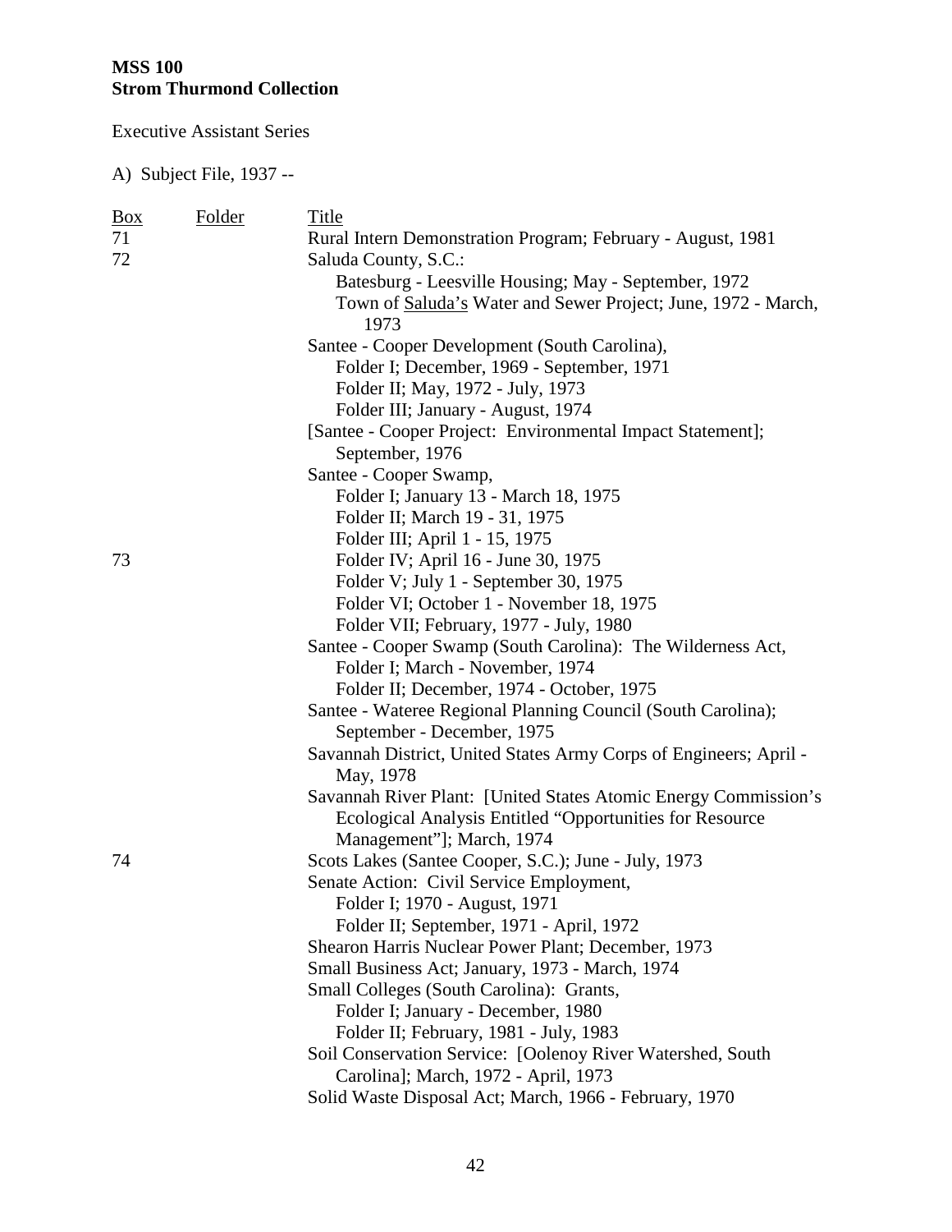**MSS 100**
**Strom Thurmond Collection**

Executive Assistant Series

A) Subject File, 1937 --

| Box | Folder | Title |
|---|---|---|
| 71 | | Rural Intern Demonstration Program; February - August, 1981 |
| 72 | | Saluda County, S.C.: |
| | | Batesburg - Leesville Housing; May - September, 1972 |
| | | Town of Saluda's Water and Sewer Project; June, 1972 - March, 1973 |
| | | Santee - Cooper Development (South Carolina), |
| | | Folder I; December, 1969 - September, 1971 |
| | | Folder II; May, 1972 - July, 1973 |
| | | Folder III; January - August, 1974 |
| | | [Santee - Cooper Project: Environmental Impact Statement]; September, 1976 |
| | | Santee - Cooper Swamp, |
| | | Folder I; January 13 - March 18, 1975 |
| | | Folder II; March 19 - 31, 1975 |
| | | Folder III; April 1 - 15, 1975 |
| 73 | | Folder IV; April 16 - June 30, 1975 |
| | | Folder V; July 1 - September 30, 1975 |
| | | Folder VI; October 1 - November 18, 1975 |
| | | Folder VII; February, 1977 - July, 1980 |
| | | Santee - Cooper Swamp (South Carolina): The Wilderness Act, |
| | | Folder I; March - November, 1974 |
| | | Folder II; December, 1974 - October, 1975 |
| | | Santee - Wateree Regional Planning Council (South Carolina); September - December, 1975 |
| | | Savannah District, United States Army Corps of Engineers; April - May, 1978 |
| | | Savannah River Plant: [United States Atomic Energy Commission's Ecological Analysis Entitled "Opportunities for Resource Management"]; March, 1974 |
| 74 | | Scots Lakes (Santee Cooper, S.C.); June - July, 1973 |
| | | Senate Action: Civil Service Employment, |
| | | Folder I; 1970 - August, 1971 |
| | | Folder II; September, 1971 - April, 1972 |
| | | Shearon Harris Nuclear Power Plant; December, 1973 |
| | | Small Business Act; January, 1973 - March, 1974 |
| | | Small Colleges (South Carolina): Grants, |
| | | Folder I; January - December, 1980 |
| | | Folder II; February, 1981 - July, 1983 |
| | | Soil Conservation Service: [Oolenoy River Watershed, South Carolina]; March, 1972 - April, 1973 |
| | | Solid Waste Disposal Act; March, 1966 - February, 1970 |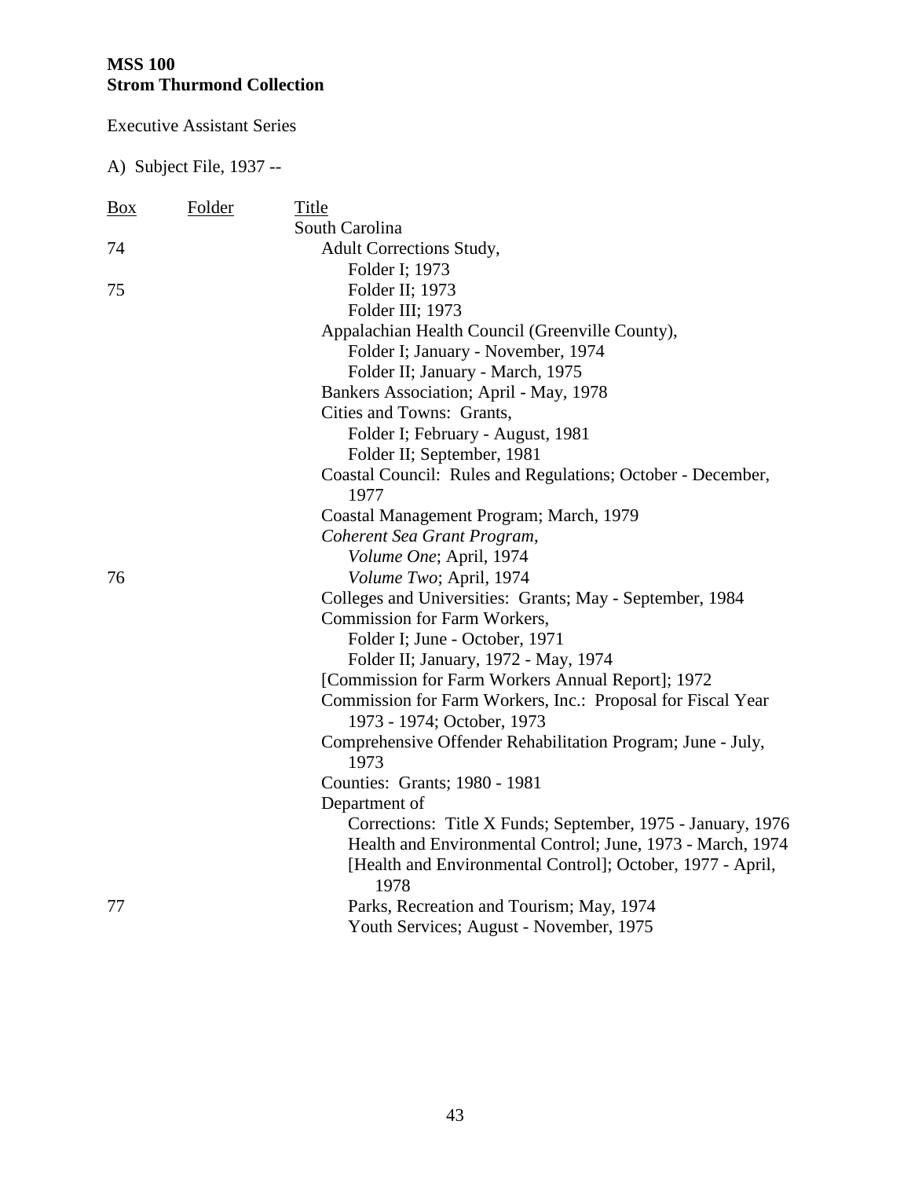**MSS 100**
**Strom Thurmond Collection**

Executive Assistant Series

A) Subject File, 1937 --

| Box | Folder | Title |
|---|---|---|
| | | South Carolina |
| 74 | | Adult Corrections Study, |
| | | Folder I; 1973 |
| 75 | | Folder II; 1973 |
| | | Folder III; 1973 |
| | | Appalachian Health Council (Greenville County), |
| | | Folder I; January - November, 1974 |
| | | Folder II; January - March, 1975 |
| | | Bankers Association; April - May, 1978 |
| | | Cities and Towns: Grants, |
| | | Folder I; February - August, 1981 |
| | | Folder II; September, 1981 |
| | | Coastal Council: Rules and Regulations; October - December, 1977 |
| | | Coastal Management Program; March, 1979 |
| | | *Coherent Sea Grant Program*, |
| | | *Volume One*; April, 1974 |
| 76 | | *Volume Two*; April, 1974 |
| | | Colleges and Universities: Grants; May - September, 1984 |
| | | Commission for Farm Workers, |
| | | Folder I; June - October, 1971 |
| | | Folder II; January, 1972 - May, 1974 |
| | | [Commission for Farm Workers Annual Report]; 1972 |
| | | Commission for Farm Workers, Inc.: Proposal for Fiscal Year 1973 - 1974; October, 1973 |
| | | Comprehensive Offender Rehabilitation Program; June - July, 1973 |
| | | Counties: Grants; 1980 - 1981 |
| | | Department of |
| | | Corrections: Title X Funds; September, 1975 - January, 1976 |
| | | Health and Environmental Control; June, 1973 - March, 1974 |
| | | [Health and Environmental Control]; October, 1977 - April, 1978 |
| 77 | | Parks, Recreation and Tourism; May, 1974 |
| | | Youth Services; August - November, 1975 |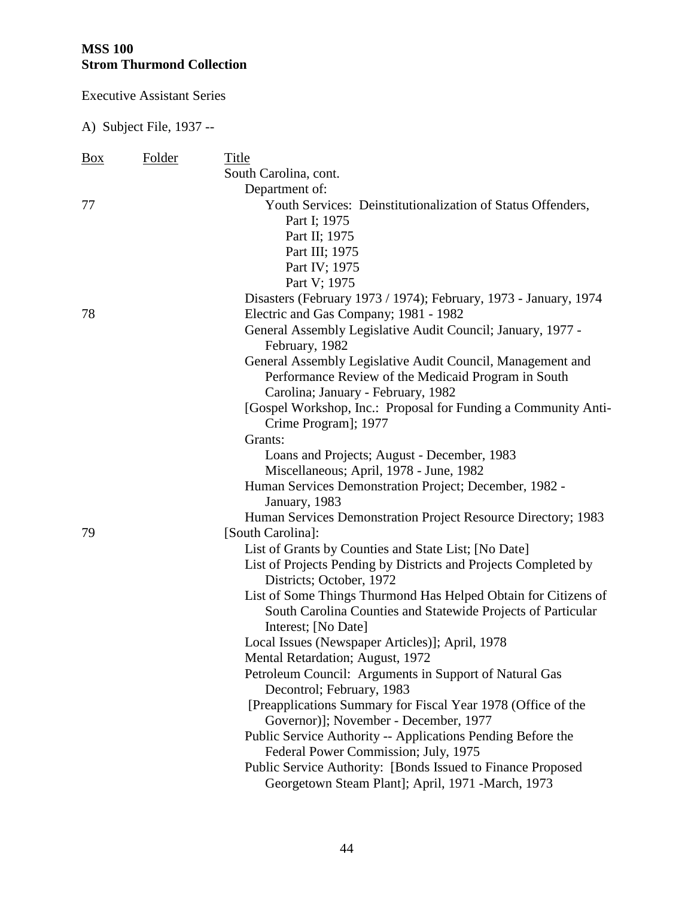**MSS 100**
**Strom Thurmond Collection**

Executive Assistant Series

A) Subject File, 1937 --

| Box | Folder | Title |
|---|---|---|
| | | South Carolina, cont. |
| | | Department of: |
| 77 | | Youth Services: Deinstitutionalization of Status Offenders, |
| | | Part I; 1975 |
| | | Part II; 1975 |
| | | Part III; 1975 |
| | | Part IV; 1975 |
| | | Part V; 1975 |
| | | Disasters (February 1973 / 1974); February, 1973 - January, 1974 |
| 78 | | Electric and Gas Company; 1981 - 1982 |
| | | General Assembly Legislative Audit Council; January, 1977 - February, 1982 |
| | | General Assembly Legislative Audit Council, Management and Performance Review of the Medicaid Program in South Carolina; January - February, 1982 |
| | | [Gospel Workshop, Inc.: Proposal for Funding a Community Anti-Crime Program]; 1977 |
| | | Grants: |
| | | Loans and Projects; August - December, 1983 |
| | | Miscellaneous; April, 1978 - June, 1982 |
| | | Human Services Demonstration Project; December, 1982 - January, 1983 |
| | | Human Services Demonstration Project Resource Directory; 1983 |
| 79 | | [South Carolina]: |
| | | List of Grants by Counties and State List; [No Date] |
| | | List of Projects Pending by Districts and Projects Completed by Districts; October, 1972 |
| | | List of Some Things Thurmond Has Helped Obtain for Citizens of South Carolina Counties and Statewide Projects of Particular Interest; [No Date] |
| | | Local Issues (Newspaper Articles)]; April, 1978 |
| | | Mental Retardation; August, 1972 |
| | | Petroleum Council: Arguments in Support of Natural Gas Decontrol; February, 1983 |
| | | [Preapplications Summary for Fiscal Year 1978 (Office of the Governor)]; November - December, 1977 |
| | | Public Service Authority -- Applications Pending Before the Federal Power Commission; July, 1975 |
| | | Public Service Authority: [Bonds Issued to Finance Proposed Georgetown Steam Plant]; April, 1971 -March, 1973 |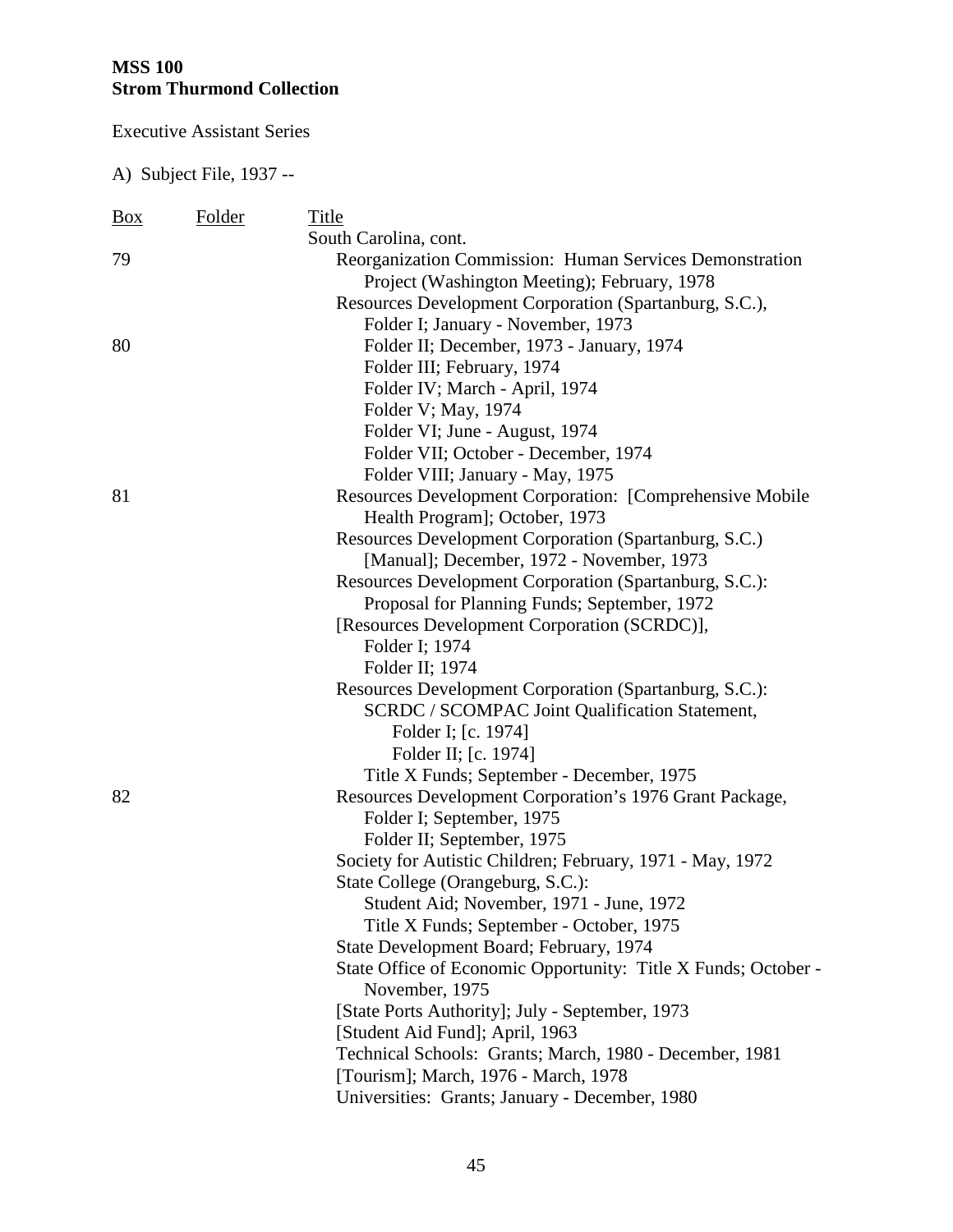**MSS 100**
**Strom Thurmond Collection**

Executive Assistant Series

A) Subject File, 1937 --

| Box | Folder | Title |
|---|---|---|
| | | South Carolina, cont. |
| 79 | | Reorganization Commission: Human Services Demonstration Project (Washington Meeting); February, 1978 |
| | | Resources Development Corporation (Spartanburg, S.C.), |
| | | Folder I; January - November, 1973 |
| 80 | | Folder II; December, 1973 - January, 1974 |
| | | Folder III; February, 1974 |
| | | Folder IV; March - April, 1974 |
| | | Folder V; May, 1974 |
| | | Folder VI; June - August, 1974 |
| | | Folder VII; October - December, 1974 |
| | | Folder VIII; January - May, 1975 |
| 81 | | Resources Development Corporation: [Comprehensive Mobile Health Program]; October, 1973 |
| | | Resources Development Corporation (Spartanburg, S.C.) [Manual]; December, 1972 - November, 1973 |
| | | Resources Development Corporation (Spartanburg, S.C.): Proposal for Planning Funds; September, 1972 |
| | | [Resources Development Corporation (SCRDC)], |
| | | Folder I; 1974 |
| | | Folder II; 1974 |
| | | Resources Development Corporation (Spartanburg, S.C.): |
| | | SCRDC / SCOMPAC Joint Qualification Statement, |
| | | Folder I; [c. 1974] |
| | | Folder II; [c. 1974] |
| | | Title X Funds; September - December, 1975 |
| 82 | | Resources Development Corporation's 1976 Grant Package, |
| | | Folder I; September, 1975 |
| | | Folder II; September, 1975 |
| | | Society for Autistic Children; February, 1971 - May, 1972 |
| | | State College (Orangeburg, S.C.): |
| | | Student Aid; November, 1971 - June, 1972 |
| | | Title X Funds; September - October, 1975 |
| | | State Development Board; February, 1974 |
| | | State Office of Economic Opportunity: Title X Funds; October - November, 1975 |
| | | [State Ports Authority]; July - September, 1973 |
| | | [Student Aid Fund]; April, 1963 |
| | | Technical Schools: Grants; March, 1980 - December, 1981 |
| | | [Tourism]; March, 1976 - March, 1978 |
| | | Universities: Grants; January - December, 1980 |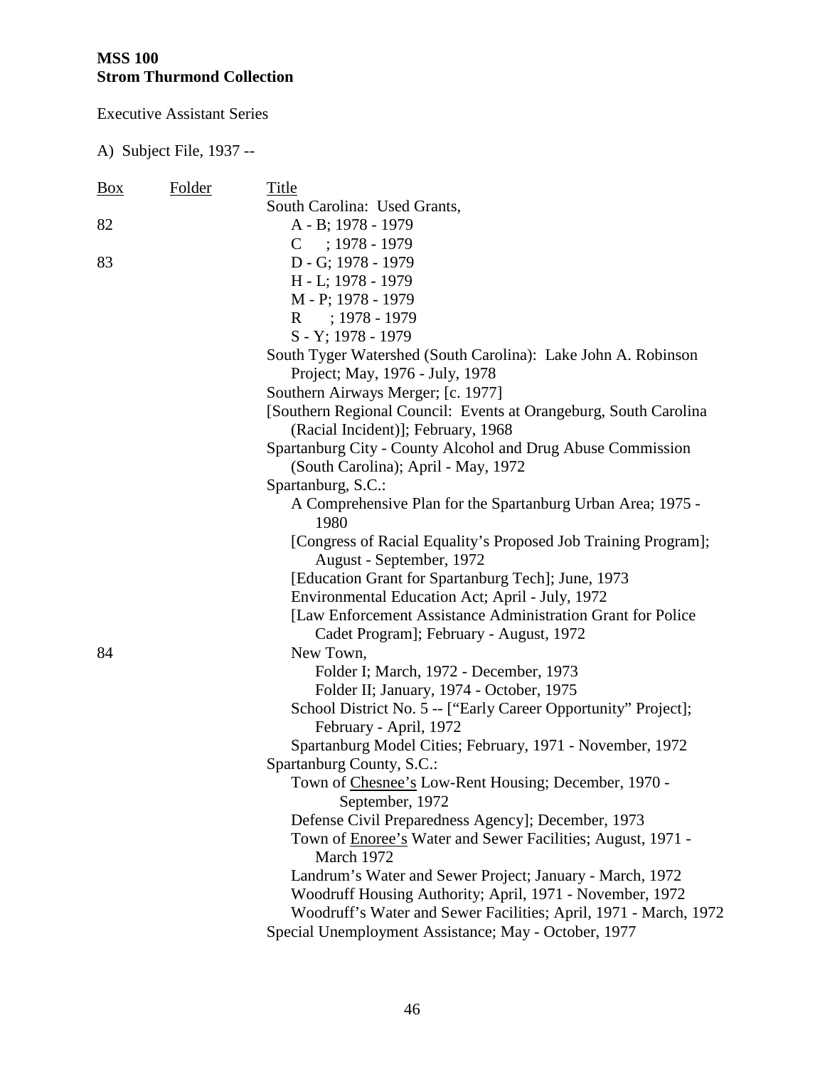**MSS 100**
**Strom Thurmond Collection**

Executive Assistant Series

A) Subject File, 1937 --

| Box | Folder | Title |
|---|---|---|
| | | South Carolina: Used Grants, |
| 82 | | A - B; 1978 - 1979 |
| | | C ; 1978 - 1979 |
| 83 | | D - G; 1978 - 1979 |
| | | H - L; 1978 - 1979 |
| | | M - P; 1978 - 1979 |
| | | R ; 1978 - 1979 |
| | | S - Y; 1978 - 1979 |
| | | South Tyger Watershed (South Carolina): Lake John A. Robinson Project; May, 1976 - July, 1978 |
| | | Southern Airways Merger; [c. 1977] |
| | | [Southern Regional Council: Events at Orangeburg, South Carolina (Racial Incident)]; February, 1968 |
| | | Spartanburg City - County Alcohol and Drug Abuse Commission (South Carolina); April - May, 1972 |
| | | Spartanburg, S.C.: |
| | | A Comprehensive Plan for the Spartanburg Urban Area; 1975 - 1980 |
| | | [Congress of Racial Equality's Proposed Job Training Program]; August - September, 1972 |
| | | [Education Grant for Spartanburg Tech]; June, 1973 |
| | | Environmental Education Act; April - July, 1972 |
| | | [Law Enforcement Assistance Administration Grant for Police Cadet Program]; February - August, 1972 |
| 84 | | New Town, |
| | | Folder I; March, 1972 - December, 1973 |
| | | Folder II; January, 1974 - October, 1975 |
| | | School District No. 5 -- ["Early Career Opportunity" Project]; February - April, 1972 |
| | | Spartanburg Model Cities; February, 1971 - November, 1972 |
| | | Spartanburg County, S.C.: |
| | | Town of Chesnee's Low-Rent Housing; December, 1970 - September, 1972 |
| | | Defense Civil Preparedness Agency]; December, 1973 |
| | | Town of Enoree's Water and Sewer Facilities; August, 1971 - March 1972 |
| | | Landrum's Water and Sewer Project; January - March, 1972 |
| | | Woodruff Housing Authority; April, 1971 - November, 1972 |
| | | Woodruff's Water and Sewer Facilities; April, 1971 - March, 1972 |
| | | Special Unemployment Assistance; May - October, 1977 |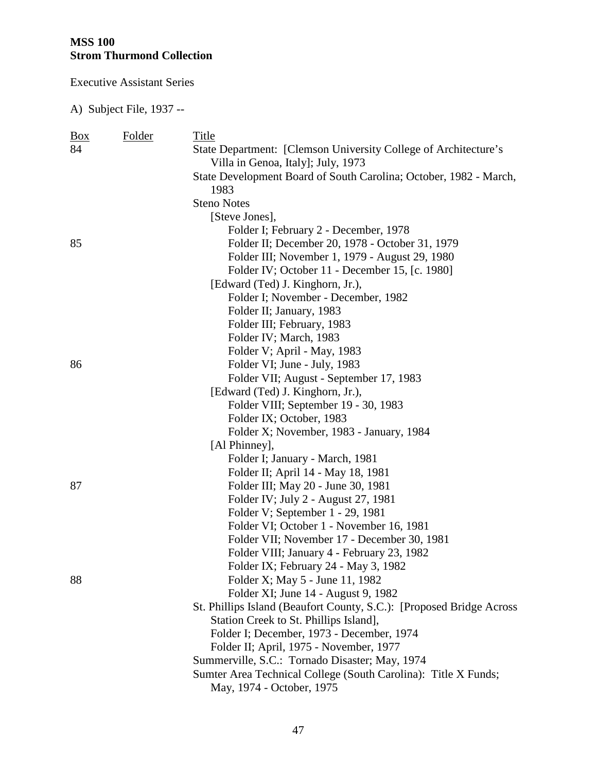**MSS 100**
**Strom Thurmond Collection**

Executive Assistant Series

A) Subject File, 1937 --

| Box | Folder | Title |
|---|---|---|
| 84 | | State Department: [Clemson University College of Architecture's Villa in Genoa, Italy]; July, 1973 |
| | | State Development Board of South Carolina; October, 1982 - March, 1983 |
| | | Steno Notes |
| | | [Steve Jones], |
| | | Folder I; February 2 - December, 1978 |
| 85 | | Folder II; December 20, 1978 - October 31, 1979 |
| | | Folder III; November 1, 1979 - August 29, 1980 |
| | | Folder IV; October 11 - December 15, [c. 1980] |
| | | [Edward (Ted) J. Kinghorn, Jr.), |
| | | Folder I; November - December, 1982 |
| | | Folder II; January, 1983 |
| | | Folder III; February, 1983 |
| | | Folder IV; March, 1983 |
| | | Folder V; April - May, 1983 |
| 86 | | Folder VI; June - July, 1983 |
| | | Folder VII; August - September 17, 1983 |
| | | [Edward (Ted) J. Kinghorn, Jr.), |
| | | Folder VIII; September 19 - 30, 1983 |
| | | Folder IX; October, 1983 |
| | | Folder X; November, 1983 - January, 1984 |
| | | [Al Phinney], |
| | | Folder I; January - March, 1981 |
| | | Folder II; April 14 - May 18, 1981 |
| 87 | | Folder III; May 20 - June 30, 1981 |
| | | Folder IV; July 2 - August 27, 1981 |
| | | Folder V; September 1 - 29, 1981 |
| | | Folder VI; October 1 - November 16, 1981 |
| | | Folder VII; November 17 - December 30, 1981 |
| | | Folder VIII; January 4 - February 23, 1982 |
| | | Folder IX; February 24 - May 3, 1982 |
| 88 | | Folder X; May 5 - June 11, 1982 |
| | | Folder XI; June 14 - August 9, 1982 |
| | | St. Phillips Island (Beaufort County, S.C.): [Proposed Bridge Across Station Creek to St. Phillips Island], |
| | | Folder I; December, 1973 - December, 1974 |
| | | Folder II; April, 1975 - November, 1977 |
| | | Summerville, S.C.: Tornado Disaster; May, 1974 |
| | | Sumter Area Technical College (South Carolina): Title X Funds; May, 1974 - October, 1975 |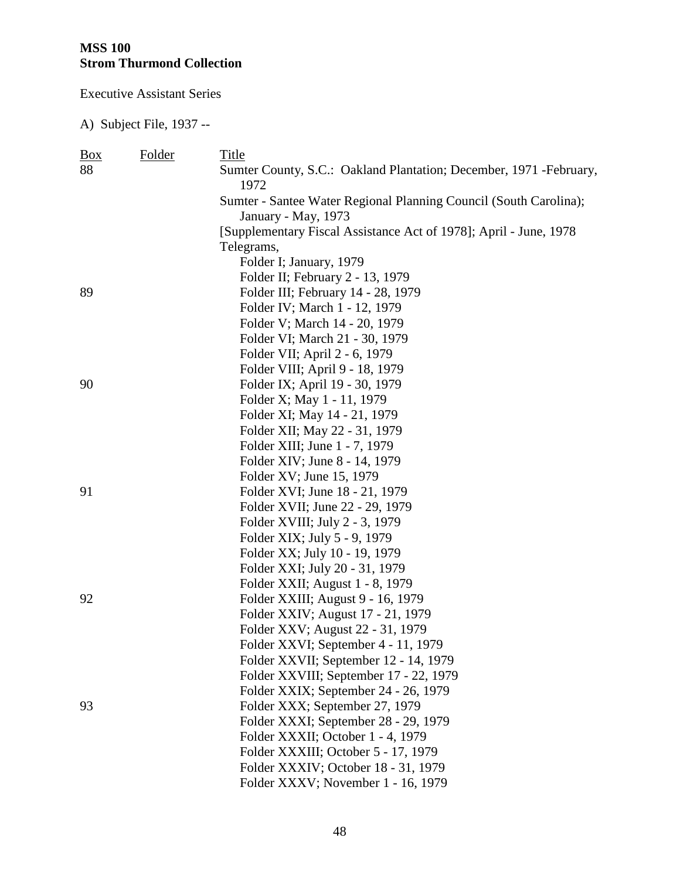**MSS 100**
**Strom Thurmond Collection**

Executive Assistant Series

A) Subject File, 1937 --

| Box | Folder | Title |
|---|---|---|
| 88 | | Sumter County, S.C.: Oakland Plantation; December, 1971 -February, 1972 |
| | | Sumter - Santee Water Regional Planning Council (South Carolina); January - May, 1973 |
| | | [Supplementary Fiscal Assistance Act of 1978]; April - June, 1978 |
| | | Telegrams, |
| | | Folder I; January, 1979 |
| | | Folder II; February 2 - 13, 1979 |
| 89 | | Folder III; February 14 - 28, 1979 |
| | | Folder IV; March 1 - 12, 1979 |
| | | Folder V; March 14 - 20, 1979 |
| | | Folder VI; March 21 - 30, 1979 |
| | | Folder VII; April 2 - 6, 1979 |
| | | Folder VIII; April 9 - 18, 1979 |
| 90 | | Folder IX; April 19 - 30, 1979 |
| | | Folder X; May 1 - 11, 1979 |
| | | Folder XI; May 14 - 21, 1979 |
| | | Folder XII; May 22 - 31, 1979 |
| | | Folder XIII; June 1 - 7, 1979 |
| | | Folder XIV; June 8 - 14, 1979 |
| | | Folder XV; June 15, 1979 |
| 91 | | Folder XVI; June 18 - 21, 1979 |
| | | Folder XVII; June 22 - 29, 1979 |
| | | Folder XVIII; July 2 - 3, 1979 |
| | | Folder XIX; July 5 - 9, 1979 |
| | | Folder XX; July 10 - 19, 1979 |
| | | Folder XXI; July 20 - 31, 1979 |
| | | Folder XXII; August 1 - 8, 1979 |
| 92 | | Folder XXIII; August 9 - 16, 1979 |
| | | Folder XXIV; August 17 - 21, 1979 |
| | | Folder XXV; August 22 - 31, 1979 |
| | | Folder XXVI; September 4 - 11, 1979 |
| | | Folder XXVII; September 12 - 14, 1979 |
| | | Folder XXVIII; September 17 - 22, 1979 |
| | | Folder XXIX; September 24 - 26, 1979 |
| 93 | | Folder XXX; September 27, 1979 |
| | | Folder XXXI; September 28 - 29, 1979 |
| | | Folder XXXII; October 1 - 4, 1979 |
| | | Folder XXXIII; October 5 - 17, 1979 |
| | | Folder XXXIV; October 18 - 31, 1979 |
| | | Folder XXXV; November 1 - 16, 1979 |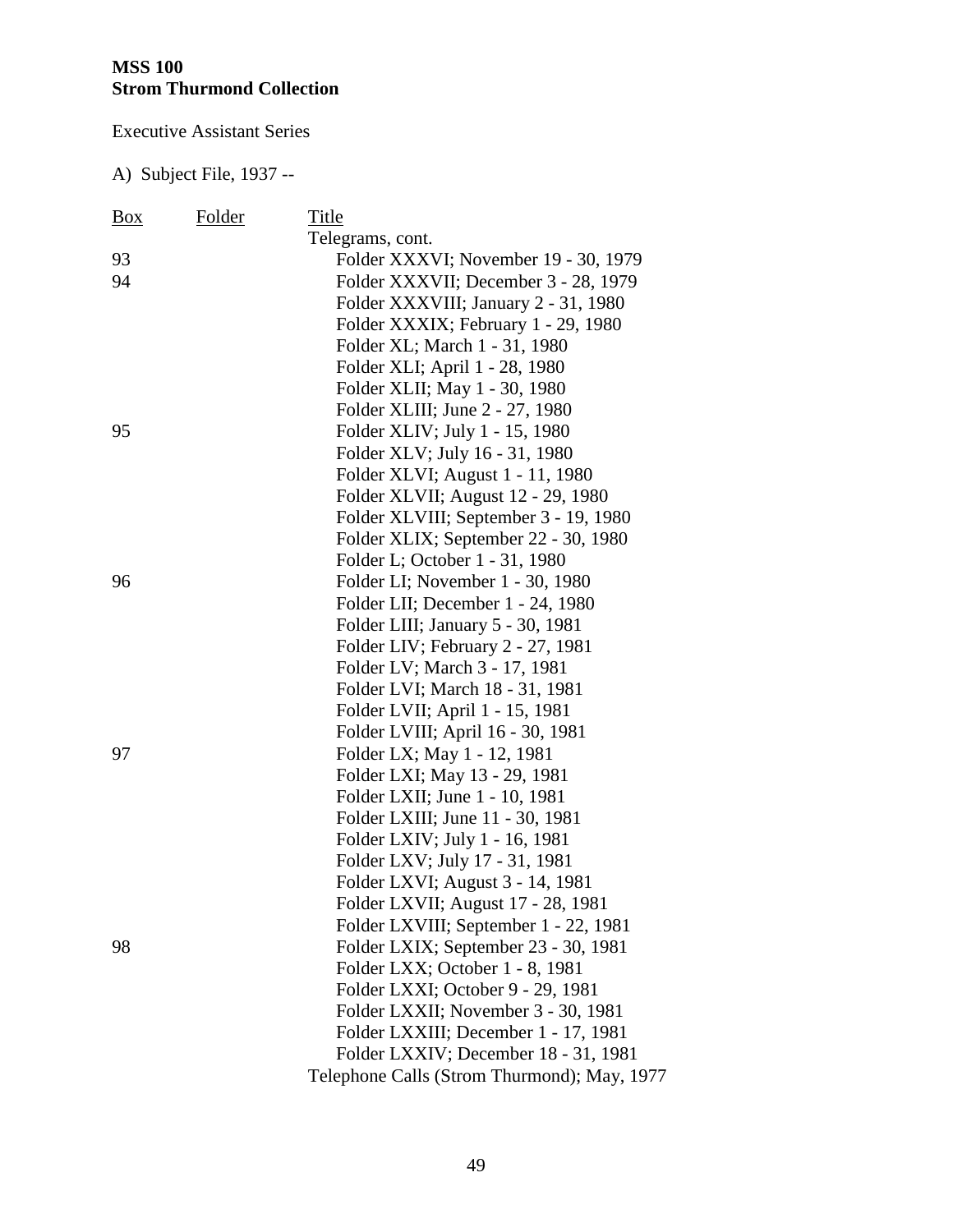**MSS 100**
**Strom Thurmond Collection**

Executive Assistant Series

A) Subject File, 1937 --

| Box | Folder | Title |
|---|---|---|
| | | Telegrams, cont. |
| 93 | | Folder XXXVI; November 19 - 30, 1979 |
| 94 | | Folder XXXVII; December 3 - 28, 1979 |
| | | Folder XXXVIII; January 2 - 31, 1980 |
| | | Folder XXXIX; February 1 - 29, 1980 |
| | | Folder XL; March 1 - 31, 1980 |
| | | Folder XLI; April 1 - 28, 1980 |
| | | Folder XLII; May 1 - 30, 1980 |
| | | Folder XLIII; June 2 - 27, 1980 |
| 95 | | Folder XLIV; July 1 - 15, 1980 |
| | | Folder XLV; July 16 - 31, 1980 |
| | | Folder XLVI; August 1 - 11, 1980 |
| | | Folder XLVII; August 12 - 29, 1980 |
| | | Folder XLVIII; September 3 - 19, 1980 |
| | | Folder XLIX; September 22 - 30, 1980 |
| | | Folder L; October 1 - 31, 1980 |
| 96 | | Folder LI; November 1 - 30, 1980 |
| | | Folder LII; December 1 - 24, 1980 |
| | | Folder LIII; January 5 - 30, 1981 |
| | | Folder LIV; February 2 - 27, 1981 |
| | | Folder LV; March 3 - 17, 1981 |
| | | Folder LVI; March 18 - 31, 1981 |
| | | Folder LVII; April 1 - 15, 1981 |
| | | Folder LVIII; April 16 - 30, 1981 |
| 97 | | Folder LX; May 1 - 12, 1981 |
| | | Folder LXI; May 13 - 29, 1981 |
| | | Folder LXII; June 1 - 10, 1981 |
| | | Folder LXIII; June 11 - 30, 1981 |
| | | Folder LXIV; July 1 - 16, 1981 |
| | | Folder LXV; July 17 - 31, 1981 |
| | | Folder LXVI; August 3 - 14, 1981 |
| | | Folder LXVII; August 17 - 28, 1981 |
| | | Folder LXVIII; September 1 - 22, 1981 |
| 98 | | Folder LXIX; September 23 - 30, 1981 |
| | | Folder LXX; October 1 - 8, 1981 |
| | | Folder LXXI; October 9 - 29, 1981 |
| | | Folder LXXII; November 3 - 30, 1981 |
| | | Folder LXXIII; December 1 - 17, 1981 |
| | | Folder LXXIV; December 18 - 31, 1981 |
| | | Telephone Calls (Strom Thurmond); May, 1977 |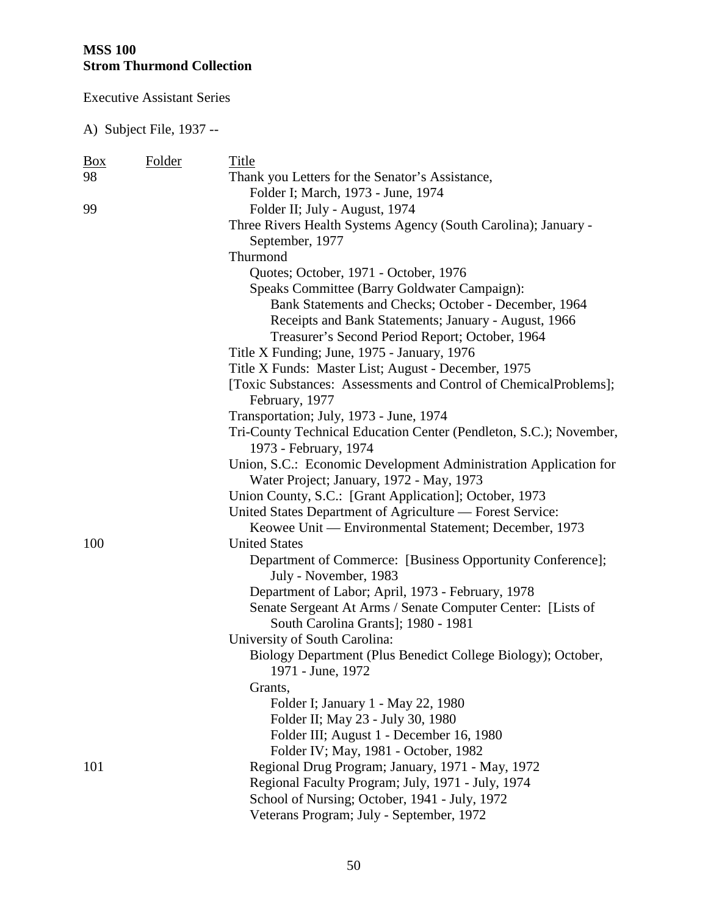**MSS 100**
**Strom Thurmond Collection**

Executive Assistant Series

A) Subject File, 1937 --

| Box | Folder | Title |
|---|---|---|
| 98 | | Thank you Letters for the Senator's Assistance, |
| | | Folder I; March, 1973 - June, 1974 |
| 99 | | Folder II; July - August, 1974 |
| | | Three Rivers Health Systems Agency (South Carolina); January - September, 1977 |
| | | Thurmond |
| | | Quotes; October, 1971 - October, 1976 |
| | | Speaks Committee (Barry Goldwater Campaign): |
| | | Bank Statements and Checks; October - December, 1964 |
| | | Receipts and Bank Statements; January - August, 1966 |
| | | Treasurer's Second Period Report; October, 1964 |
| | | Title X Funding; June, 1975 - January, 1976 |
| | | Title X Funds: Master List; August - December, 1975 |
| | | [Toxic Substances: Assessments and Control of ChemicalProblems]; February, 1977 |
| | | Transportation; July, 1973 - June, 1974 |
| | | Tri-County Technical Education Center (Pendleton, S.C.); November, 1973 - February, 1974 |
| | | Union, S.C.: Economic Development Administration Application for Water Project; January, 1972 - May, 1973 |
| | | Union County, S.C.: [Grant Application]; October, 1973 |
| | | United States Department of Agriculture — Forest Service: |
| | | Keowee Unit — Environmental Statement; December, 1973 |
| 100 | | United States |
| | | Department of Commerce: [Business Opportunity Conference]; July - November, 1983 |
| | | Department of Labor; April, 1973 - February, 1978 |
| | | Senate Sergeant At Arms / Senate Computer Center: [Lists of South Carolina Grants]; 1980 - 1981 |
| | | University of South Carolina: |
| | | Biology Department (Plus Benedict College Biology); October, 1971 - June, 1972 |
| | | Grants, |
| | | Folder I; January 1 - May 22, 1980 |
| | | Folder II; May 23 - July 30, 1980 |
| | | Folder III; August 1 - December 16, 1980 |
| | | Folder IV; May, 1981 - October, 1982 |
| 101 | | Regional Drug Program; January, 1971 - May, 1972 |
| | | Regional Faculty Program; July, 1971 - July, 1974 |
| | | School of Nursing; October, 1941 - July, 1972 |
| | | Veterans Program; July - September, 1972 |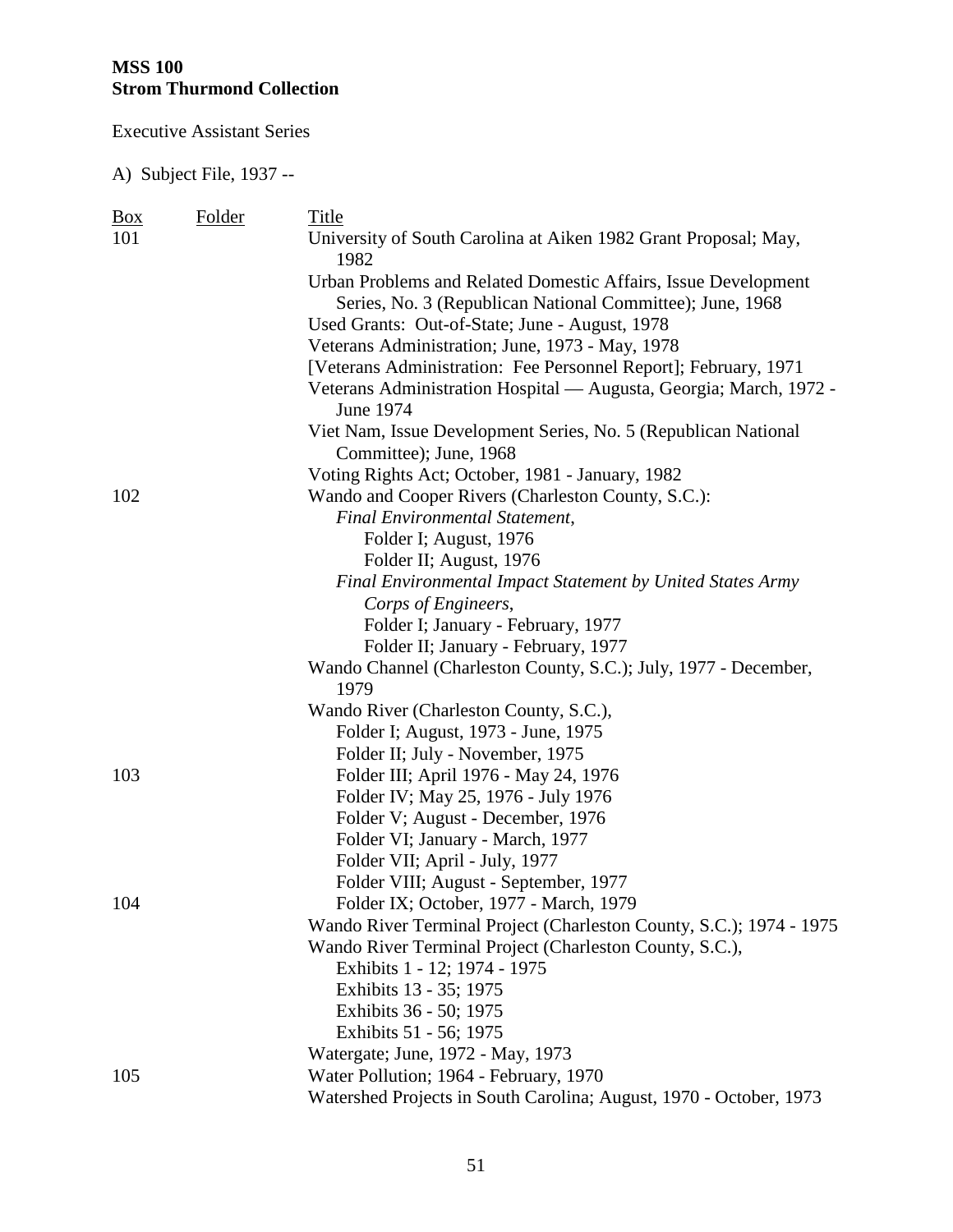**MSS 100**
**Strom Thurmond Collection**

Executive Assistant Series

A) Subject File, 1937 --

| Box | Folder | Title |
|---|---|---|
| 101 | | University of South Carolina at Aiken 1982 Grant Proposal; May, 1982 |
| | | Urban Problems and Related Domestic Affairs, Issue Development Series, No. 3 (Republican National Committee); June, 1968 |
| | | Used Grants: Out-of-State; June - August, 1978 |
| | | Veterans Administration; June, 1973 - May, 1978 |
| | | [Veterans Administration: Fee Personnel Report]; February, 1971 |
| | | Veterans Administration Hospital — Augusta, Georgia; March, 1972 - June 1974 |
| | | Viet Nam, Issue Development Series, No. 5 (Republican National Committee); June, 1968 |
| | | Voting Rights Act; October, 1981 - January, 1982 |
| 102 | | Wando and Cooper Rivers (Charleston County, S.C.): |
| | | *Final Environmental Statement*, |
| | | Folder I; August, 1976 |
| | | Folder II; August, 1976 |
| | | *Final Environmental Impact Statement by United States Army Corps of Engineers*, |
| | | Folder I; January - February, 1977 |
| | | Folder II; January - February, 1977 |
| | | Wando Channel (Charleston County, S.C.); July, 1977 - December, 1979 |
| | | Wando River (Charleston County, S.C.), |
| | | Folder I; August, 1973 - June, 1975 |
| | | Folder II; July - November, 1975 |
| 103 | | Folder III; April 1976 - May 24, 1976 |
| | | Folder IV; May 25, 1976 - July 1976 |
| | | Folder V; August - December, 1976 |
| | | Folder VI; January - March, 1977 |
| | | Folder VII; April - July, 1977 |
| | | Folder VIII; August - September, 1977 |
| 104 | | Folder IX; October, 1977 - March, 1979 |
| | | Wando River Terminal Project (Charleston County, S.C.); 1974 - 1975 |
| | | Wando River Terminal Project (Charleston County, S.C.), |
| | | Exhibits 1 - 12; 1974 - 1975 |
| | | Exhibits 13 - 35; 1975 |
| | | Exhibits 36 - 50; 1975 |
| | | Exhibits 51 - 56; 1975 |
| | | Watergate; June, 1972 - May, 1973 |
| 105 | | Water Pollution; 1964 - February, 1970 |
| | | Watershed Projects in South Carolina; August, 1970 - October, 1973 |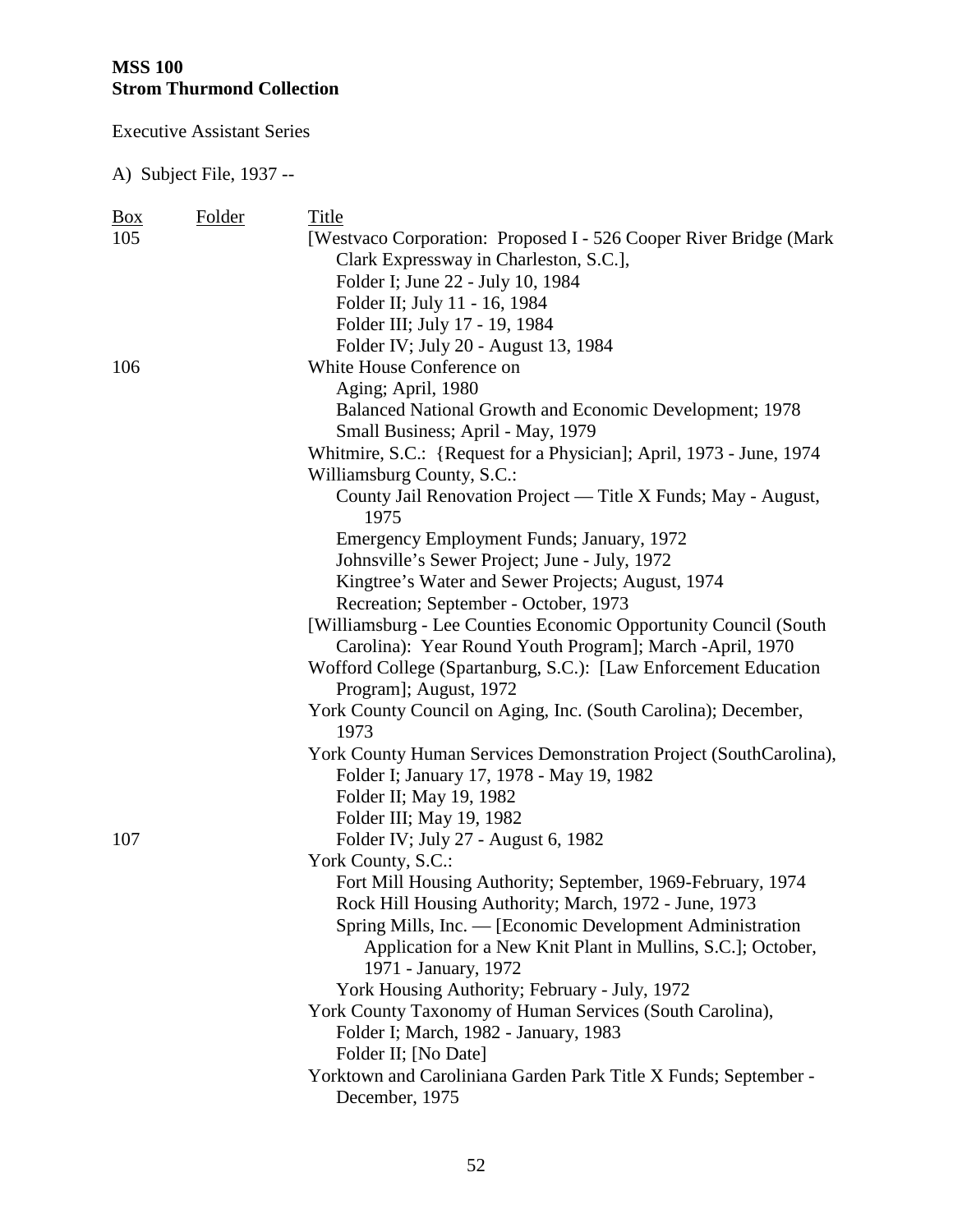**MSS 100**
**Strom Thurmond Collection**

Executive Assistant Series

A) Subject File, 1937 --

| Box | Folder | Title |
|---|---|---|
| 105 | | [Westvaco Corporation: Proposed I - 526 Cooper River Bridge (Mark Clark Expressway in Charleston, S.C.], |
| | | Folder I; June 22 - July 10, 1984 |
| | | Folder II; July 11 - 16, 1984 |
| | | Folder III; July 17 - 19, 1984 |
| | | Folder IV; July 20 - August 13, 1984 |
| 106 | | White House Conference on |
| | | Aging; April, 1980 |
| | | Balanced National Growth and Economic Development; 1978 |
| | | Small Business; April - May, 1979 |
| | | Whitmire, S.C.: {Request for a Physician]; April, 1973 - June, 1974 |
| | | Williamsburg County, S.C.: |
| | | County Jail Renovation Project — Title X Funds; May - August, 1975 |
| | | Emergency Employment Funds; January, 1972 |
| | | Johnsville's Sewer Project; June - July, 1972 |
| | | Kingtree's Water and Sewer Projects; August, 1974 |
| | | Recreation; September - October, 1973 |
| | | [Williamsburg - Lee Counties Economic Opportunity Council (South Carolina): Year Round Youth Program]; March -April, 1970 |
| | | Wofford College (Spartanburg, S.C.): [Law Enforcement Education Program]; August, 1972 |
| | | York County Council on Aging, Inc. (South Carolina); December, 1973 |
| | | York County Human Services Demonstration Project (SouthCarolina), |
| | | Folder I; January 17, 1978 - May 19, 1982 |
| | | Folder II; May 19, 1982 |
| | | Folder III; May 19, 1982 |
| 107 | | Folder IV; July 27 - August 6, 1982 |
| | | York County, S.C.: |
| | | Fort Mill Housing Authority; September, 1969-February, 1974 |
| | | Rock Hill Housing Authority; March, 1972 - June, 1973 |
| | | Spring Mills, Inc. — [Economic Development Administration Application for a New Knit Plant in Mullins, S.C.]; October, 1971 - January, 1972 |
| | | York Housing Authority; February - July, 1972 |
| | | York County Taxonomy of Human Services (South Carolina), |
| | | Folder I; March, 1982 - January, 1983 |
| | | Folder II; [No Date] |
| | | Yorktown and Caroliniana Garden Park Title X Funds; September - December, 1975 |